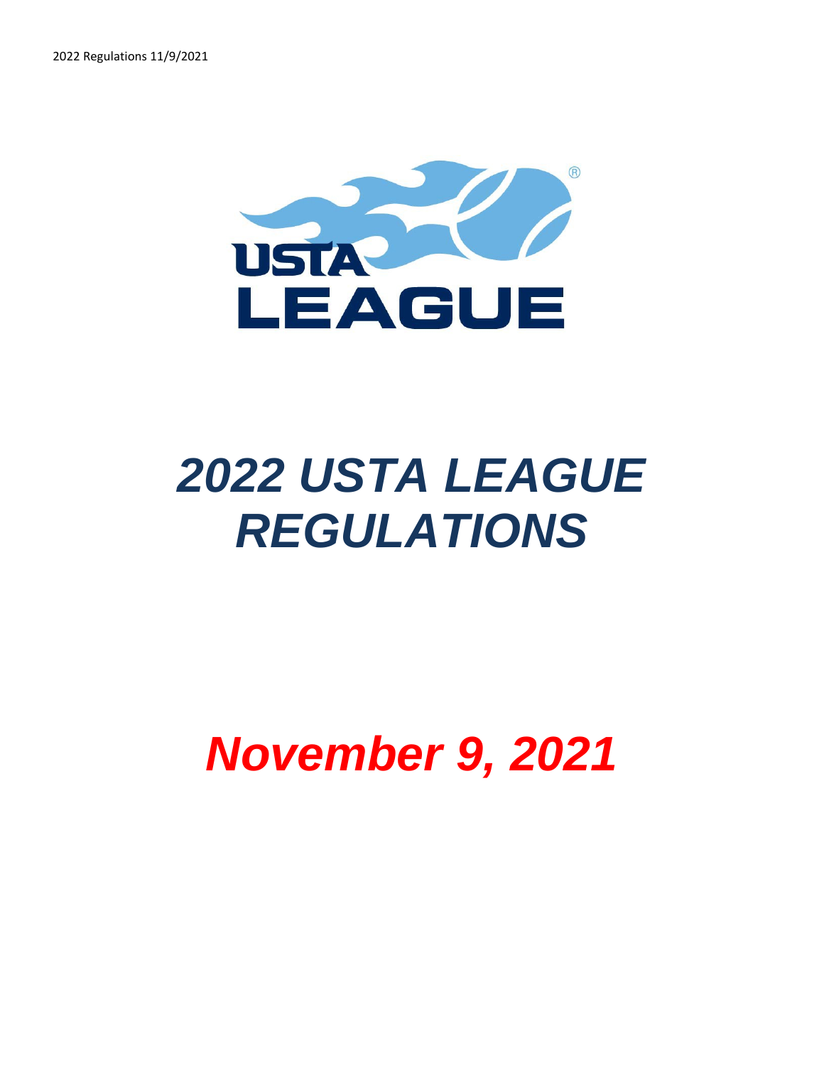# 2022 USTA LEAGUE REGULATIONS

***November 9, 2021***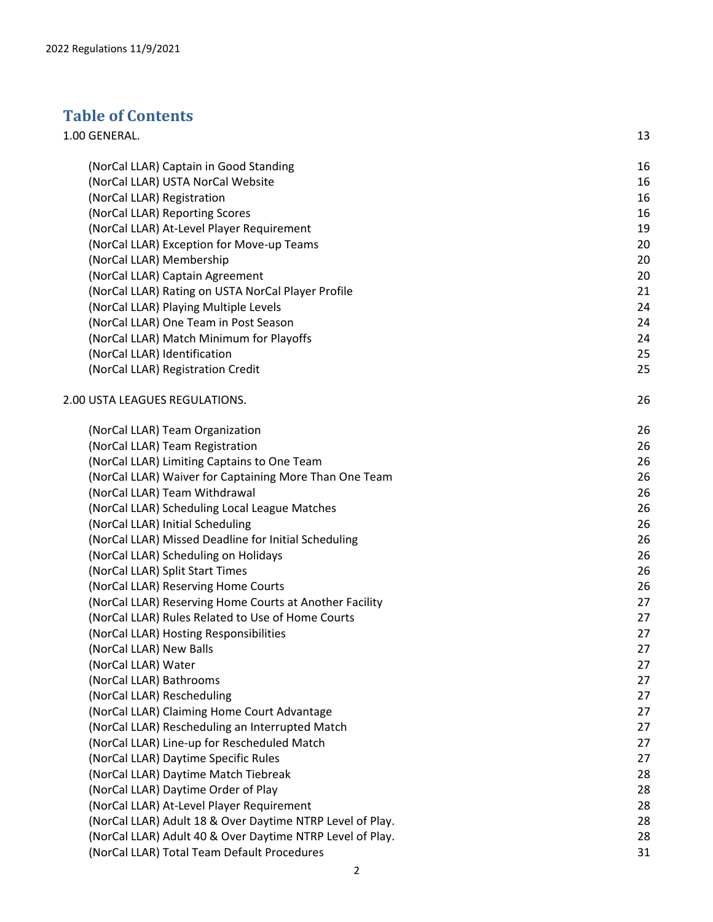## Table of Contents

1.00 GENERAL. 13

- (NorCal LLAR) Captain in Good Standing 16
- (NorCal LLAR) USTA NorCal Website 16
- (NorCal LLAR) Registration 16
- (NorCal LLAR) Reporting Scores 16
- (NorCal LLAR) At-Level Player Requirement 19
- (NorCal LLAR) Exception for Move-up Teams 20
- (NorCal LLAR) Membership 20
- (NorCal LLAR) Captain Agreement 20
- (NorCal LLAR) Rating on USTA NorCal Player Profile 21
- (NorCal LLAR) Playing Multiple Levels 24
- (NorCal LLAR) One Team in Post Season 24
- (NorCal LLAR) Match Minimum for Playoffs 24
- (NorCal LLAR) Identification 25
- (NorCal LLAR) Registration Credit 25

2.00 USTA LEAGUES REGULATIONS. 26

- (NorCal LLAR) Team Organization 26
- (NorCal LLAR) Team Registration 26
- (NorCal LLAR) Limiting Captains to One Team 26
- (NorCal LLAR) Waiver for Captaining More Than One Team 26
- (NorCal LLAR) Team Withdrawal 26
- (NorCal LLAR) Scheduling Local League Matches 26
- (NorCal LLAR) Initial Scheduling 26
- (NorCal LLAR) Missed Deadline for Initial Scheduling 26
- (NorCal LLAR) Scheduling on Holidays 26
- (NorCal LLAR) Split Start Times 26
- (NorCal LLAR) Reserving Home Courts 26
- (NorCal LLAR) Reserving Home Courts at Another Facility 27
- (NorCal LLAR) Rules Related to Use of Home Courts 27
- (NorCal LLAR) Hosting Responsibilities 27
- (NorCal LLAR) New Balls 27
- (NorCal LLAR) Water 27
- (NorCal LLAR) Bathrooms 27
- (NorCal LLAR) Rescheduling 27
- (NorCal LLAR) Claiming Home Court Advantage 27
- (NorCal LLAR) Rescheduling an Interrupted Match 27
- (NorCal LLAR) Line-up for Rescheduled Match 27
- (NorCal LLAR) Daytime Specific Rules 27
- (NorCal LLAR) Daytime Match Tiebreak 28
- (NorCal LLAR) Daytime Order of Play 28
- (NorCal LLAR) At-Level Player Requirement 28
- (NorCal LLAR) Adult 18 & Over Daytime NTRP Level of Play. 28
- (NorCal LLAR) Adult 40 & Over Daytime NTRP Level of Play. 28
- (NorCal LLAR) Total Team Default Procedures 31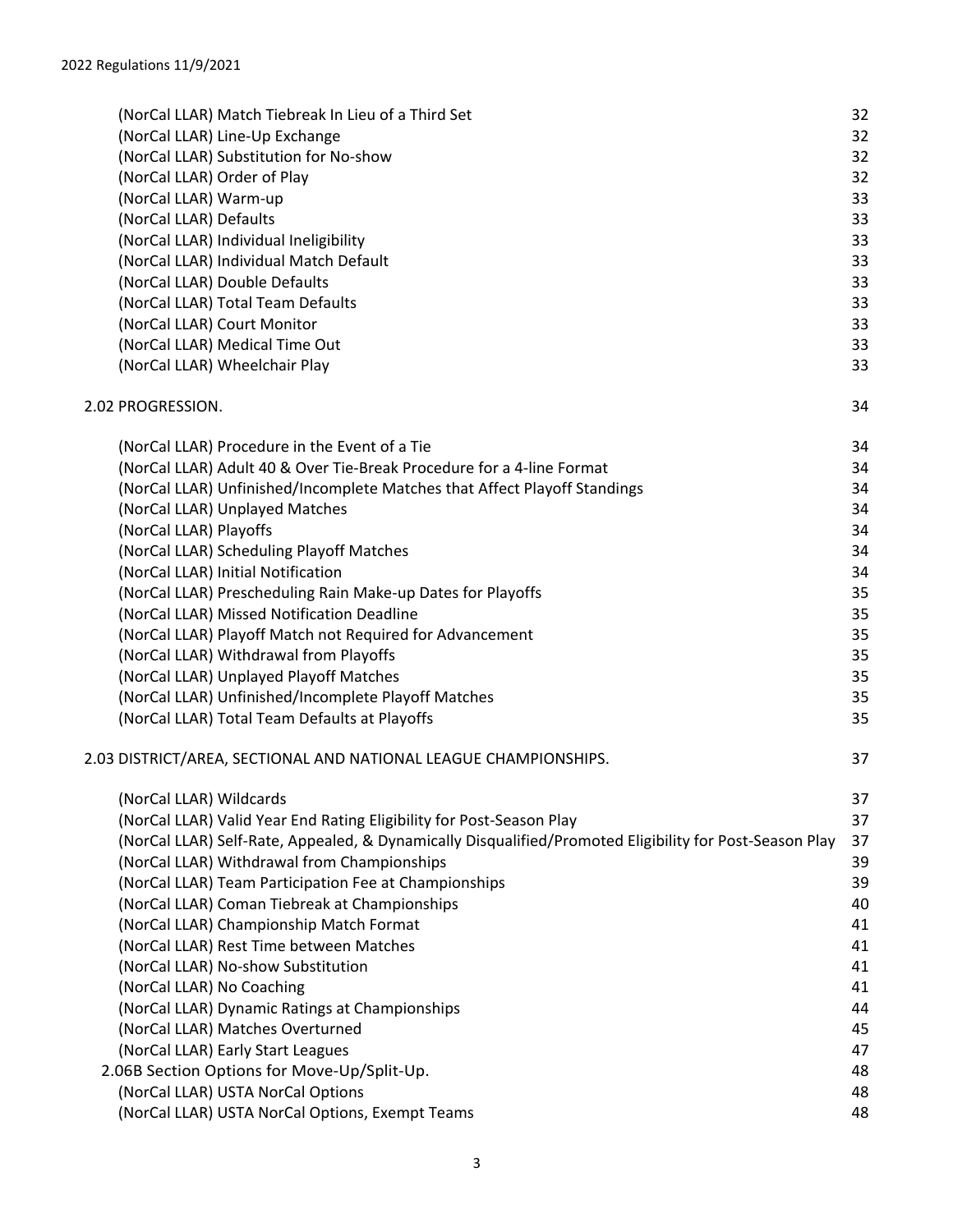| | |
|---|---|
| (NorCal LLAR) Match Tiebreak In Lieu of a Third Set | 32 |
| (NorCal LLAR) Line-Up Exchange | 32 |
| (NorCal LLAR) Substitution for No-show | 32 |
| (NorCal LLAR) Order of Play | 32 |
| (NorCal LLAR) Warm-up | 33 |
| (NorCal LLAR) Defaults | 33 |
| (NorCal LLAR) Individual Ineligibility | 33 |
| (NorCal LLAR) Individual Match Default | 33 |
| (NorCal LLAR) Double Defaults | 33 |
| (NorCal LLAR) Total Team Defaults | 33 |
| (NorCal LLAR) Court Monitor | 33 |
| (NorCal LLAR) Medical Time Out | 33 |
| (NorCal LLAR) Wheelchair Play | 33 |
| 2.02 PROGRESSION. | 34 |
| (NorCal LLAR) Procedure in the Event of a Tie | 34 |
| (NorCal LLAR) Adult 40 & Over Tie-Break Procedure for a 4-line Format | 34 |
| (NorCal LLAR) Unfinished/Incomplete Matches that Affect Playoff Standings | 34 |
| (NorCal LLAR) Unplayed Matches | 34 |
| (NorCal LLAR) Playoffs | 34 |
| (NorCal LLAR) Scheduling Playoff Matches | 34 |
| (NorCal LLAR) Initial Notification | 34 |
| (NorCal LLAR) Prescheduling Rain Make-up Dates for Playoffs | 35 |
| (NorCal LLAR) Missed Notification Deadline | 35 |
| (NorCal LLAR) Playoff Match not Required for Advancement | 35 |
| (NorCal LLAR) Withdrawal from Playoffs | 35 |
| (NorCal LLAR) Unplayed Playoff Matches | 35 |
| (NorCal LLAR) Unfinished/Incomplete Playoff Matches | 35 |
| (NorCal LLAR) Total Team Defaults at Playoffs | 35 |
| 2.03 DISTRICT/AREA, SECTIONAL AND NATIONAL LEAGUE CHAMPIONSHIPS. | 37 |
| (NorCal LLAR) Wildcards | 37 |
| (NorCal LLAR) Valid Year End Rating Eligibility for Post-Season Play | 37 |
| (NorCal LLAR) Self-Rate, Appealed, & Dynamically Disqualified/Promoted Eligibility for Post-Season Play | 37 |
| (NorCal LLAR) Withdrawal from Championships | 39 |
| (NorCal LLAR) Team Participation Fee at Championships | 39 |
| (NorCal LLAR) Coman Tiebreak at Championships | 40 |
| (NorCal LLAR) Championship Match Format | 41 |
| (NorCal LLAR) Rest Time between Matches | 41 |
| (NorCal LLAR) No-show Substitution | 41 |
| (NorCal LLAR) No Coaching | 41 |
| (NorCal LLAR) Dynamic Ratings at Championships | 44 |
| (NorCal LLAR) Matches Overturned | 45 |
| (NorCal LLAR) Early Start Leagues | 47 |
| 2.06B Section Options for Move-Up/Split-Up. | 48 |
| (NorCal LLAR) USTA NorCal Options | 48 |
| (NorCal LLAR) USTA NorCal Options, Exempt Teams | 48 |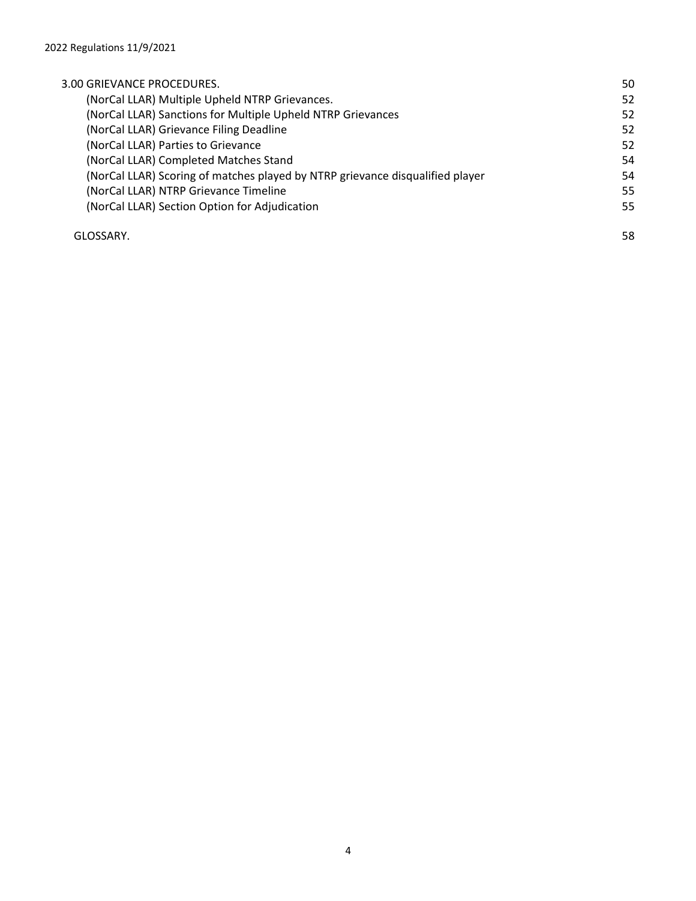| | |
|---|---|
| 3.00 GRIEVANCE PROCEDURES. | 50 |
| (NorCal LLAR) Multiple Upheld NTRP Grievances. | 52 |
| (NorCal LLAR) Sanctions for Multiple Upheld NTRP Grievances | 52 |
| (NorCal LLAR) Grievance Filing Deadline | 52 |
| (NorCal LLAR) Parties to Grievance | 52 |
| (NorCal LLAR) Completed Matches Stand | 54 |
| (NorCal LLAR) Scoring of matches played by NTRP grievance disqualified player | 54 |
| (NorCal LLAR) NTRP Grievance Timeline | 55 |
| (NorCal LLAR) Section Option for Adjudication | 55 |
| GLOSSARY. | 58 |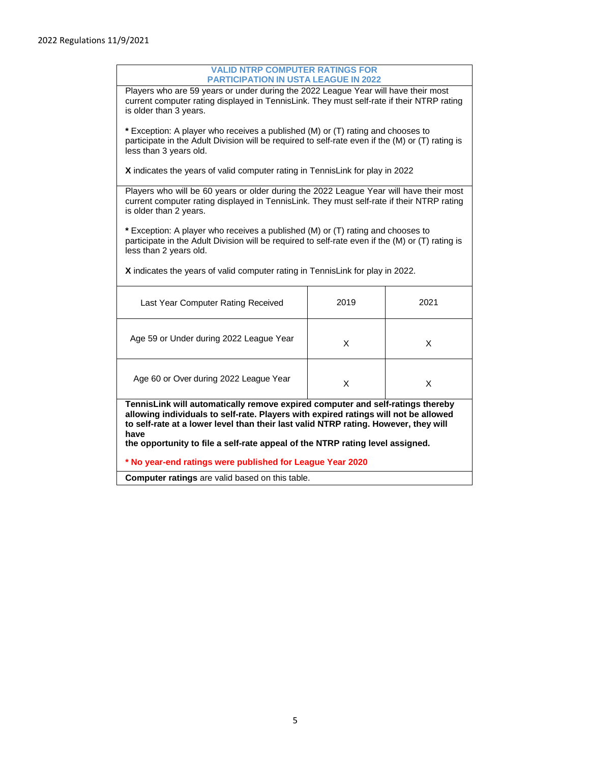## VALID NTRP COMPUTER RATINGS FOR PARTICIPATION IN USTA LEAGUE IN 2022

Players who are 59 years or under during the 2022 League Year will have their most current computer rating displayed in TennisLink. They must self-rate if their NTRP rating is older than 3 years.

**\*** Exception: A player who receives a published (M) or (T) rating and chooses to participate in the Adult Division will be required to self-rate even if the (M) or (T) rating is less than 3 years old.

**X** indicates the years of valid computer rating in TennisLink for play in 2022

Players who will be 60 years or older during the 2022 League Year will have their most current computer rating displayed in TennisLink. They must self-rate if their NTRP rating is older than 2 years.

**\*** Exception: A player who receives a published (M) or (T) rating and chooses to participate in the Adult Division will be required to self-rate even if the (M) or (T) rating is less than 2 years old.

**X** indicates the years of valid computer rating in TennisLink for play in 2022.

| Last Year Computer Rating Received | 2019 | 2021 |
|---|---|---|
| Age 59 or Under during 2022 League Year | X | X |
| Age 60 or Over during 2022 League Year | X | X |

**TennisLink will automatically remove expired computer and self-ratings thereby allowing individuals to self-rate. Players with expired ratings will not be allowed to self-rate at a lower level than their last valid NTRP rating. However, they will have the opportunity to file a self-rate appeal of the NTRP rating level assigned.**

**\* No year-end ratings were published for League Year 2020**

**Computer ratings** are valid based on this table.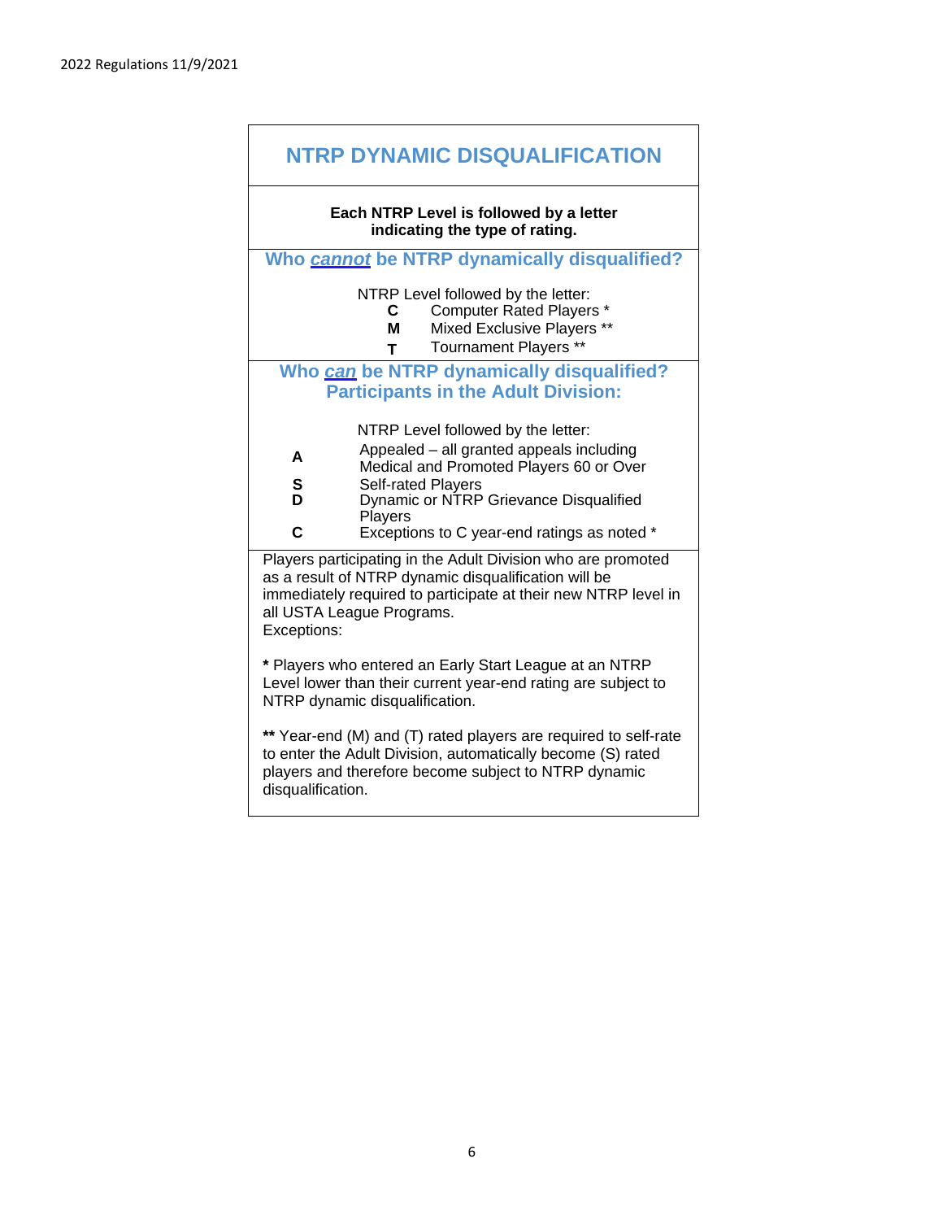## NTRP DYNAMIC DISQUALIFICATION

**Each NTRP Level is followed by a letter indicating the type of rating.**

### Who *cannot* be NTRP dynamically disqualified?

NTRP Level followed by the letter:

- **C** Computer Rated Players *
- **M** Mixed Exclusive Players **
- **T** Tournament Players **

### Who *can* be NTRP dynamically disqualified? Participants in the Adult Division:

NTRP Level followed by the letter:

- **A** Appealed – all granted appeals including Medical and Promoted Players 60 or Over
- **S** Self-rated Players
- **D** Dynamic or NTRP Grievance Disqualified Players
- **C** Exceptions to C year-end ratings as noted *

Players participating in the Adult Division who are promoted as a result of NTRP dynamic disqualification will be immediately required to participate at their new NTRP level in all USTA League Programs.

Exceptions:

**\*** Players who entered an Early Start League at an NTRP Level lower than their current year-end rating are subject to NTRP dynamic disqualification.

**\*\*** Year-end (M) and (T) rated players are required to self-rate to enter the Adult Division, automatically become (S) rated players and therefore become subject to NTRP dynamic disqualification.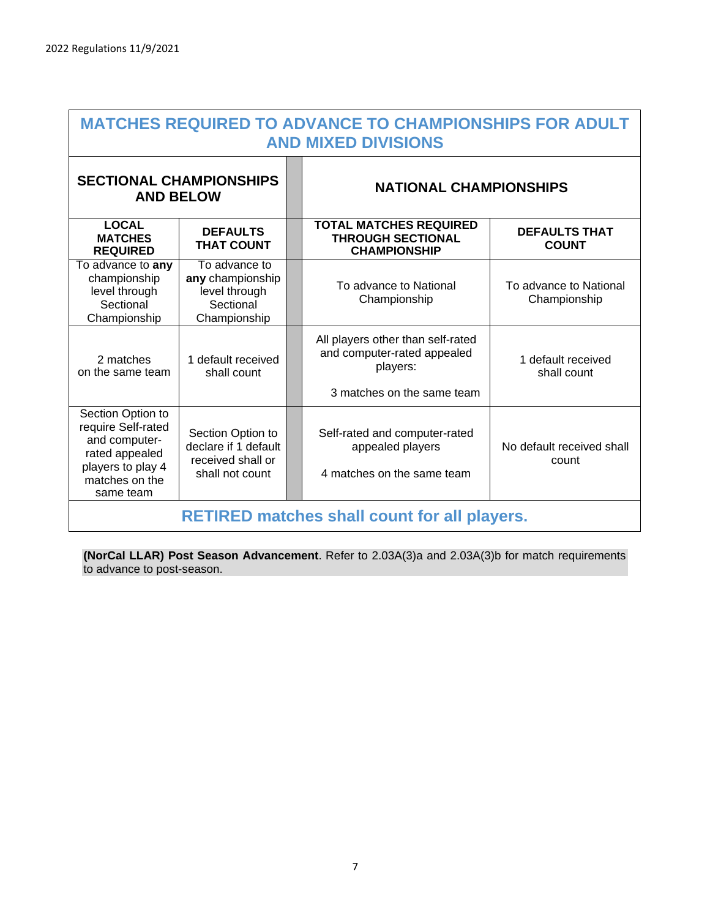## MATCHES REQUIRED TO ADVANCE TO CHAMPIONSHIPS FOR ADULT AND MIXED DIVISIONS

| SECTIONAL CHAMPIONSHIPS AND BELOW | | NATIONAL CHAMPIONSHIPS | |
|---|---|---|---|
| **LOCAL MATCHES REQUIRED** | **DEFAULTS THAT COUNT** | **TOTAL MATCHES REQUIRED THROUGH SECTIONAL CHAMPIONSHIP** | **DEFAULTS THAT COUNT** |
| To advance to **any** championship level through Sectional Championship | To advance to **any** championship level through Sectional Championship | To advance to National Championship | To advance to National Championship |
| 2 matches on the same team | 1 default received shall count | All players other than self-rated and computer-rated appealed players: 3 matches on the same team | 1 default received shall count |
| Section Option to require Self-rated and computer-rated appealed players to play 4 matches on the same team | Section Option to declare if 1 default received shall or shall not count | Self-rated and computer-rated appealed players 4 matches on the same team | No default received shall count |
| **RETIRED matches shall count for all players.** | | | |

**(NorCal LLAR) Post Season Advancement**. Refer to 2.03A(3)a and 2.03A(3)b for match requirements to advance to post-season.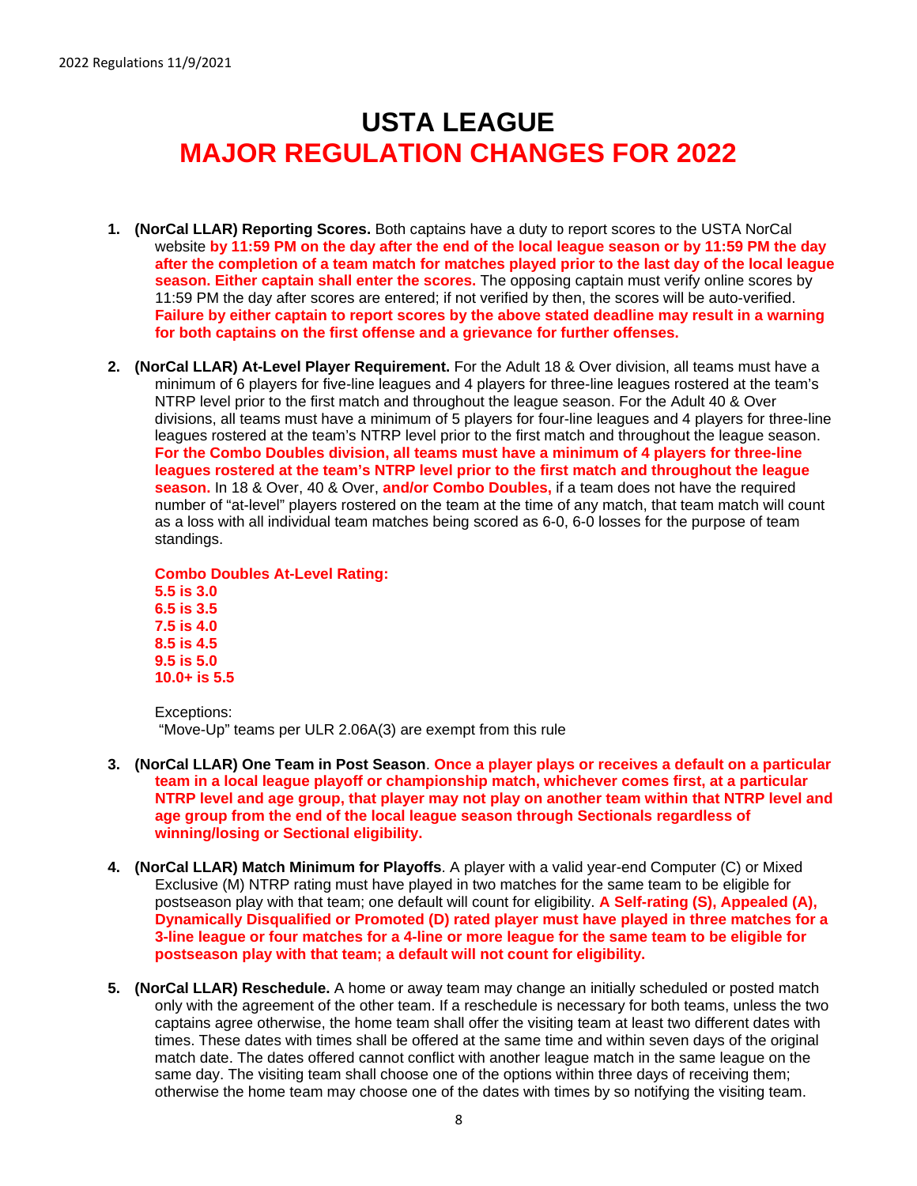# USTA LEAGUE
# MAJOR REGULATION CHANGES FOR 2022

1. **(NorCal LLAR) Reporting Scores.** Both captains have a duty to report scores to the USTA NorCal website **by 11:59 PM on the day after the end of the local league season or by 11:59 PM the day after the completion of a team match for matches played prior to the last day of the local league season. Either captain shall enter the scores.** The opposing captain must verify online scores by 11:59 PM the day after scores are entered; if not verified by then, the scores will be auto-verified. **Failure by either captain to report scores by the above stated deadline may result in a warning for both captains on the first offense and a grievance for further offenses.**

2. **(NorCal LLAR) At-Level Player Requirement.** For the Adult 18 & Over division, all teams must have a minimum of 6 players for five-line leagues and 4 players for three-line leagues rostered at the team's NTRP level prior to the first match and throughout the league season. For the Adult 40 & Over divisions, all teams must have a minimum of 5 players for four-line leagues and 4 players for three-line leagues rostered at the team's NTRP level prior to the first match and throughout the league season. **For the Combo Doubles division, all teams must have a minimum of 4 players for three-line leagues rostered at the team's NTRP level prior to the first match and throughout the league season.** In 18 & Over, 40 & Over, **and/or Combo Doubles,** if a team does not have the required number of "at-level" players rostered on the team at the time of any match, that team match will count as a loss with all individual team matches being scored as 6-0, 6-0 losses for the purpose of team standings.

   **Combo Doubles At-Level Rating:**
   **5.5 is 3.0**
   **6.5 is 3.5**
   **7.5 is 4.0**
   **8.5 is 4.5**
   **9.5 is 5.0**
   **10.0+ is 5.5**

   Exceptions:
   "Move-Up" teams per ULR 2.06A(3) are exempt from this rule

3. **(NorCal LLAR) One Team in Post Season**. **Once a player plays or receives a default on a particular team in a local league playoff or championship match, whichever comes first, at a particular NTRP level and age group, that player may not play on another team within that NTRP level and age group from the end of the local league season through Sectionals regardless of winning/losing or Sectional eligibility.**

4. **(NorCal LLAR) Match Minimum for Playoffs**. A player with a valid year-end Computer (C) or Mixed Exclusive (M) NTRP rating must have played in two matches for the same team to be eligible for postseason play with that team; one default will count for eligibility. **A Self-rating (S), Appealed (A), Dynamically Disqualified or Promoted (D) rated player must have played in three matches for a 3-line league or four matches for a 4-line or more league for the same team to be eligible for postseason play with that team; a default will not count for eligibility.**

5. **(NorCal LLAR) Reschedule.** A home or away team may change an initially scheduled or posted match only with the agreement of the other team. If a reschedule is necessary for both teams, unless the two captains agree otherwise, the home team shall offer the visiting team at least two different dates with times. These dates with times shall be offered at the same time and within seven days of the original match date. The dates offered cannot conflict with another league match in the same league on the same day. The visiting team shall choose one of the options within three days of receiving them; otherwise the home team may choose one of the dates with times by so notifying the visiting team.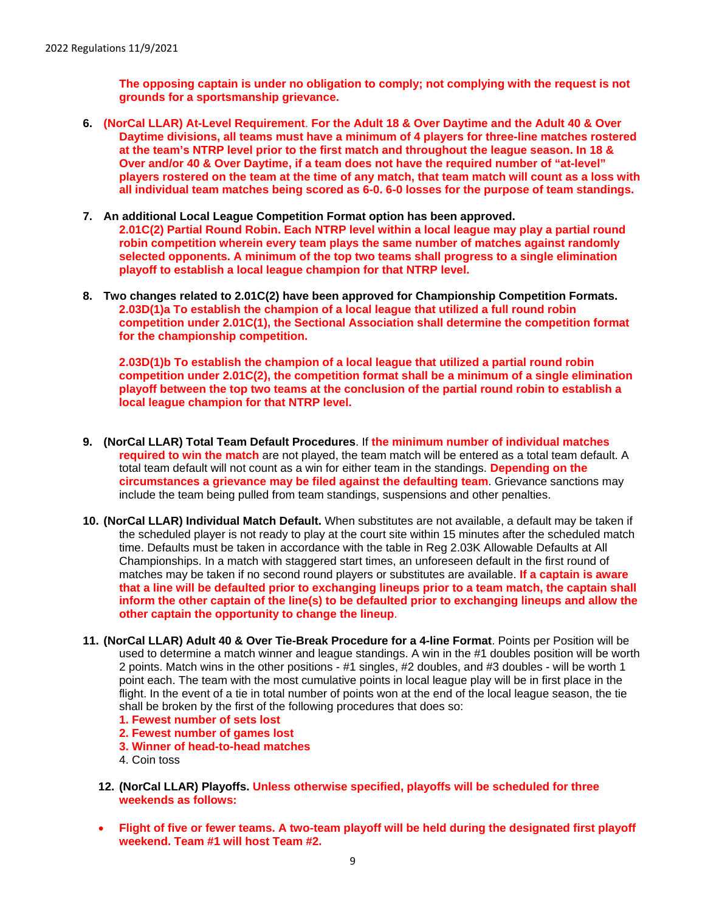**The opposing captain is under no obligation to comply; not complying with the request is not grounds for a sportsmanship grievance.**

6. **(NorCal LLAR) At-Level Requirement**. **For the Adult 18 & Over Daytime and the Adult 40 & Over Daytime divisions, all teams must have a minimum of 4 players for three-line matches rostered at the team's NTRP level prior to the first match and throughout the league season. In 18 & Over and/or 40 & Over Daytime, if a team does not have the required number of "at-level" players rostered on the team at the time of any match, that team match will count as a loss with all individual team matches being scored as 6-0. 6-0 losses for the purpose of team standings.**

7. **An additional Local League Competition Format option has been approved.**
   **2.01C(2) Partial Round Robin. Each NTRP level within a local league may play a partial round robin competition wherein every team plays the same number of matches against randomly selected opponents. A minimum of the top two teams shall progress to a single elimination playoff to establish a local league champion for that NTRP level.**

8. **Two changes related to 2.01C(2) have been approved for Championship Competition Formats.**
   **2.03D(1)a To establish the champion of a local league that utilized a full round robin competition under 2.01C(1), the Sectional Association shall determine the competition format for the championship competition.**

   **2.03D(1)b To establish the champion of a local league that utilized a partial round robin competition under 2.01C(2), the competition format shall be a minimum of a single elimination playoff between the top two teams at the conclusion of the partial round robin to establish a local league champion for that NTRP level.**

9. **(NorCal LLAR) Total Team Default Procedures**. If **the minimum number of individual matches required to win the match** are not played, the team match will be entered as a total team default. A total team default will not count as a win for either team in the standings. **Depending on the circumstances a grievance may be filed against the defaulting team**. Grievance sanctions may include the team being pulled from team standings, suspensions and other penalties.

10. **(NorCal LLAR) Individual Match Default.** When substitutes are not available, a default may be taken if the scheduled player is not ready to play at the court site within 15 minutes after the scheduled match time. Defaults must be taken in accordance with the table in Reg 2.03K Allowable Defaults at All Championships. In a match with staggered start times, an unforeseen default in the first round of matches may be taken if no second round players or substitutes are available. **If a captain is aware that a line will be defaulted prior to exchanging lineups prior to a team match, the captain shall inform the other captain of the line(s) to be defaulted prior to exchanging lineups and allow the other captain the opportunity to change the lineup**.

11. **(NorCal LLAR) Adult 40 & Over Tie-Break Procedure for a 4-line Format**. Points per Position will be used to determine a match winner and league standings. A win in the #1 doubles position will be worth 2 points. Match wins in the other positions - #1 singles, #2 doubles, and #3 doubles - will be worth 1 point each. The team with the most cumulative points in local league play will be in first place in the flight. In the event of a tie in total number of points won at the end of the local league season, the tie shall be broken by the first of the following procedures that does so:
    **1. Fewest number of sets lost**
    **2. Fewest number of games lost**
    **3. Winner of head-to-head matches**
    4. Coin toss

12. **(NorCal LLAR) Playoffs. Unless otherwise specified, playoffs will be scheduled for three weekends as follows:**

- **Flight of five or fewer teams. A two-team playoff will be held during the designated first playoff weekend. Team #1 will host Team #2.**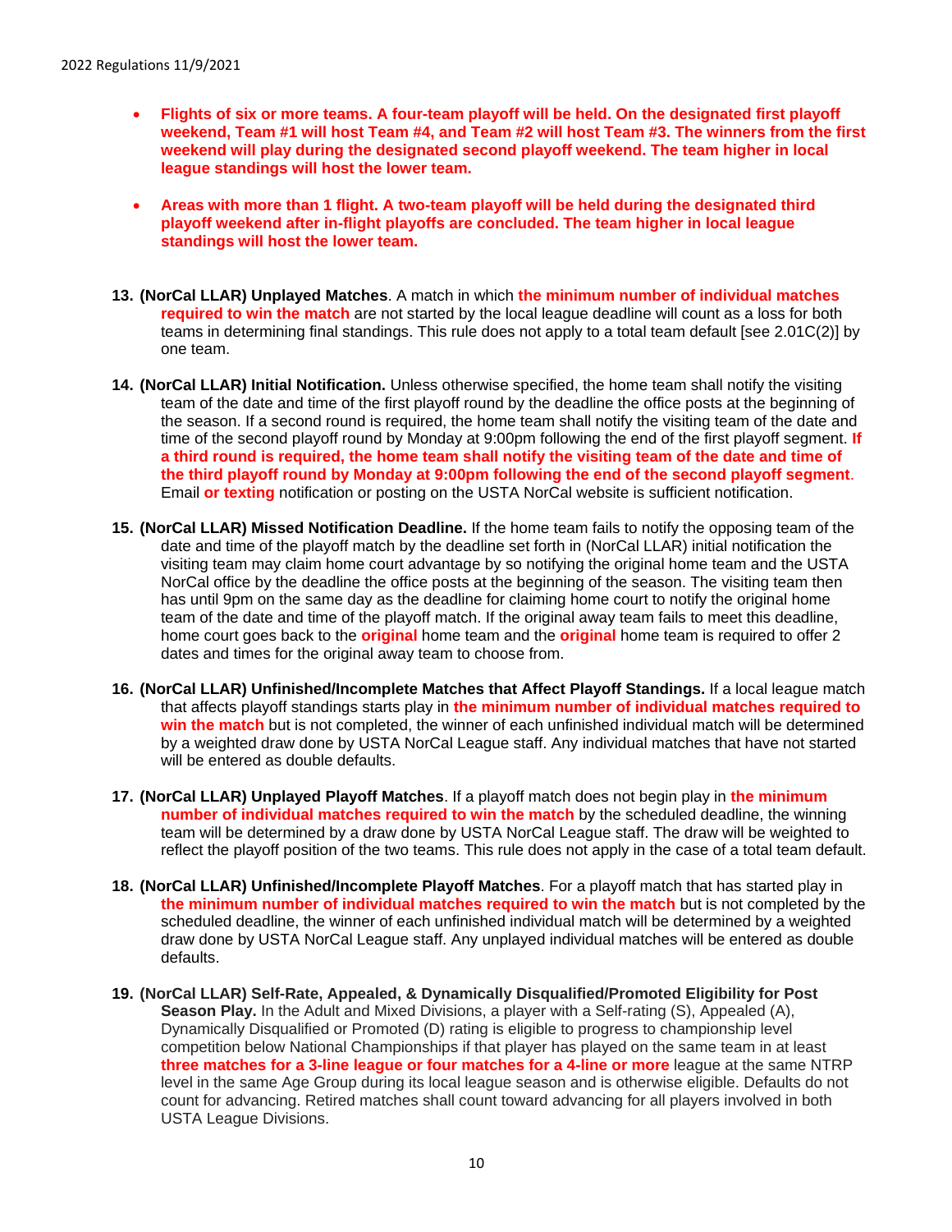- **Flights of six or more teams. A four-team playoff will be held. On the designated first playoff weekend, Team #1 will host Team #4, and Team #2 will host Team #3. The winners from the first weekend will play during the designated second playoff weekend. The team higher in local league standings will host the lower team.**

- **Areas with more than 1 flight. A two-team playoff will be held during the designated third playoff weekend after in-flight playoffs are concluded. The team higher in local league standings will host the lower team.**

13. **(NorCal LLAR) Unplayed Matches**. A match in which **the minimum number of individual matches required to win the match** are not started by the local league deadline will count as a loss for both teams in determining final standings. This rule does not apply to a total team default [see 2.01C(2)] by one team.

14. **(NorCal LLAR) Initial Notification.** Unless otherwise specified, the home team shall notify the visiting team of the date and time of the first playoff round by the deadline the office posts at the beginning of the season. If a second round is required, the home team shall notify the visiting team of the date and time of the second playoff round by Monday at 9:00pm following the end of the first playoff segment. **If a third round is required, the home team shall notify the visiting team of the date and time of the third playoff round by Monday at 9:00pm following the end of the second playoff segment**. Email **or texting** notification or posting on the USTA NorCal website is sufficient notification.

15. **(NorCal LLAR) Missed Notification Deadline.** If the home team fails to notify the opposing team of the date and time of the playoff match by the deadline set forth in (NorCal LLAR) initial notification the visiting team may claim home court advantage by so notifying the original home team and the USTA NorCal office by the deadline the office posts at the beginning of the season. The visiting team then has until 9pm on the same day as the deadline for claiming home court to notify the original home team of the date and time of the playoff match. If the original away team fails to meet this deadline, home court goes back to the **original** home team and the **original** home team is required to offer 2 dates and times for the original away team to choose from.

16. **(NorCal LLAR) Unfinished/Incomplete Matches that Affect Playoff Standings.** If a local league match that affects playoff standings starts play in **the minimum number of individual matches required to win the match** but is not completed, the winner of each unfinished individual match will be determined by a weighted draw done by USTA NorCal League staff. Any individual matches that have not started will be entered as double defaults.

17. **(NorCal LLAR) Unplayed Playoff Matches**. If a playoff match does not begin play in **the minimum number of individual matches required to win the match** by the scheduled deadline, the winning team will be determined by a draw done by USTA NorCal League staff. The draw will be weighted to reflect the playoff position of the two teams. This rule does not apply in the case of a total team default.

18. **(NorCal LLAR) Unfinished/Incomplete Playoff Matches**. For a playoff match that has started play in **the minimum number of individual matches required to win the match** but is not completed by the scheduled deadline, the winner of each unfinished individual match will be determined by a weighted draw done by USTA NorCal League staff. Any unplayed individual matches will be entered as double defaults.

19. **(NorCal LLAR) Self-Rate, Appealed, & Dynamically Disqualified/Promoted Eligibility for Post Season Play.** In the Adult and Mixed Divisions, a player with a Self-rating (S), Appealed (A), Dynamically Disqualified or Promoted (D) rating is eligible to progress to championship level competition below National Championships if that player has played on the same team in at least **three matches for a 3-line league or four matches for a 4-line or more** league at the same NTRP level in the same Age Group during its local league season and is otherwise eligible. Defaults do not count for advancing. Retired matches shall count toward advancing for all players involved in both USTA League Divisions.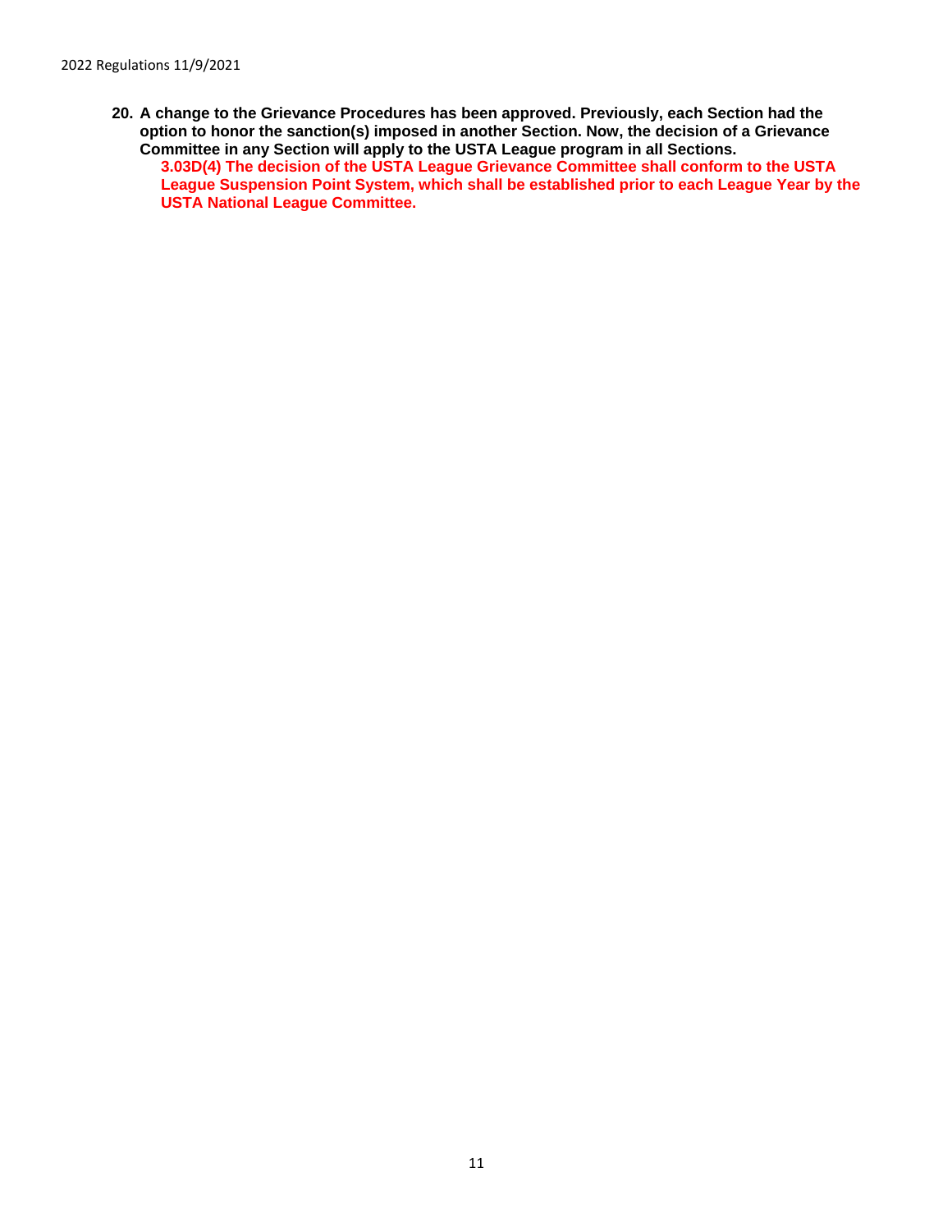20. **A change to the Grievance Procedures has been approved. Previously, each Section had the option to honor the sanction(s) imposed in another Section. Now, the decision of a Grievance Committee in any Section will apply to the USTA League program in all Sections.**

    **3.03D(4) The decision of the USTA League Grievance Committee shall conform to the USTA League Suspension Point System, which shall be established prior to each League Year by the USTA National League Committee.**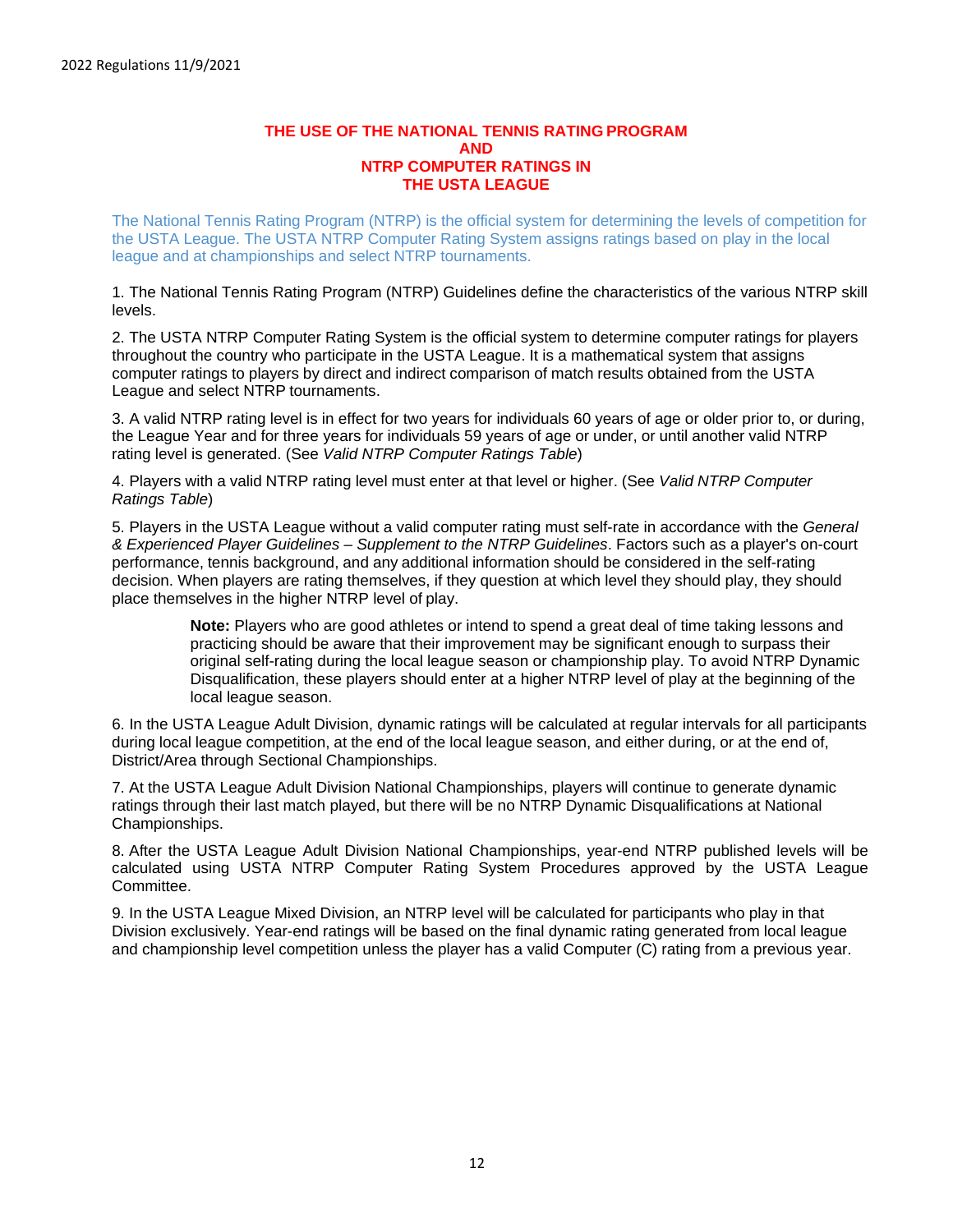# THE USE OF THE NATIONAL TENNIS RATING PROGRAM AND NTRP COMPUTER RATINGS IN THE USTA LEAGUE

The National Tennis Rating Program (NTRP) is the official system for determining the levels of competition for the USTA League. The USTA NTRP Computer Rating System assigns ratings based on play in the local league and at championships and select NTRP tournaments.

1. The National Tennis Rating Program (NTRP) Guidelines define the characteristics of the various NTRP skill levels.

2. The USTA NTRP Computer Rating System is the official system to determine computer ratings for players throughout the country who participate in the USTA League. It is a mathematical system that assigns computer ratings to players by direct and indirect comparison of match results obtained from the USTA League and select NTRP tournaments.

3. A valid NTRP rating level is in effect for two years for individuals 60 years of age or older prior to, or during, the League Year and for three years for individuals 59 years of age or under, or until another valid NTRP rating level is generated. (See *Valid NTRP Computer Ratings Table*)

4. Players with a valid NTRP rating level must enter at that level or higher. (See *Valid NTRP Computer Ratings Table*)

5. Players in the USTA League without a valid computer rating must self-rate in accordance with the *General & Experienced Player Guidelines – Supplement to the NTRP Guidelines*. Factors such as a player's on-court performance, tennis background, and any additional information should be considered in the self-rating decision. When players are rating themselves, if they question at which level they should play, they should place themselves in the higher NTRP level of play.

> **Note:** Players who are good athletes or intend to spend a great deal of time taking lessons and practicing should be aware that their improvement may be significant enough to surpass their original self-rating during the local league season or championship play. To avoid NTRP Dynamic Disqualification, these players should enter at a higher NTRP level of play at the beginning of the local league season.

6. In the USTA League Adult Division, dynamic ratings will be calculated at regular intervals for all participants during local league competition, at the end of the local league season, and either during, or at the end of, District/Area through Sectional Championships.

7. At the USTA League Adult Division National Championships, players will continue to generate dynamic ratings through their last match played, but there will be no NTRP Dynamic Disqualifications at National Championships.

8. After the USTA League Adult Division National Championships, year-end NTRP published levels will be calculated using USTA NTRP Computer Rating System Procedures approved by the USTA League Committee.

9. In the USTA League Mixed Division, an NTRP level will be calculated for participants who play in that Division exclusively. Year-end ratings will be based on the final dynamic rating generated from local league and championship level competition unless the player has a valid Computer (C) rating from a previous year.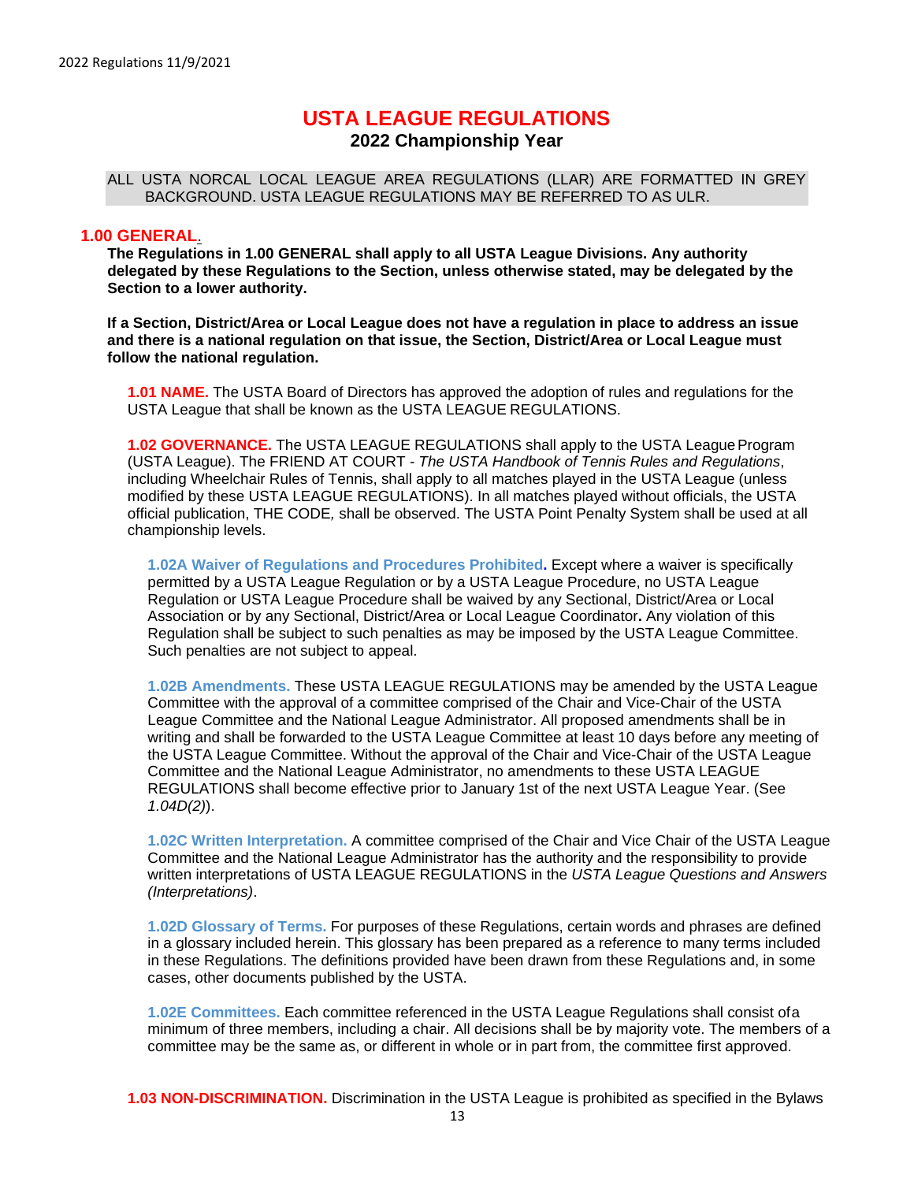# USTA LEAGUE REGULATIONS

## 2022 Championship Year

ALL USTA NORCAL LOCAL LEAGUE AREA REGULATIONS (LLAR) ARE FORMATTED IN GREY BACKGROUND. USTA LEAGUE REGULATIONS MAY BE REFERRED TO AS ULR.

## 1.00 GENERAL.

**The Regulations in 1.00 GENERAL shall apply to all USTA League Divisions. Any authority delegated by these Regulations to the Section, unless otherwise stated, may be delegated by the Section to a lower authority.**

**If a Section, District/Area or Local League does not have a regulation in place to address an issue and there is a national regulation on that issue, the Section, District/Area or Local League must follow the national regulation.**

**1.01 NAME.** The USTA Board of Directors has approved the adoption of rules and regulations for the USTA League that shall be known as the USTA LEAGUE REGULATIONS.

**1.02 GOVERNANCE.** The USTA LEAGUE REGULATIONS shall apply to the USTA League Program (USTA League). The FRIEND AT COURT - *The USTA Handbook of Tennis Rules and Regulations*, including Wheelchair Rules of Tennis, shall apply to all matches played in the USTA League (unless modified by these USTA LEAGUE REGULATIONS). In all matches played without officials, the USTA official publication, THE CODE, shall be observed. The USTA Point Penalty System shall be used at all championship levels.

**1.02A Waiver of Regulations and Procedures Prohibited.** Except where a waiver is specifically permitted by a USTA League Regulation or by a USTA League Procedure, no USTA League Regulation or USTA League Procedure shall be waived by any Sectional, District/Area or Local Association or by any Sectional, District/Area or Local League Coordinator**.** Any violation of this Regulation shall be subject to such penalties as may be imposed by the USTA League Committee. Such penalties are not subject to appeal.

**1.02B Amendments.** These USTA LEAGUE REGULATIONS may be amended by the USTA League Committee with the approval of a committee comprised of the Chair and Vice-Chair of the USTA League Committee and the National League Administrator. All proposed amendments shall be in writing and shall be forwarded to the USTA League Committee at least 10 days before any meeting of the USTA League Committee. Without the approval of the Chair and Vice-Chair of the USTA League Committee and the National League Administrator, no amendments to these USTA LEAGUE REGULATIONS shall become effective prior to January 1st of the next USTA League Year. (See *1.04D(2)*).

**1.02C Written Interpretation.** A committee comprised of the Chair and Vice Chair of the USTA League Committee and the National League Administrator has the authority and the responsibility to provide written interpretations of USTA LEAGUE REGULATIONS in the *USTA League Questions and Answers (Interpretations)*.

**1.02D Glossary of Terms.** For purposes of these Regulations, certain words and phrases are defined in a glossary included herein. This glossary has been prepared as a reference to many terms included in these Regulations. The definitions provided have been drawn from these Regulations and, in some cases, other documents published by the USTA.

**1.02E Committees.** Each committee referenced in the USTA League Regulations shall consist of a minimum of three members, including a chair. All decisions shall be by majority vote. The members of a committee may be the same as, or different in whole or in part from, the committee first approved.

**1.03 NON-DISCRIMINATION.** Discrimination in the USTA League is prohibited as specified in the Bylaws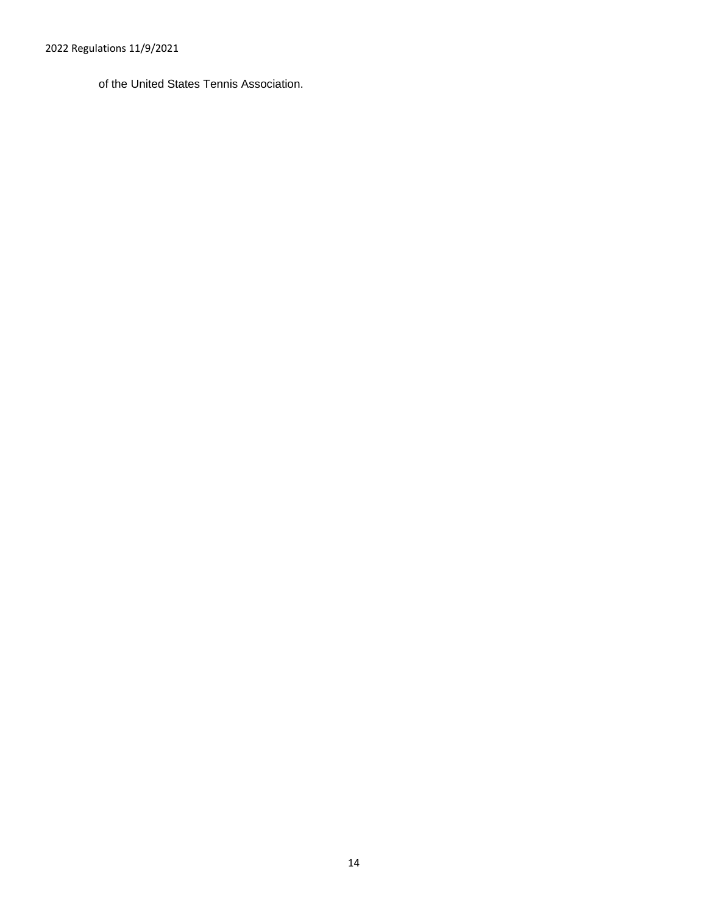of the United States Tennis Association.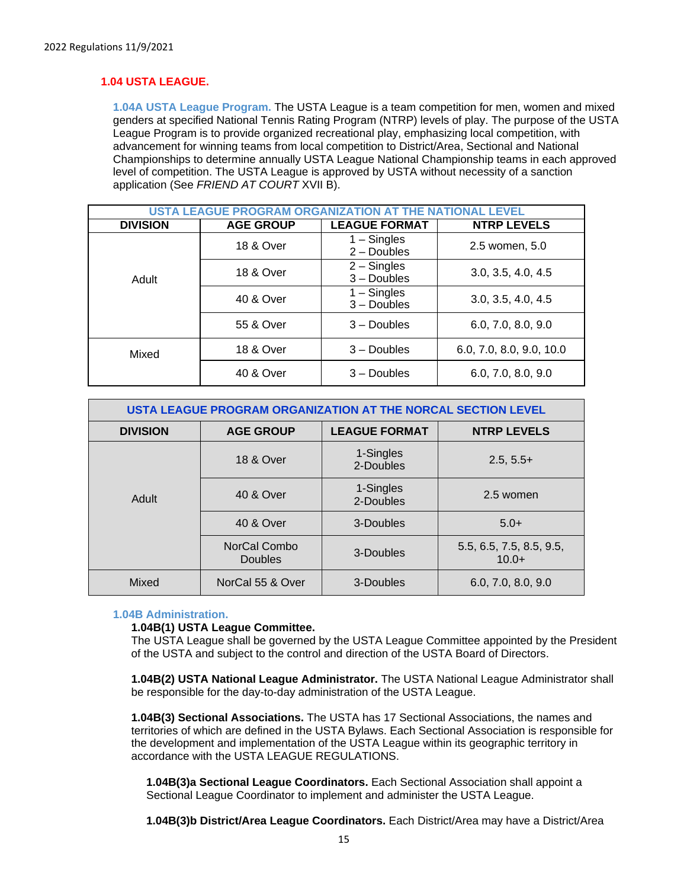## 1.04 USTA LEAGUE.

**1.04A USTA League Program.** The USTA League is a team competition for men, women and mixed genders at specified National Tennis Rating Program (NTRP) levels of play. The purpose of the USTA League Program is to provide organized recreational play, emphasizing local competition, with advancement for winning teams from local competition to District/Area, Sectional and National Championships to determine annually USTA League National Championship teams in each approved level of competition. The USTA League is approved by USTA without necessity of a sanction application (See *FRIEND AT COURT* XVII B).

| USTA LEAGUE PROGRAM ORGANIZATION AT THE NATIONAL LEVEL | | | |
|---|---|---|---|
| **DIVISION** | **AGE GROUP** | **LEAGUE FORMAT** | **NTRP LEVELS** |
| Adult | 18 & Over | 1 – Singles<br>2 – Doubles | 2.5 women, 5.0 |
| | 18 & Over | 2 – Singles<br>3 – Doubles | 3.0, 3.5, 4.0, 4.5 |
| | 40 & Over | 1 – Singles<br>3 – Doubles | 3.0, 3.5, 4.0, 4.5 |
| | 55 & Over | 3 – Doubles | 6.0, 7.0, 8.0, 9.0 |
| Mixed | 18 & Over | 3 – Doubles | 6.0, 7.0, 8.0, 9.0, 10.0 |
| | 40 & Over | 3 – Doubles | 6.0, 7.0, 8.0, 9.0 |

| USTA LEAGUE PROGRAM ORGANIZATION AT THE NORCAL SECTION LEVEL | | | |
|---|---|---|---|
| **DIVISION** | **AGE GROUP** | **LEAGUE FORMAT** | **NTRP LEVELS** |
| Adult | 18 & Over | 1-Singles<br>2-Doubles | 2.5, 5.5+ |
| | 40 & Over | 1-Singles<br>2-Doubles | 2.5 women |
| | 40 & Over | 3-Doubles | 5.0+ |
| | NorCal Combo Doubles | 3-Doubles | 5.5, 6.5, 7.5, 8.5, 9.5, 10.0+ |
| Mixed | NorCal 55 & Over | 3-Doubles | 6.0, 7.0, 8.0, 9.0 |

**1.04B Administration.**

**1.04B(1) USTA League Committee.**
The USTA League shall be governed by the USTA League Committee appointed by the President of the USTA and subject to the control and direction of the USTA Board of Directors.

**1.04B(2) USTA National League Administrator.** The USTA National League Administrator shall be responsible for the day-to-day administration of the USTA League.

**1.04B(3) Sectional Associations.** The USTA has 17 Sectional Associations, the names and territories of which are defined in the USTA Bylaws. Each Sectional Association is responsible for the development and implementation of the USTA League within its geographic territory in accordance with the USTA LEAGUE REGULATIONS.

**1.04B(3)a Sectional League Coordinators.** Each Sectional Association shall appoint a Sectional League Coordinator to implement and administer the USTA League.

**1.04B(3)b District/Area League Coordinators.** Each District/Area may have a District/Area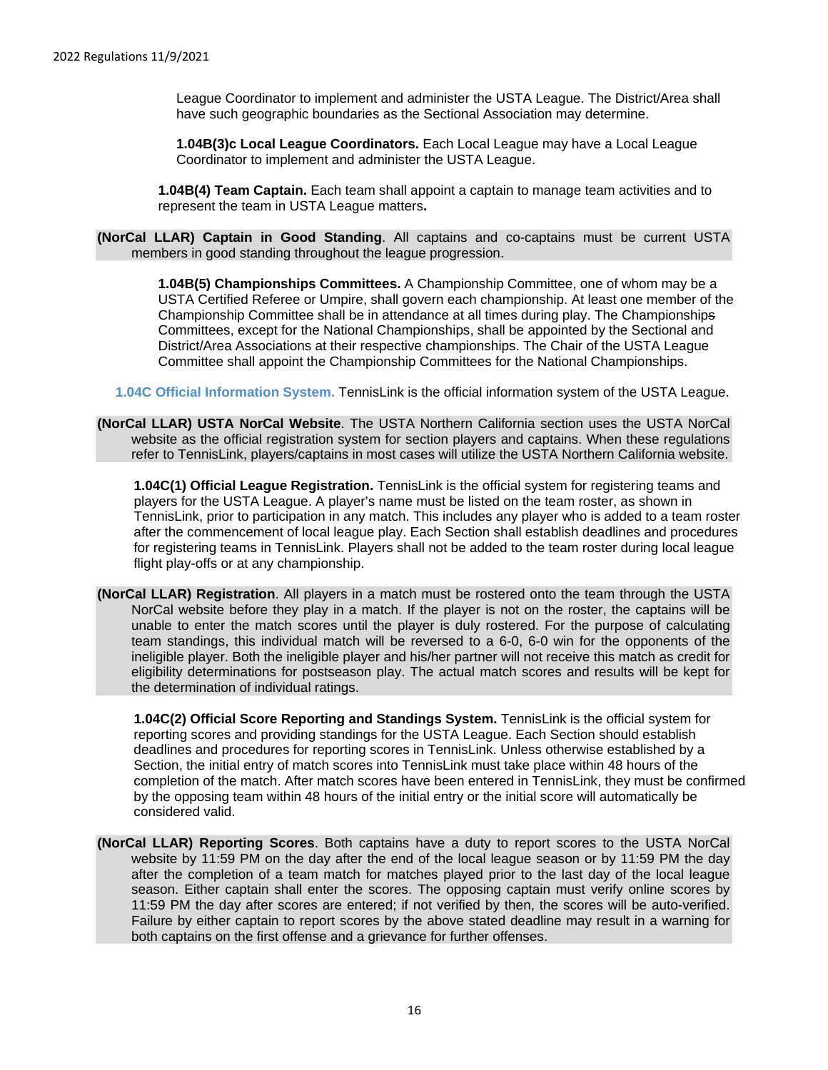League Coordinator to implement and administer the USTA League. The District/Area shall have such geographic boundaries as the Sectional Association may determine.

**1.04B(3)c Local League Coordinators.** Each Local League may have a Local League Coordinator to implement and administer the USTA League.

**1.04B(4) Team Captain.** Each team shall appoint a captain to manage team activities and to represent the team in USTA League matters**.**

**(NorCal LLAR) Captain in Good Standing**. All captains and co-captains must be current USTA members in good standing throughout the league progression.

**1.04B(5) Championships Committees.** A Championship Committee, one of whom may be a USTA Certified Referee or Umpire, shall govern each championship. At least one member of the Championship Committee shall be in attendance at all times during play. The Championships Committees, except for the National Championships, shall be appointed by the Sectional and District/Area Associations at their respective championships. The Chair of the USTA League Committee shall appoint the Championship Committees for the National Championships.

**1.04C Official Information System.** TennisLink is the official information system of the USTA League.

**(NorCal LLAR) USTA NorCal Website**. The USTA Northern California section uses the USTA NorCal website as the official registration system for section players and captains. When these regulations refer to TennisLink, players/captains in most cases will utilize the USTA Northern California website.

**1.04C(1) Official League Registration.** TennisLink is the official system for registering teams and players for the USTA League. A player's name must be listed on the team roster, as shown in TennisLink, prior to participation in any match. This includes any player who is added to a team roster after the commencement of local league play. Each Section shall establish deadlines and procedures for registering teams in TennisLink. Players shall not be added to the team roster during local league flight play-offs or at any championship.

**(NorCal LLAR) Registration**. All players in a match must be rostered onto the team through the USTA NorCal website before they play in a match. If the player is not on the roster, the captains will be unable to enter the match scores until the player is duly rostered. For the purpose of calculating team standings, this individual match will be reversed to a 6-0, 6-0 win for the opponents of the ineligible player. Both the ineligible player and his/her partner will not receive this match as credit for eligibility determinations for postseason play. The actual match scores and results will be kept for the determination of individual ratings.

**1.04C(2) Official Score Reporting and Standings System.** TennisLink is the official system for reporting scores and providing standings for the USTA League. Each Section should establish deadlines and procedures for reporting scores in TennisLink. Unless otherwise established by a Section, the initial entry of match scores into TennisLink must take place within 48 hours of the completion of the match. After match scores have been entered in TennisLink, they must be confirmed by the opposing team within 48 hours of the initial entry or the initial score will automatically be considered valid.

**(NorCal LLAR) Reporting Scores**. Both captains have a duty to report scores to the USTA NorCal website by 11:59 PM on the day after the end of the local league season or by 11:59 PM the day after the completion of a team match for matches played prior to the last day of the local league season. Either captain shall enter the scores. The opposing captain must verify online scores by 11:59 PM the day after scores are entered; if not verified by then, the scores will be auto-verified. Failure by either captain to report scores by the above stated deadline may result in a warning for both captains on the first offense and a grievance for further offenses.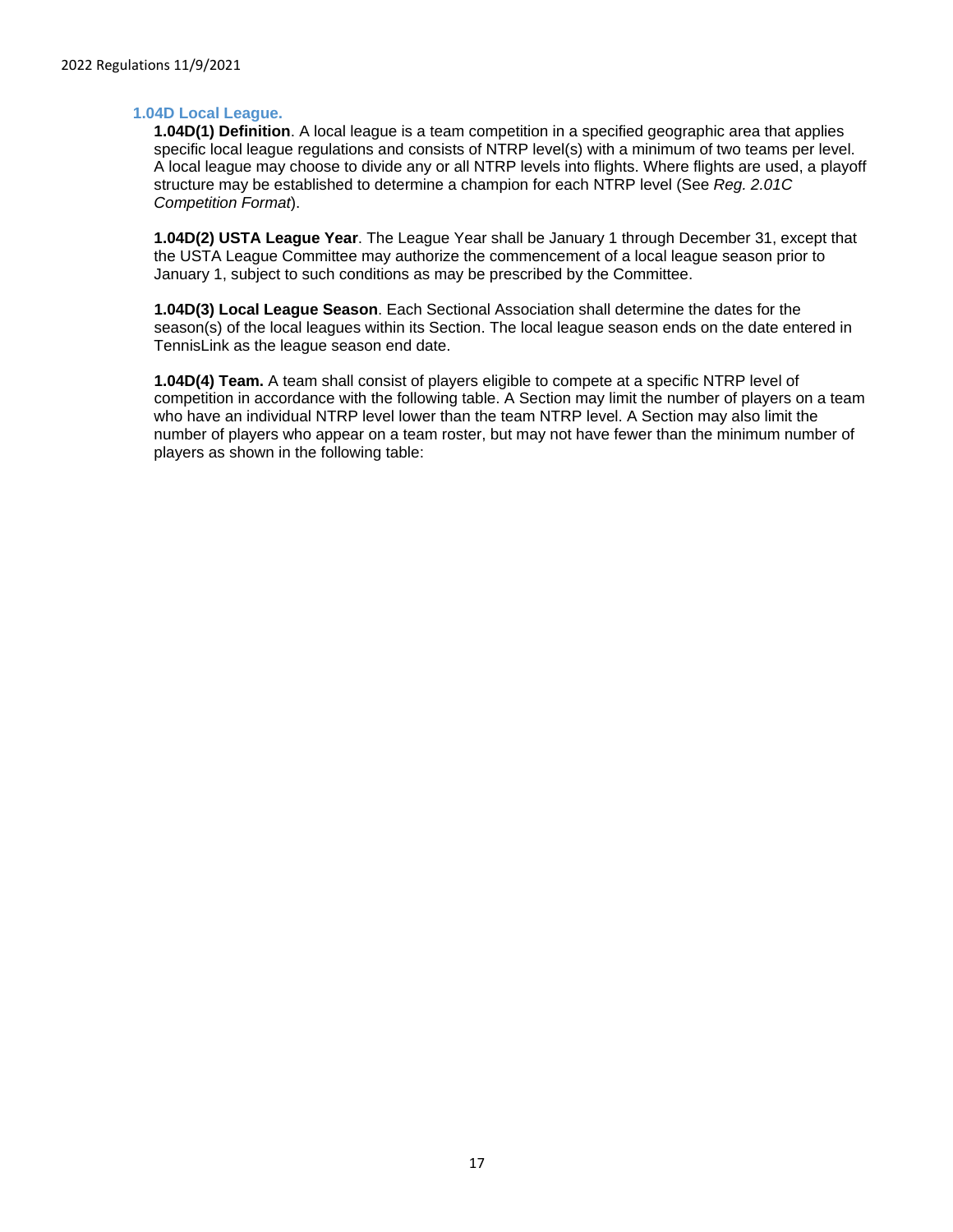### 1.04D Local League.

**1.04D(1) Definition**. A local league is a team competition in a specified geographic area that applies specific local league regulations and consists of NTRP level(s) with a minimum of two teams per level. A local league may choose to divide any or all NTRP levels into flights. Where flights are used, a playoff structure may be established to determine a champion for each NTRP level (See *Reg. 2.01C Competition Format*).

**1.04D(2) USTA League Year**. The League Year shall be January 1 through December 31, except that the USTA League Committee may authorize the commencement of a local league season prior to January 1, subject to such conditions as may be prescribed by the Committee.

**1.04D(3) Local League Season**. Each Sectional Association shall determine the dates for the season(s) of the local leagues within its Section. The local league season ends on the date entered in TennisLink as the league season end date.

**1.04D(4) Team.** A team shall consist of players eligible to compete at a specific NTRP level of competition in accordance with the following table. A Section may limit the number of players on a team who have an individual NTRP level lower than the team NTRP level. A Section may also limit the number of players who appear on a team roster, but may not have fewer than the minimum number of players as shown in the following table: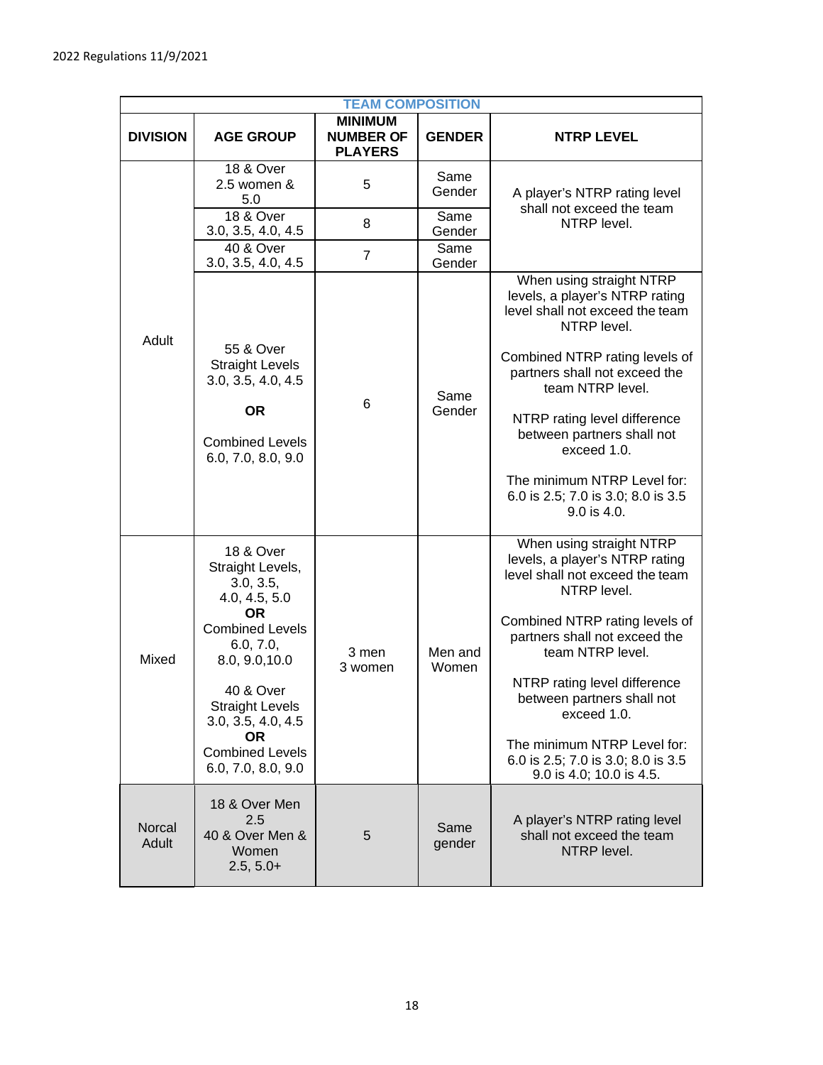2022 Regulations 11/9/2021

| TEAM COMPOSITION | | | | |
|---|---|---|---|---|
| **DIVISION** | **AGE GROUP** | **MINIMUM NUMBER OF PLAYERS** | **GENDER** | **NTRP LEVEL** |
| Adult | 18 & Over 2.5 women & 5.0 | 5 | Same Gender | A player's NTRP rating level shall not exceed the team NTRP level. |
| | 18 & Over 3.0, 3.5, 4.0, 4.5 | 8 | Same Gender | |
| | 40 & Over 3.0, 3.5, 4.0, 4.5 | 7 | Same Gender | |
| | 55 & Over Straight Levels 3.0, 3.5, 4.0, 4.5 **OR** Combined Levels 6.0, 7.0, 8.0, 9.0 | 6 | Same Gender | When using straight NTRP levels, a player's NTRP rating level shall not exceed the team NTRP level. Combined NTRP rating levels of partners shall not exceed the team NTRP level. NTRP rating level difference between partners shall not exceed 1.0. The minimum NTRP Level for: 6.0 is 2.5; 7.0 is 3.0; 8.0 is 3.5 9.0 is 4.0. |
| Mixed | 18 & Over Straight Levels, 3.0, 3.5, 4.0, 4.5, 5.0 **OR** Combined Levels 6.0, 7.0, 8.0, 9.0,10.0 40 & Over Straight Levels 3.0, 3.5, 4.0, 4.5 **OR** Combined Levels 6.0, 7.0, 8.0, 9.0 | 3 men 3 women | Men and Women | When using straight NTRP levels, a player's NTRP rating level shall not exceed the team NTRP level. Combined NTRP rating levels of partners shall not exceed the team NTRP level. NTRP rating level difference between partners shall not exceed 1.0. The minimum NTRP Level for: 6.0 is 2.5; 7.0 is 3.0; 8.0 is 3.5 9.0 is 4.0; 10.0 is 4.5. |
| Norcal Adult | 18 & Over Men 2.5 40 & Over Men & Women 2.5, 5.0+ | 5 | Same gender | A player's NTRP rating level shall not exceed the team NTRP level. |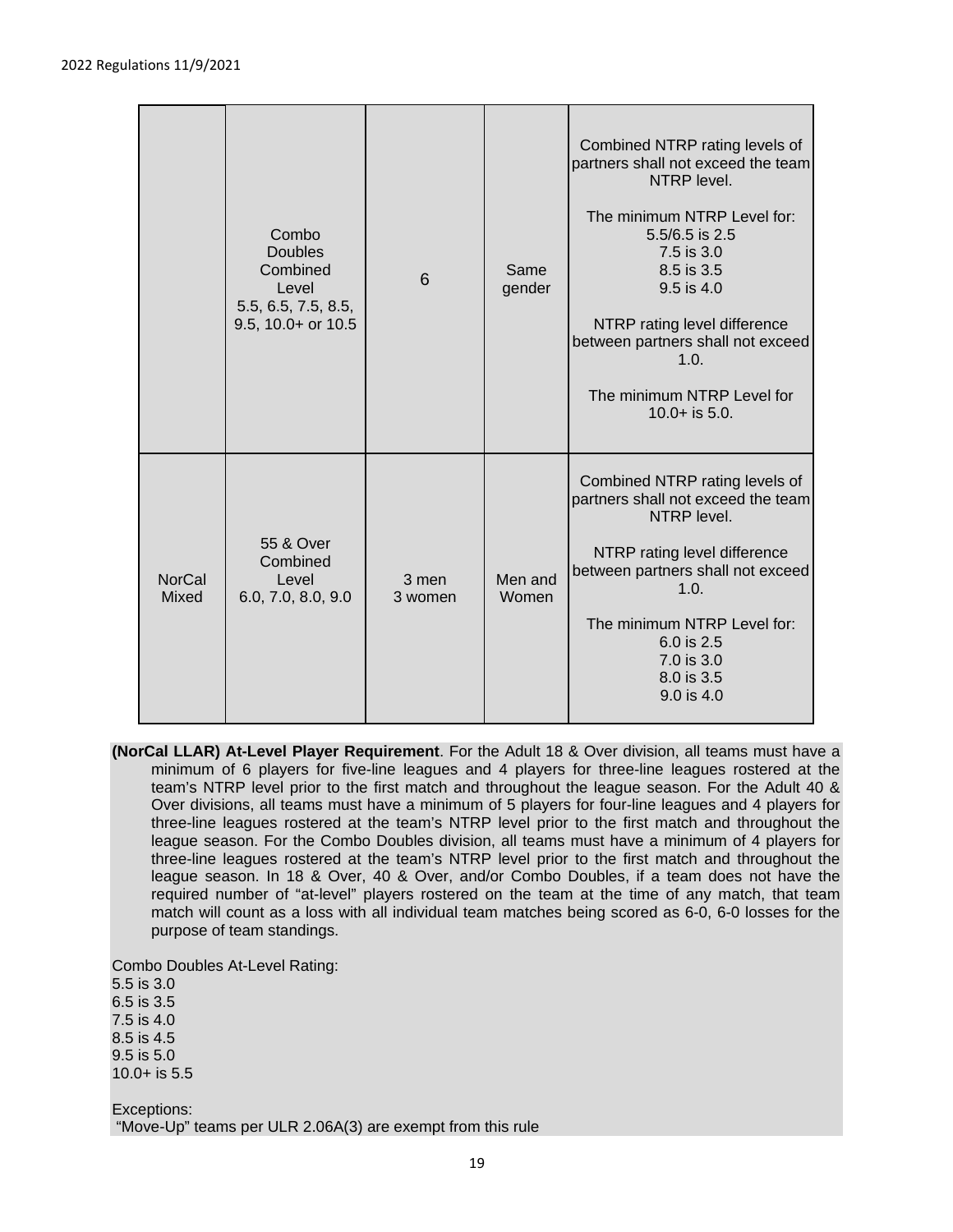|  | Combo Doubles Combined Level 5.5, 6.5, 7.5, 8.5, 9.5, 10.0+ or 10.5 | 6 | Same gender | Combined NTRP rating levels of partners shall not exceed the team NTRP level.<br><br>The minimum NTRP Level for:<br>5.5/6.5 is 2.5<br>7.5 is 3.0<br>8.5 is 3.5<br>9.5 is 4.0<br><br>NTRP rating level difference between partners shall not exceed 1.0.<br><br>The minimum NTRP Level for 10.0+ is 5.0. |
|---|---|---|---|---|
| NorCal Mixed | 55 & Over Combined Level 6.0, 7.0, 8.0, 9.0 | 3 men 3 women | Men and Women | Combined NTRP rating levels of partners shall not exceed the team NTRP level.<br><br>NTRP rating level difference between partners shall not exceed 1.0.<br><br>The minimum NTRP Level for:<br>6.0 is 2.5<br>7.0 is 3.0<br>8.0 is 3.5<br>9.0 is 4.0 |

**(NorCal LLAR) At-Level Player Requirement**. For the Adult 18 & Over division, all teams must have a minimum of 6 players for five-line leagues and 4 players for three-line leagues rostered at the team's NTRP level prior to the first match and throughout the league season. For the Adult 40 & Over divisions, all teams must have a minimum of 5 players for four-line leagues and 4 players for three-line leagues rostered at the team's NTRP level prior to the first match and throughout the league season. For the Combo Doubles division, all teams must have a minimum of 4 players for three-line leagues rostered at the team's NTRP level prior to the first match and throughout the league season. In 18 & Over, 40 & Over, and/or Combo Doubles, if a team does not have the required number of "at-level" players rostered on the team at the time of any match, that team match will count as a loss with all individual team matches being scored as 6-0, 6-0 losses for the purpose of team standings.

Combo Doubles At-Level Rating:
5.5 is 3.0
6.5 is 3.5
7.5 is 4.0
8.5 is 4.5
9.5 is 5.0
10.0+ is 5.5

Exceptions:
"Move-Up" teams per ULR 2.06A(3) are exempt from this rule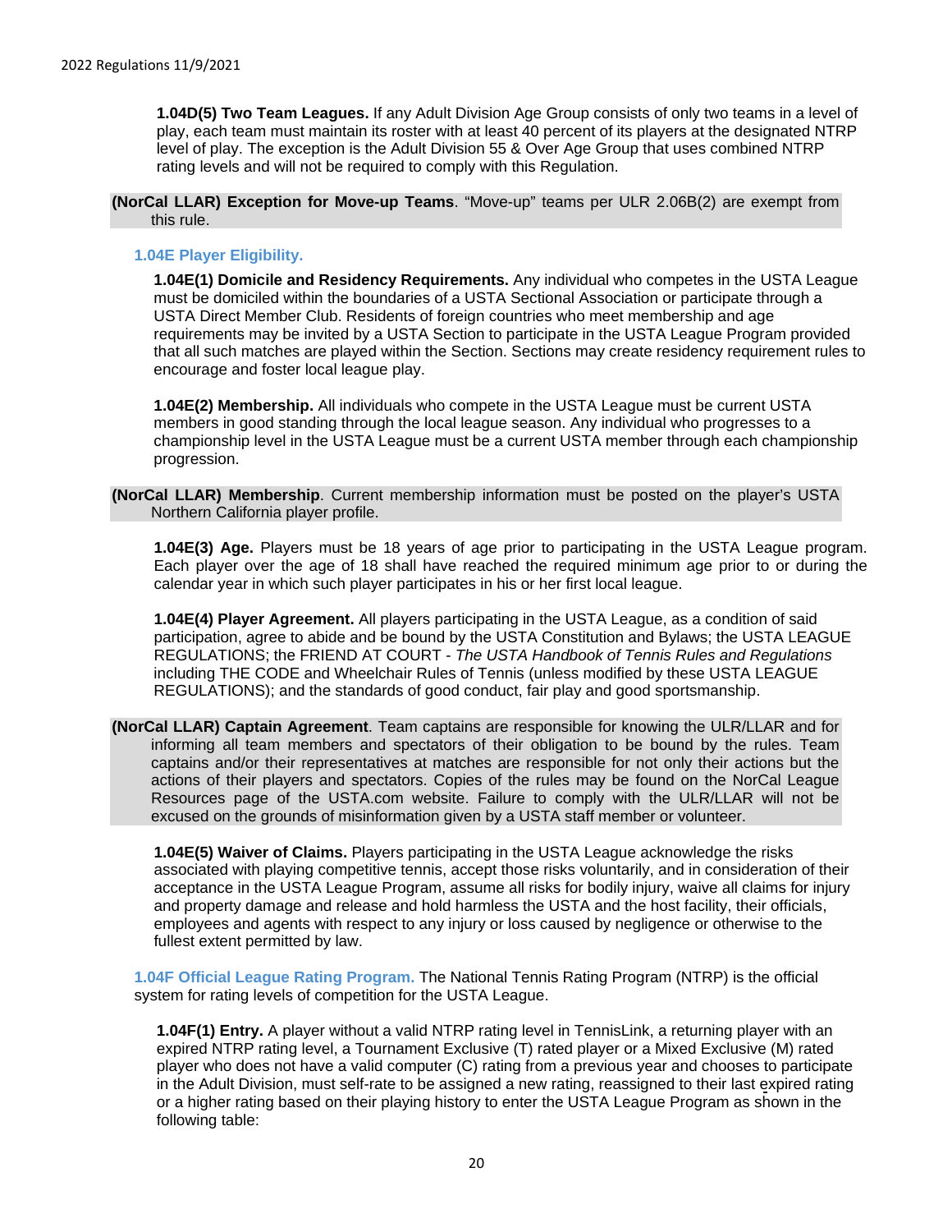**1.04D(5) Two Team Leagues.** If any Adult Division Age Group consists of only two teams in a level of play, each team must maintain its roster with at least 40 percent of its players at the designated NTRP level of play. The exception is the Adult Division 55 & Over Age Group that uses combined NTRP rating levels and will not be required to comply with this Regulation.

**(NorCal LLAR) Exception for Move-up Teams**. "Move-up" teams per ULR 2.06B(2) are exempt from this rule.

### 1.04E Player Eligibility.

**1.04E(1) Domicile and Residency Requirements.** Any individual who competes in the USTA League must be domiciled within the boundaries of a USTA Sectional Association or participate through a USTA Direct Member Club. Residents of foreign countries who meet membership and age requirements may be invited by a USTA Section to participate in the USTA League Program provided that all such matches are played within the Section. Sections may create residency requirement rules to encourage and foster local league play.

**1.04E(2) Membership.** All individuals who compete in the USTA League must be current USTA members in good standing through the local league season. Any individual who progresses to a championship level in the USTA League must be a current USTA member through each championship progression.

**(NorCal LLAR) Membership**. Current membership information must be posted on the player's USTA Northern California player profile.

**1.04E(3) Age.** Players must be 18 years of age prior to participating in the USTA League program. Each player over the age of 18 shall have reached the required minimum age prior to or during the calendar year in which such player participates in his or her first local league.

**1.04E(4) Player Agreement.** All players participating in the USTA League, as a condition of said participation, agree to abide and be bound by the USTA Constitution and Bylaws; the USTA LEAGUE REGULATIONS; the FRIEND AT COURT - *The USTA Handbook of Tennis Rules and Regulations* including THE CODE and Wheelchair Rules of Tennis (unless modified by these USTA LEAGUE REGULATIONS); and the standards of good conduct, fair play and good sportsmanship.

**(NorCal LLAR) Captain Agreement**. Team captains are responsible for knowing the ULR/LLAR and for informing all team members and spectators of their obligation to be bound by the rules. Team captains and/or their representatives at matches are responsible for not only their actions but the actions of their players and spectators. Copies of the rules may be found on the NorCal League Resources page of the USTA.com website. Failure to comply with the ULR/LLAR will not be excused on the grounds of misinformation given by a USTA staff member or volunteer.

**1.04E(5) Waiver of Claims.** Players participating in the USTA League acknowledge the risks associated with playing competitive tennis, accept those risks voluntarily, and in consideration of their acceptance in the USTA League Program, assume all risks for bodily injury, waive all claims for injury and property damage and release and hold harmless the USTA and the host facility, their officials, employees and agents with respect to any injury or loss caused by negligence or otherwise to the fullest extent permitted by law.

### 1.04F Official League Rating Program.

The National Tennis Rating Program (NTRP) is the official system for rating levels of competition for the USTA League.

**1.04F(1) Entry.** A player without a valid NTRP rating level in TennisLink, a returning player with an expired NTRP rating level, a Tournament Exclusive (T) rated player or a Mixed Exclusive (M) rated player who does not have a valid computer (C) rating from a previous year and chooses to participate in the Adult Division, must self-rate to be assigned a new rating, reassigned to their last expired rating or a higher rating based on their playing history to enter the USTA League Program as shown in the following table: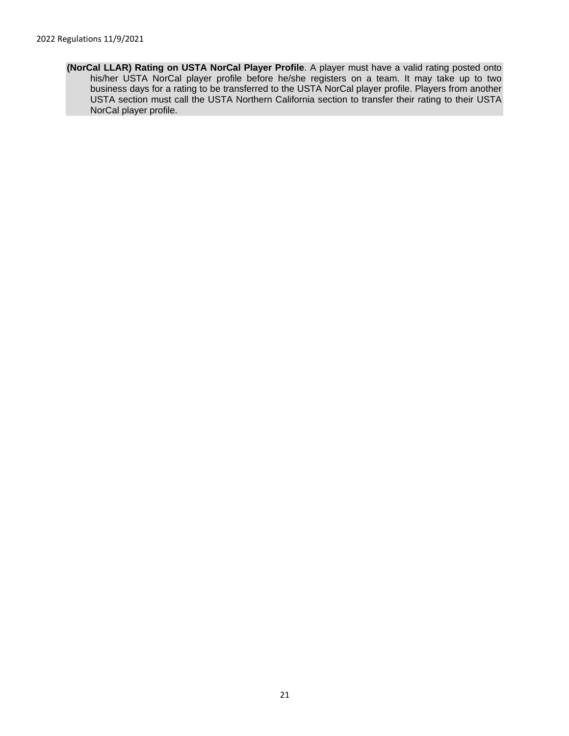**(NorCal LLAR) Rating on USTA NorCal Player Profile**. A player must have a valid rating posted onto his/her USTA NorCal player profile before he/she registers on a team. It may take up to two business days for a rating to be transferred to the USTA NorCal player profile. Players from another USTA section must call the USTA Northern California section to transfer their rating to their USTA NorCal player profile.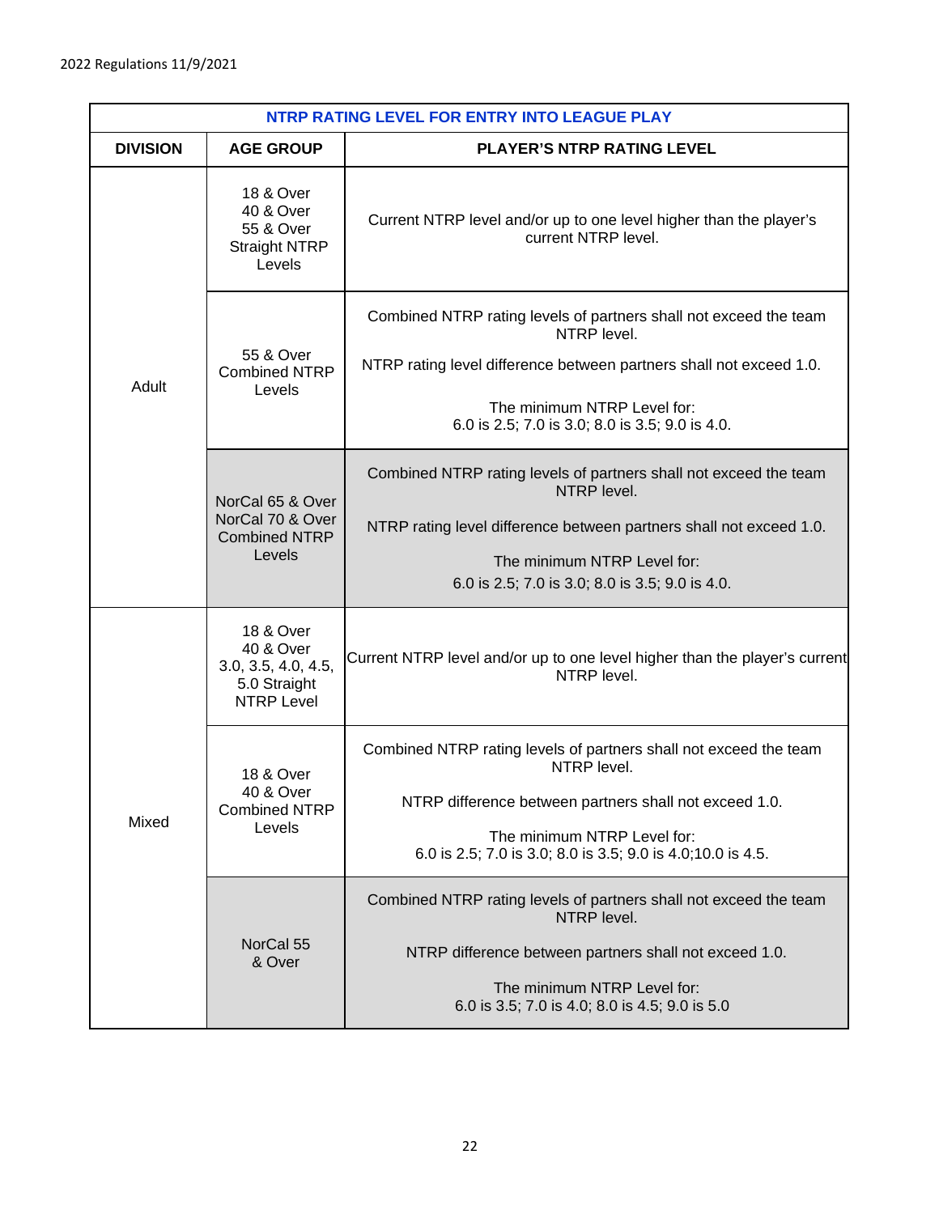| NTRP RATING LEVEL FOR ENTRY INTO LEAGUE PLAY | | |
|---|---|---|
| **DIVISION** | **AGE GROUP** | **PLAYER'S NTRP RATING LEVEL** |
| Adult | 18 & Over<br>40 & Over<br>55 & Over<br>Straight NTRP Levels | Current NTRP level and/or up to one level higher than the player's current NTRP level. |
| | 55 & Over Combined NTRP Levels | Combined NTRP rating levels of partners shall not exceed the team NTRP level.<br><br>NTRP rating level difference between partners shall not exceed 1.0.<br><br>The minimum NTRP Level for:<br>6.0 is 2.5; 7.0 is 3.0; 8.0 is 3.5; 9.0 is 4.0. |
| | NorCal 65 & Over<br>NorCal 70 & Over<br>Combined NTRP Levels | Combined NTRP rating levels of partners shall not exceed the team NTRP level.<br><br>NTRP rating level difference between partners shall not exceed 1.0.<br><br>The minimum NTRP Level for:<br>6.0 is 2.5; 7.0 is 3.0; 8.0 is 3.5; 9.0 is 4.0. |
| Mixed | 18 & Over<br>40 & Over<br>3.0, 3.5, 4.0, 4.5, 5.0 Straight NTRP Level | Current NTRP level and/or up to one level higher than the player's current NTRP level. |
| | 18 & Over<br>40 & Over<br>Combined NTRP Levels | Combined NTRP rating levels of partners shall not exceed the team NTRP level.<br><br>NTRP difference between partners shall not exceed 1.0.<br><br>The minimum NTRP Level for:<br>6.0 is 2.5; 7.0 is 3.0; 8.0 is 3.5; 9.0 is 4.0;10.0 is 4.5. |
| | NorCal 55 & Over | Combined NTRP rating levels of partners shall not exceed the team NTRP level.<br><br>NTRP difference between partners shall not exceed 1.0.<br><br>The minimum NTRP Level for:<br>6.0 is 3.5; 7.0 is 4.0; 8.0 is 4.5; 9.0 is 5.0 |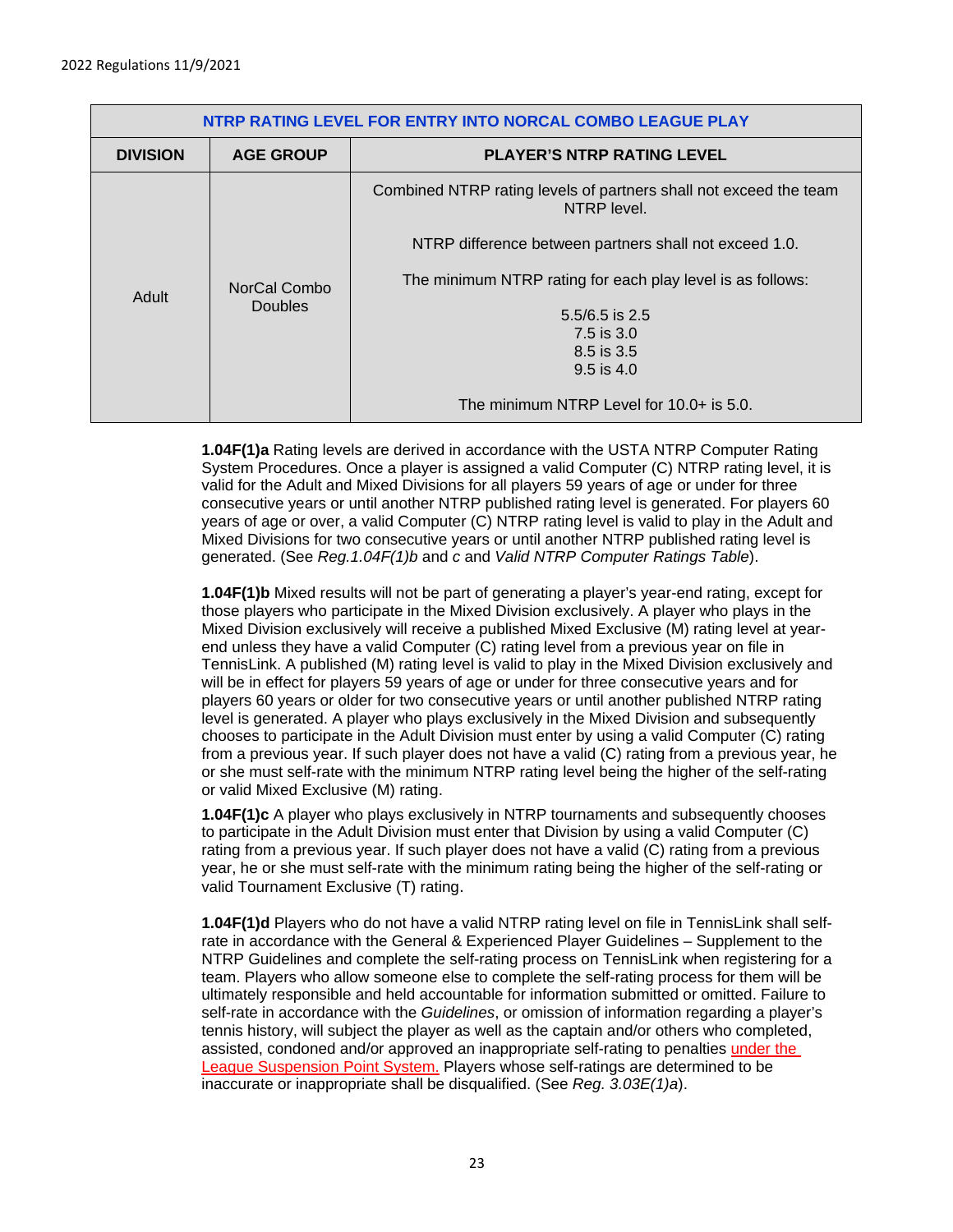| NTRP RATING LEVEL FOR ENTRY INTO NORCAL COMBO LEAGUE PLAY | | |
|---|---|---|
| **DIVISION** | **AGE GROUP** | **PLAYER'S NTRP RATING LEVEL** |
| Adult | NorCal Combo Doubles | Combined NTRP rating levels of partners shall not exceed the team NTRP level.<br><br>NTRP difference between partners shall not exceed 1.0.<br><br>The minimum NTRP rating for each play level is as follows:<br><br>5.5/6.5 is 2.5<br>7.5 is 3.0<br>8.5 is 3.5<br>9.5 is 4.0<br><br>The minimum NTRP Level for 10.0+ is 5.0. |

**1.04F(1)a** Rating levels are derived in accordance with the USTA NTRP Computer Rating System Procedures. Once a player is assigned a valid Computer (C) NTRP rating level, it is valid for the Adult and Mixed Divisions for all players 59 years of age or under for three consecutive years or until another NTRP published rating level is generated. For players 60 years of age or over, a valid Computer (C) NTRP rating level is valid to play in the Adult and Mixed Divisions for two consecutive years or until another NTRP published rating level is generated. (See *Reg.1.04F(1)b* and *c* and *Valid NTRP Computer Ratings Table*).

**1.04F(1)b** Mixed results will not be part of generating a player's year-end rating, except for those players who participate in the Mixed Division exclusively. A player who plays in the Mixed Division exclusively will receive a published Mixed Exclusive (M) rating level at year-end unless they have a valid Computer (C) rating level from a previous year on file in TennisLink. A published (M) rating level is valid to play in the Mixed Division exclusively and will be in effect for players 59 years of age or under for three consecutive years and for players 60 years or older for two consecutive years or until another published NTRP rating level is generated. A player who plays exclusively in the Mixed Division and subsequently chooses to participate in the Adult Division must enter by using a valid Computer (C) rating from a previous year. If such player does not have a valid (C) rating from a previous year, he or she must self-rate with the minimum NTRP rating level being the higher of the self-rating or valid Mixed Exclusive (M) rating.

**1.04F(1)c** A player who plays exclusively in NTRP tournaments and subsequently chooses to participate in the Adult Division must enter that Division by using a valid Computer (C) rating from a previous year. If such player does not have a valid (C) rating from a previous year, he or she must self-rate with the minimum rating being the higher of the self-rating or valid Tournament Exclusive (T) rating.

**1.04F(1)d** Players who do not have a valid NTRP rating level on file in TennisLink shall self-rate in accordance with the General & Experienced Player Guidelines – Supplement to the NTRP Guidelines and complete the self-rating process on TennisLink when registering for a team. Players who allow someone else to complete the self-rating process for them will be ultimately responsible and held accountable for information submitted or omitted. Failure to self-rate in accordance with the *Guidelines*, or omission of information regarding a player's tennis history, will subject the player as well as the captain and/or others who completed, assisted, condoned and/or approved an inappropriate self-rating to penalties under the League Suspension Point System. Players whose self-ratings are determined to be inaccurate or inappropriate shall be disqualified. (See *Reg. 3.03E(1)a*).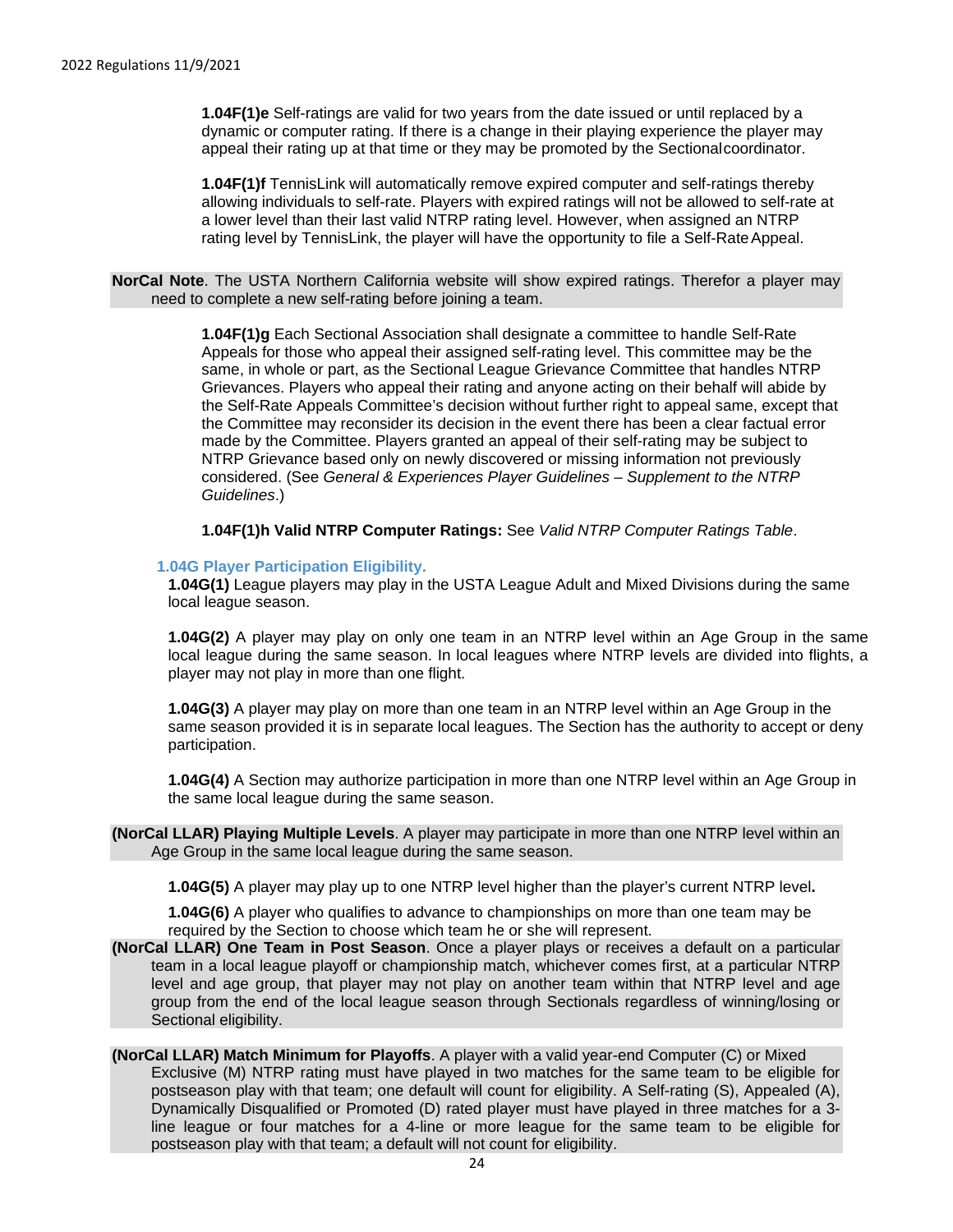**1.04F(1)e** Self-ratings are valid for two years from the date issued or until replaced by a dynamic or computer rating. If there is a change in their playing experience the player may appeal their rating up at that time or they may be promoted by the Sectional coordinator.

**1.04F(1)f** TennisLink will automatically remove expired computer and self-ratings thereby allowing individuals to self-rate. Players with expired ratings will not be allowed to self-rate at a lower level than their last valid NTRP rating level. However, when assigned an NTRP rating level by TennisLink, the player will have the opportunity to file a Self-Rate Appeal.

**NorCal Note**. The USTA Northern California website will show expired ratings. Therefor a player may need to complete a new self-rating before joining a team.

**1.04F(1)g** Each Sectional Association shall designate a committee to handle Self-Rate Appeals for those who appeal their assigned self-rating level. This committee may be the same, in whole or part, as the Sectional League Grievance Committee that handles NTRP Grievances. Players who appeal their rating and anyone acting on their behalf will abide by the Self-Rate Appeals Committee's decision without further right to appeal same, except that the Committee may reconsider its decision in the event there has been a clear factual error made by the Committee. Players granted an appeal of their self-rating may be subject to NTRP Grievance based only on newly discovered or missing information not previously considered. (See *General & Experiences Player Guidelines – Supplement to the NTRP Guidelines*.)

**1.04F(1)h Valid NTRP Computer Ratings:** See *Valid NTRP Computer Ratings Table*.

### 1.04G Player Participation Eligibility.

**1.04G(1)** League players may play in the USTA League Adult and Mixed Divisions during the same local league season.

**1.04G(2)** A player may play on only one team in an NTRP level within an Age Group in the same local league during the same season. In local leagues where NTRP levels are divided into flights, a player may not play in more than one flight.

**1.04G(3)** A player may play on more than one team in an NTRP level within an Age Group in the same season provided it is in separate local leagues. The Section has the authority to accept or deny participation.

**1.04G(4)** A Section may authorize participation in more than one NTRP level within an Age Group in the same local league during the same season.

**(NorCal LLAR) Playing Multiple Levels**. A player may participate in more than one NTRP level within an Age Group in the same local league during the same season.

**1.04G(5)** A player may play up to one NTRP level higher than the player's current NTRP level**.**

**1.04G(6)** A player who qualifies to advance to championships on more than one team may be required by the Section to choose which team he or she will represent.

**(NorCal LLAR) One Team in Post Season**. Once a player plays or receives a default on a particular team in a local league playoff or championship match, whichever comes first, at a particular NTRP level and age group, that player may not play on another team within that NTRP level and age group from the end of the local league season through Sectionals regardless of winning/losing or Sectional eligibility.

**(NorCal LLAR) Match Minimum for Playoffs**. A player with a valid year-end Computer (C) or Mixed Exclusive (M) NTRP rating must have played in two matches for the same team to be eligible for postseason play with that team; one default will count for eligibility. A Self-rating (S), Appealed (A), Dynamically Disqualified or Promoted (D) rated player must have played in three matches for a 3-line league or four matches for a 4-line or more league for the same team to be eligible for postseason play with that team; a default will not count for eligibility.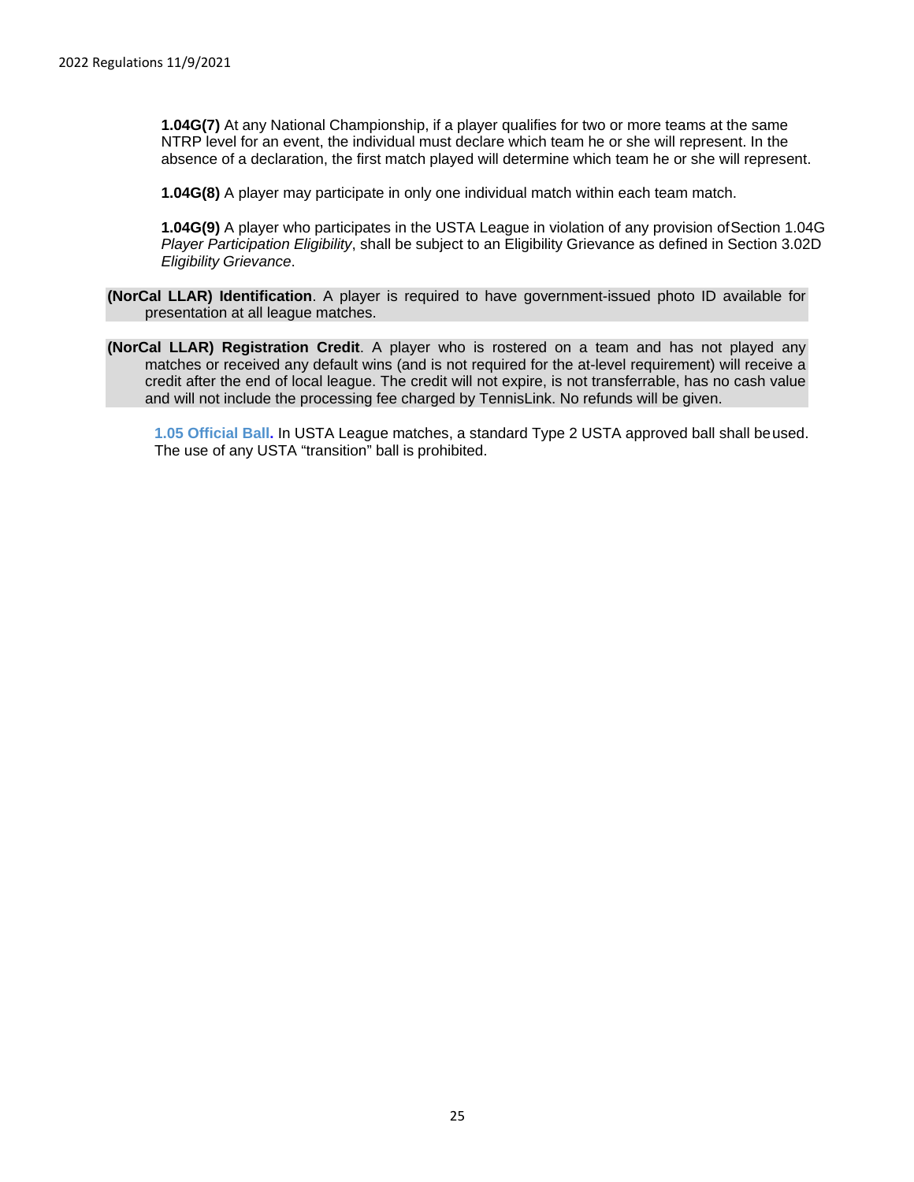**1.04G(7)** At any National Championship, if a player qualifies for two or more teams at the same NTRP level for an event, the individual must declare which team he or she will represent. In the absence of a declaration, the first match played will determine which team he or she will represent.

**1.04G(8)** A player may participate in only one individual match within each team match.

**1.04G(9)** A player who participates in the USTA League in violation of any provision of Section 1.04G *Player Participation Eligibility*, shall be subject to an Eligibility Grievance as defined in Section 3.02D *Eligibility Grievance*.

**(NorCal LLAR) Identification**. A player is required to have government-issued photo ID available for presentation at all league matches.

**(NorCal LLAR) Registration Credit**. A player who is rostered on a team and has not played any matches or received any default wins (and is not required for the at-level requirement) will receive a credit after the end of local league. The credit will not expire, is not transferrable, has no cash value and will not include the processing fee charged by TennisLink. No refunds will be given.

**1.05 Official Ball.** In USTA League matches, a standard Type 2 USTA approved ball shall be used. The use of any USTA "transition" ball is prohibited.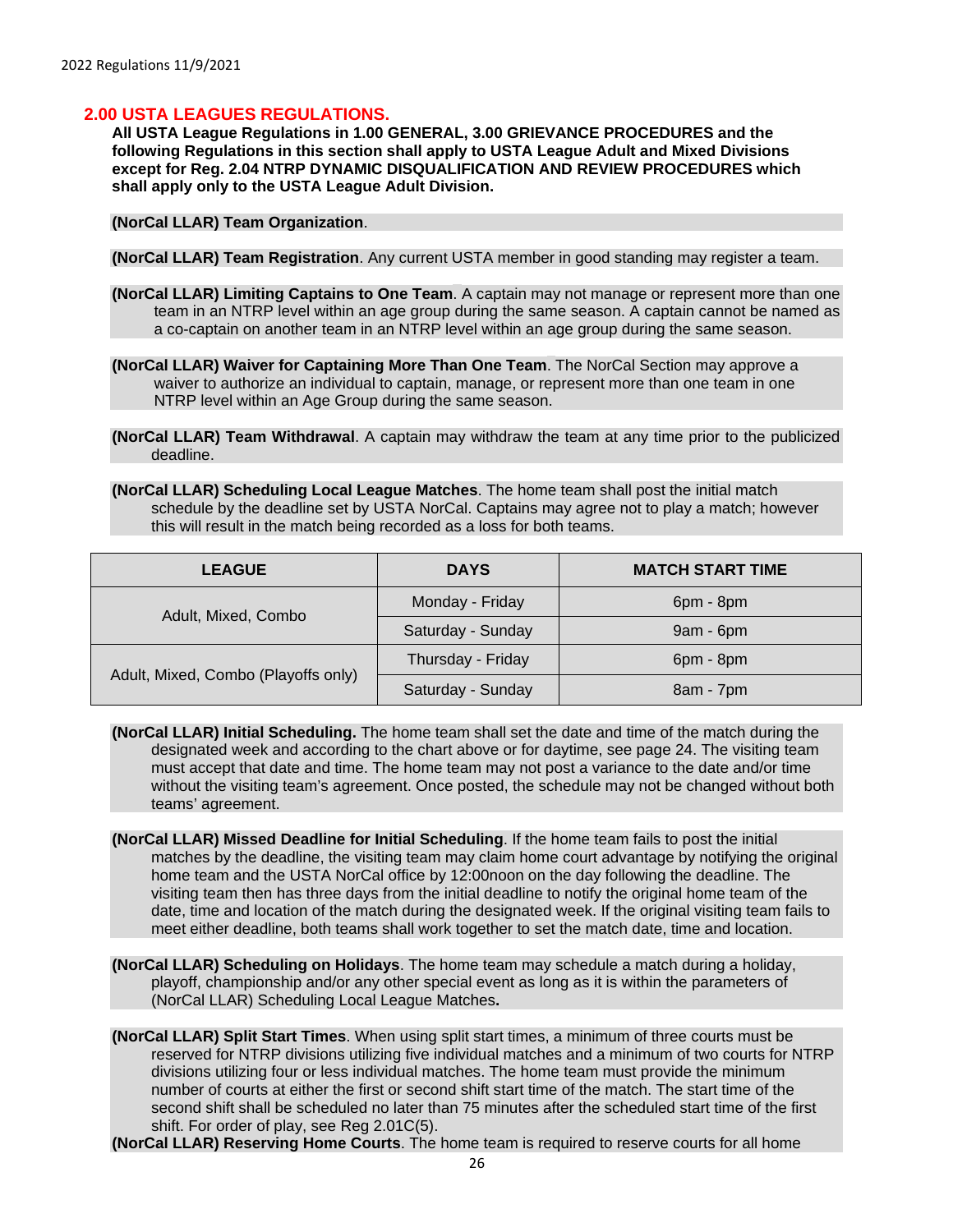2022 Regulations 11/9/2021

## 2.00 USTA LEAGUES REGULATIONS.

**All USTA League Regulations in 1.00 GENERAL, 3.00 GRIEVANCE PROCEDURES and the following Regulations in this section shall apply to USTA League Adult and Mixed Divisions except for Reg. 2.04 NTRP DYNAMIC DISQUALIFICATION AND REVIEW PROCEDURES which shall apply only to the USTA League Adult Division.**

**(NorCal LLAR) Team Organization**.

**(NorCal LLAR) Team Registration**. Any current USTA member in good standing may register a team.

**(NorCal LLAR) Limiting Captains to One Team**. A captain may not manage or represent more than one team in an NTRP level within an age group during the same season. A captain cannot be named as a co-captain on another team in an NTRP level within an age group during the same season.

**(NorCal LLAR) Waiver for Captaining More Than One Team**. The NorCal Section may approve a waiver to authorize an individual to captain, manage, or represent more than one team in one NTRP level within an Age Group during the same season.

**(NorCal LLAR) Team Withdrawal**. A captain may withdraw the team at any time prior to the publicized deadline.

**(NorCal LLAR) Scheduling Local League Matches**. The home team shall post the initial match schedule by the deadline set by USTA NorCal. Captains may agree not to play a match; however this will result in the match being recorded as a loss for both teams.

| LEAGUE | DAYS | MATCH START TIME |
|---|---|---|
| Adult, Mixed, Combo | Monday - Friday | 6pm - 8pm |
| | Saturday - Sunday | 9am - 6pm |
| Adult, Mixed, Combo (Playoffs only) | Thursday - Friday | 6pm - 8pm |
| | Saturday - Sunday | 8am - 7pm |

**(NorCal LLAR) Initial Scheduling.** The home team shall set the date and time of the match during the designated week and according to the chart above or for daytime, see page 24. The visiting team must accept that date and time. The home team may not post a variance to the date and/or time without the visiting team's agreement. Once posted, the schedule may not be changed without both teams' agreement.

**(NorCal LLAR) Missed Deadline for Initial Scheduling**. If the home team fails to post the initial matches by the deadline, the visiting team may claim home court advantage by notifying the original home team and the USTA NorCal office by 12:00noon on the day following the deadline. The visiting team then has three days from the initial deadline to notify the original home team of the date, time and location of the match during the designated week. If the original visiting team fails to meet either deadline, both teams shall work together to set the match date, time and location.

**(NorCal LLAR) Scheduling on Holidays**. The home team may schedule a match during a holiday, playoff, championship and/or any other special event as long as it is within the parameters of (NorCal LLAR) Scheduling Local League Matches**.**

**(NorCal LLAR) Split Start Times**. When using split start times, a minimum of three courts must be reserved for NTRP divisions utilizing five individual matches and a minimum of two courts for NTRP divisions utilizing four or less individual matches. The home team must provide the minimum number of courts at either the first or second shift start time of the match. The start time of the second shift shall be scheduled no later than 75 minutes after the scheduled start time of the first shift. For order of play, see Reg 2.01C(5).

**(NorCal LLAR) Reserving Home Courts**. The home team is required to reserve courts for all home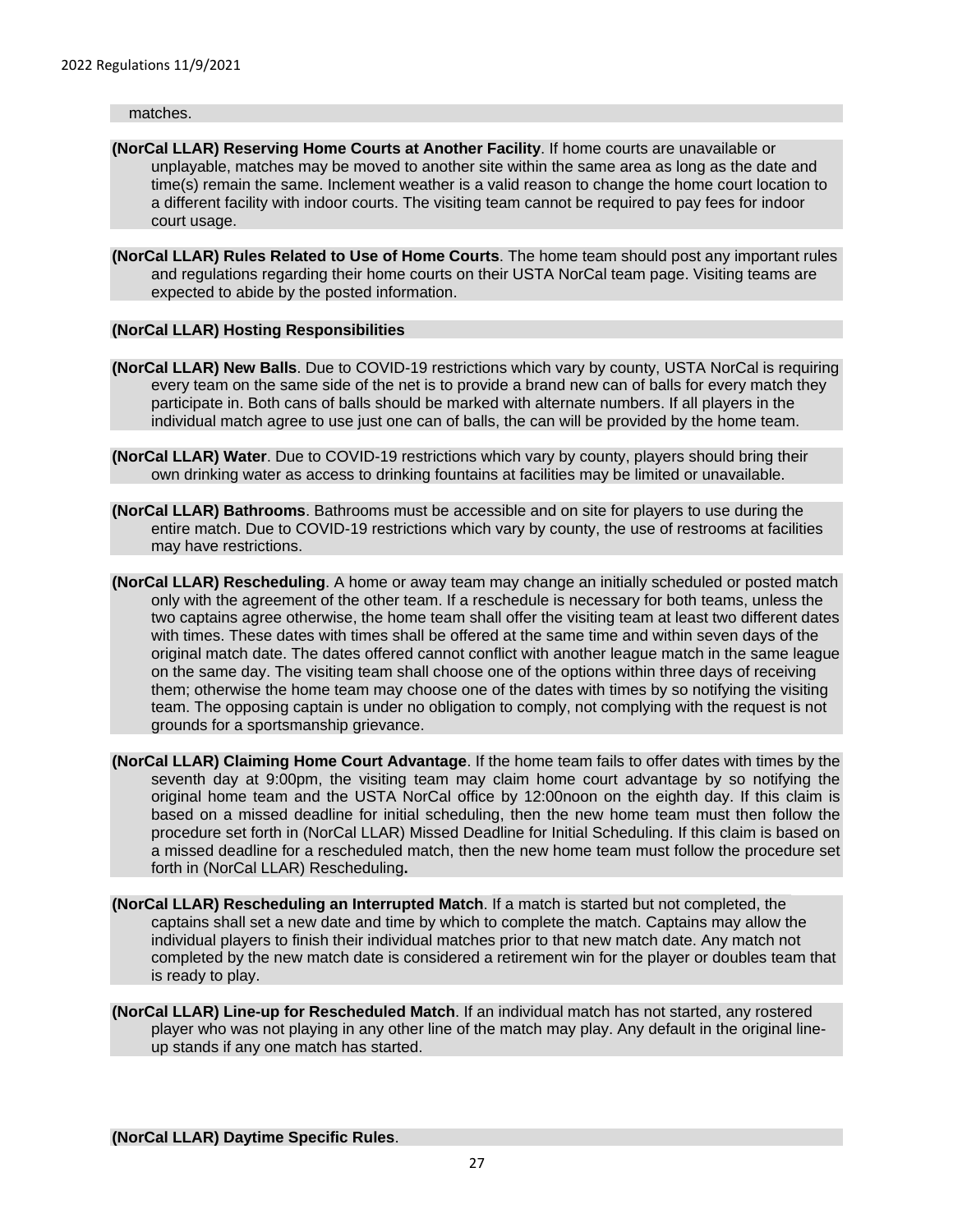matches.

**(NorCal LLAR) Reserving Home Courts at Another Facility**. If home courts are unavailable or unplayable, matches may be moved to another site within the same area as long as the date and time(s) remain the same. Inclement weather is a valid reason to change the home court location to a different facility with indoor courts. The visiting team cannot be required to pay fees for indoor court usage.

**(NorCal LLAR) Rules Related to Use of Home Courts**. The home team should post any important rules and regulations regarding their home courts on their USTA NorCal team page. Visiting teams are expected to abide by the posted information.

**(NorCal LLAR) Hosting Responsibilities**

**(NorCal LLAR) New Balls**. Due to COVID-19 restrictions which vary by county, USTA NorCal is requiring every team on the same side of the net is to provide a brand new can of balls for every match they participate in. Both cans of balls should be marked with alternate numbers. If all players in the individual match agree to use just one can of balls, the can will be provided by the home team.

**(NorCal LLAR) Water**. Due to COVID-19 restrictions which vary by county, players should bring their own drinking water as access to drinking fountains at facilities may be limited or unavailable.

**(NorCal LLAR) Bathrooms**. Bathrooms must be accessible and on site for players to use during the entire match. Due to COVID-19 restrictions which vary by county, the use of restrooms at facilities may have restrictions.

**(NorCal LLAR) Rescheduling**. A home or away team may change an initially scheduled or posted match only with the agreement of the other team. If a reschedule is necessary for both teams, unless the two captains agree otherwise, the home team shall offer the visiting team at least two different dates with times. These dates with times shall be offered at the same time and within seven days of the original match date. The dates offered cannot conflict with another league match in the same league on the same day. The visiting team shall choose one of the options within three days of receiving them; otherwise the home team may choose one of the dates with times by so notifying the visiting team. The opposing captain is under no obligation to comply, not complying with the request is not grounds for a sportsmanship grievance.

**(NorCal LLAR) Claiming Home Court Advantage**. If the home team fails to offer dates with times by the seventh day at 9:00pm, the visiting team may claim home court advantage by so notifying the original home team and the USTA NorCal office by 12:00noon on the eighth day. If this claim is based on a missed deadline for initial scheduling, then the new home team must then follow the procedure set forth in (NorCal LLAR) Missed Deadline for Initial Scheduling. If this claim is based on a missed deadline for a rescheduled match, then the new home team must follow the procedure set forth in (NorCal LLAR) Rescheduling**.**

**(NorCal LLAR) Rescheduling an Interrupted Match**. If a match is started but not completed, the captains shall set a new date and time by which to complete the match. Captains may allow the individual players to finish their individual matches prior to that new match date. Any match not completed by the new match date is considered a retirement win for the player or doubles team that is ready to play.

**(NorCal LLAR) Line-up for Rescheduled Match**. If an individual match has not started, any rostered player who was not playing in any other line of the match may play. Any default in the original line-up stands if any one match has started.

**(NorCal LLAR) Daytime Specific Rules**.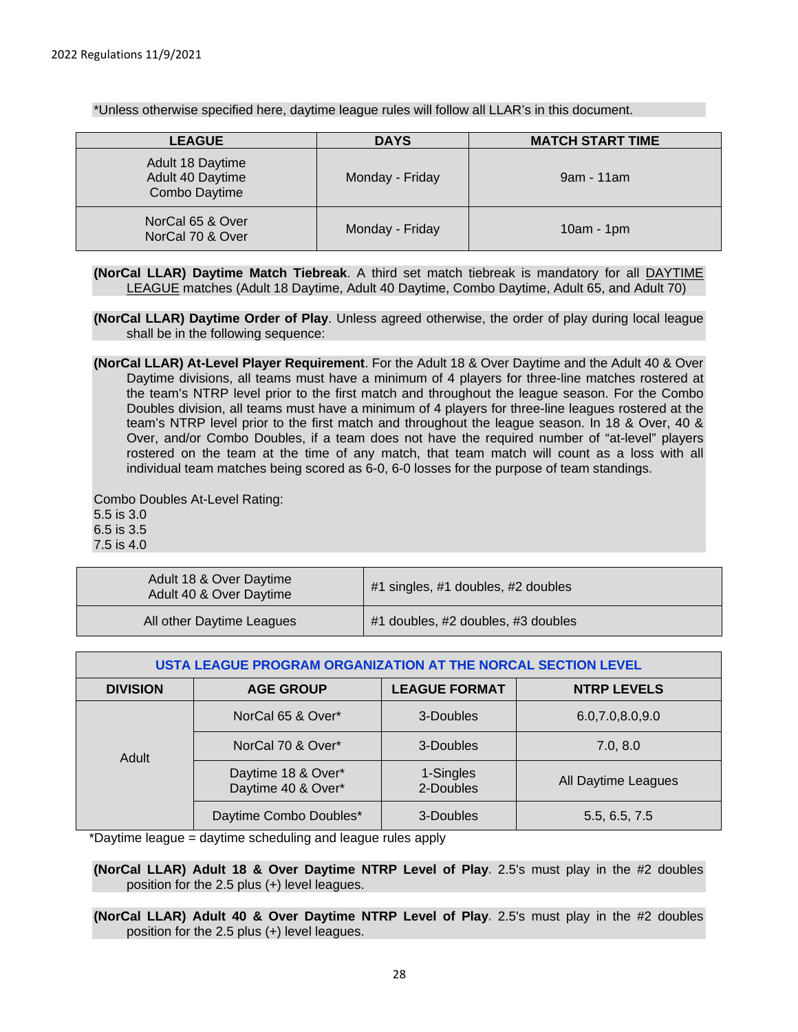*Unless otherwise specified here, daytime league rules will follow all LLAR's in this document.

| LEAGUE | DAYS | MATCH START TIME |
| --- | --- | --- |
| Adult 18 Daytime<br>Adult 40 Daytime<br>Combo Daytime | Monday - Friday | 9am - 11am |
| NorCal 65 & Over<br>NorCal 70 & Over | Monday - Friday | 10am - 1pm |

**(NorCal LLAR) Daytime Match Tiebreak**. A third set match tiebreak is mandatory for all DAYTIME LEAGUE matches (Adult 18 Daytime, Adult 40 Daytime, Combo Daytime, Adult 65, and Adult 70)

**(NorCal LLAR) Daytime Order of Play**. Unless agreed otherwise, the order of play during local league shall be in the following sequence:

**(NorCal LLAR) At-Level Player Requirement**. For the Adult 18 & Over Daytime and the Adult 40 & Over Daytime divisions, all teams must have a minimum of 4 players for three-line matches rostered at the team's NTRP level prior to the first match and throughout the league season. For the Combo Doubles division, all teams must have a minimum of 4 players for three-line leagues rostered at the team's NTRP level prior to the first match and throughout the league season. In 18 & Over, 40 & Over, and/or Combo Doubles, if a team does not have the required number of "at-level" players rostered on the team at the time of any match, that team match will count as a loss with all individual team matches being scored as 6-0, 6-0 losses for the purpose of team standings.

Combo Doubles At-Level Rating:
5.5 is 3.0
6.5 is 3.5
7.5 is 4.0

| | |
| --- | --- |
| Adult 18 & Over Daytime<br>Adult 40 & Over Daytime | #1 singles, #1 doubles, #2 doubles |
| All other Daytime Leagues | #1 doubles, #2 doubles, #3 doubles |

| USTA LEAGUE PROGRAM ORGANIZATION AT THE NORCAL SECTION LEVEL | | | |
| --- | --- | --- | --- |
| DIVISION | AGE GROUP | LEAGUE FORMAT | NTRP LEVELS |
| Adult | NorCal 65 & Over* | 3-Doubles | 6.0,7.0,8.0,9.0 |
| | NorCal 70 & Over* | 3-Doubles | 7.0, 8.0 |
| | Daytime 18 & Over*<br>Daytime 40 & Over* | 1-Singles<br>2-Doubles | All Daytime Leagues |
| | Daytime Combo Doubles* | 3-Doubles | 5.5, 6.5, 7.5 |

*Daytime league = daytime scheduling and league rules apply

**(NorCal LLAR) Adult 18 & Over Daytime NTRP Level of Play**. 2.5's must play in the #2 doubles position for the 2.5 plus (+) level leagues.

**(NorCal LLAR) Adult 40 & Over Daytime NTRP Level of Play**. 2.5's must play in the #2 doubles position for the 2.5 plus (+) level leagues.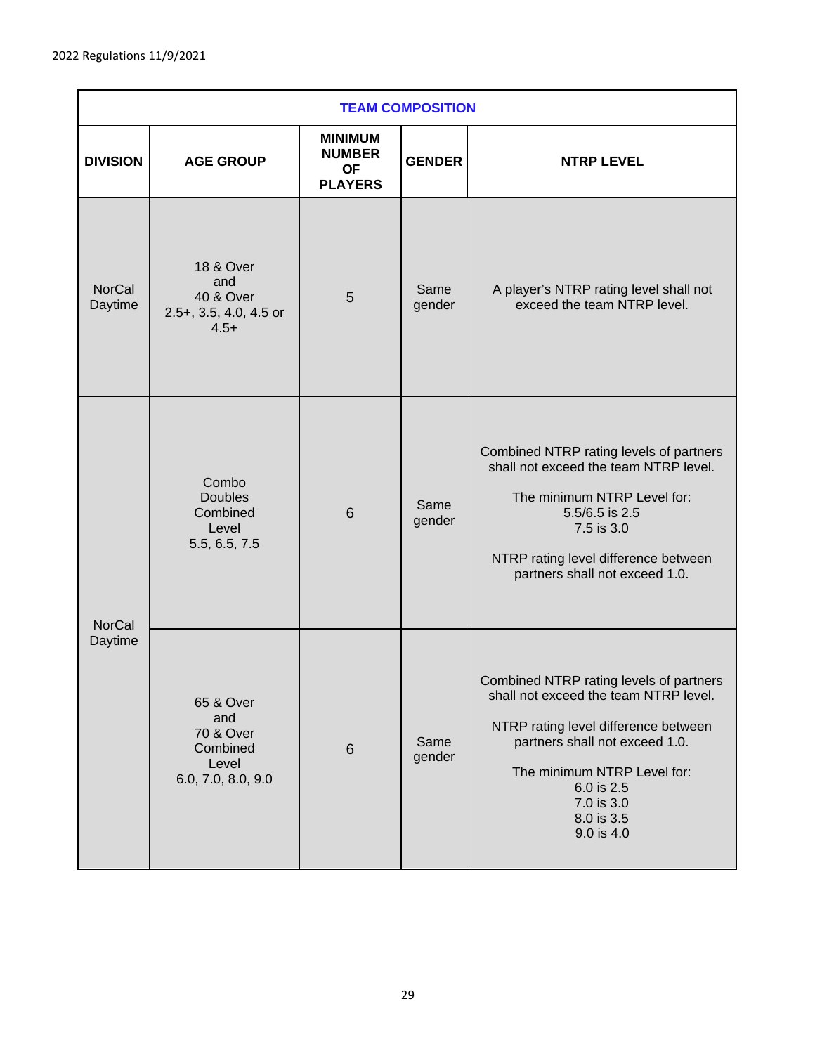| TEAM COMPOSITION | | | | |
|---|---|---|---|---|
| **DIVISION** | **AGE GROUP** | **MINIMUM NUMBER OF PLAYERS** | **GENDER** | **NTRP LEVEL** |
| NorCal Daytime | 18 & Over and 40 & Over 2.5+, 3.5, 4.0, 4.5 or 4.5+ | 5 | Same gender | A player's NTRP rating level shall not exceed the team NTRP level. |
| NorCal Daytime | Combo Doubles Combined Level 5.5, 6.5, 7.5 | 6 | Same gender | Combined NTRP rating levels of partners shall not exceed the team NTRP level.<br><br>The minimum NTRP Level for:<br>5.5/6.5 is 2.5<br>7.5 is 3.0<br><br>NTRP rating level difference between partners shall not exceed 1.0. |
| | 65 & Over and 70 & Over Combined Level 6.0, 7.0, 8.0, 9.0 | 6 | Same gender | Combined NTRP rating levels of partners shall not exceed the team NTRP level.<br><br>NTRP rating level difference between partners shall not exceed 1.0.<br><br>The minimum NTRP Level for:<br>6.0 is 2.5<br>7.0 is 3.0<br>8.0 is 3.5<br>9.0 is 4.0 |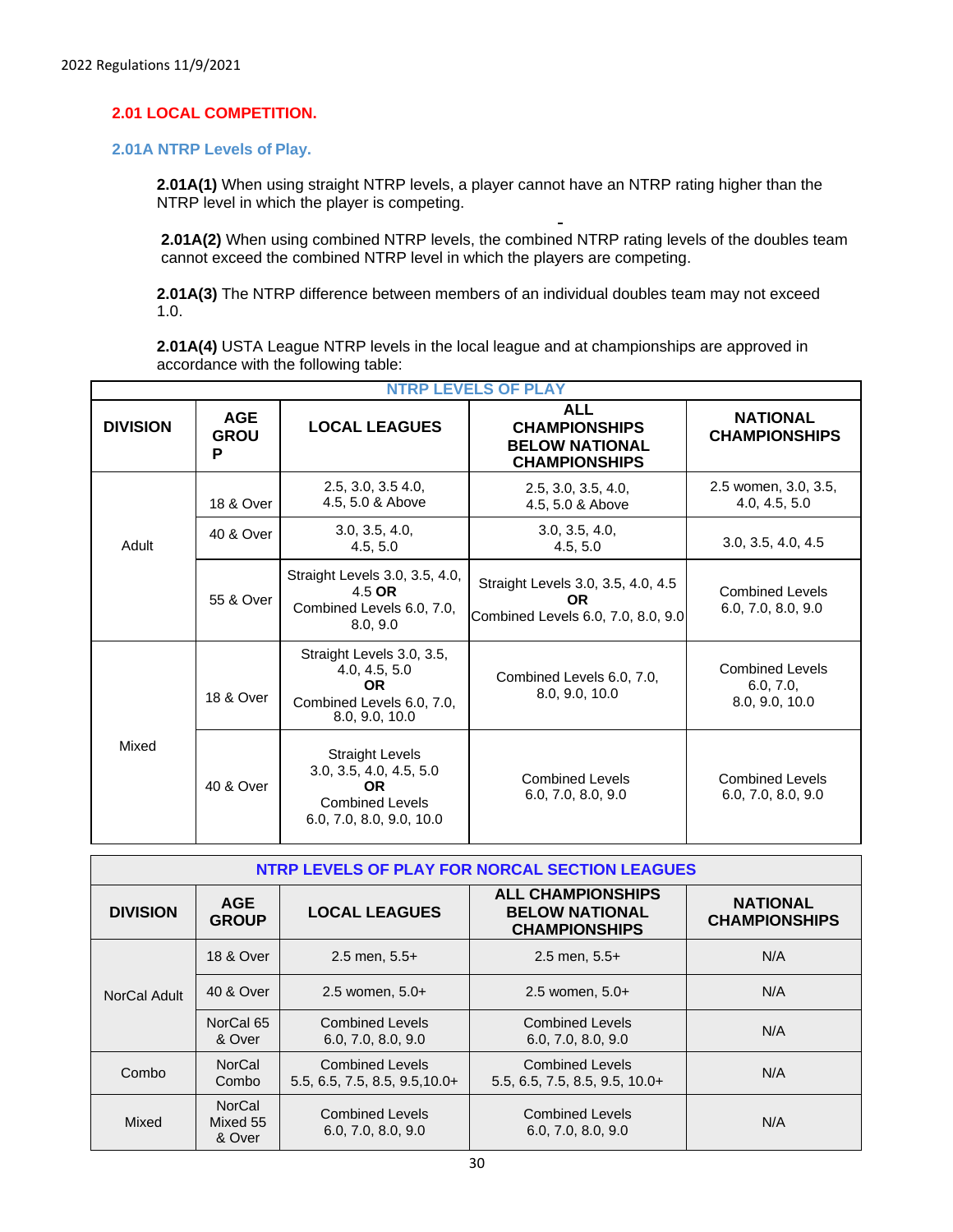## 2.01 LOCAL COMPETITION.

### 2.01A NTRP Levels of Play.

**2.01A(1)** When using straight NTRP levels, a player cannot have an NTRP rating higher than the NTRP level in which the player is competing.

**2.01A(2)** When using combined NTRP levels, the combined NTRP rating levels of the doubles team cannot exceed the combined NTRP level in which the players are competing.

**2.01A(3)** The NTRP difference between members of an individual doubles team may not exceed 1.0.

**2.01A(4)** USTA League NTRP levels in the local league and at championships are approved in accordance with the following table:

| NTRP LEVELS OF PLAY | | | | |
|---|---|---|---|---|
| **DIVISION** | **AGE GROUP** | **LOCAL LEAGUES** | **ALL CHAMPIONSHIPS BELOW NATIONAL CHAMPIONSHIPS** | **NATIONAL CHAMPIONSHIPS** |
| Adult | 18 & Over | 2.5, 3.0, 3.5 4.0, 4.5, 5.0 & Above | 2.5, 3.0, 3.5, 4.0, 4.5, 5.0 & Above | 2.5 women, 3.0, 3.5, 4.0, 4.5, 5.0 |
| | 40 & Over | 3.0, 3.5, 4.0, 4.5, 5.0 | 3.0, 3.5, 4.0, 4.5, 5.0 | 3.0, 3.5, 4.0, 4.5 |
| | 55 & Over | Straight Levels 3.0, 3.5, 4.0, 4.5 **OR** Combined Levels 6.0, 7.0, 8.0, 9.0 | Straight Levels 3.0, 3.5, 4.0, 4.5 **OR** Combined Levels 6.0, 7.0, 8.0, 9.0 | Combined Levels 6.0, 7.0, 8.0, 9.0 |
| Mixed | 18 & Over | Straight Levels 3.0, 3.5, 4.0, 4.5, 5.0 **OR** Combined Levels 6.0, 7.0, 8.0, 9.0, 10.0 | Combined Levels 6.0, 7.0, 8.0, 9.0, 10.0 | Combined Levels 6.0, 7.0, 8.0, 9.0, 10.0 |
| | 40 & Over | Straight Levels 3.0, 3.5, 4.0, 4.5, 5.0 **OR** Combined Levels 6.0, 7.0, 8.0, 9.0, 10.0 | Combined Levels 6.0, 7.0, 8.0, 9.0 | Combined Levels 6.0, 7.0, 8.0, 9.0 |

| NTRP LEVELS OF PLAY FOR NORCAL SECTION LEAGUES | | | | |
|---|---|---|---|---|
| **DIVISION** | **AGE GROUP** | **LOCAL LEAGUES** | **ALL CHAMPIONSHIPS BELOW NATIONAL CHAMPIONSHIPS** | **NATIONAL CHAMPIONSHIPS** |
| NorCal Adult | 18 & Over | 2.5 men, 5.5+ | 2.5 men, 5.5+ | N/A |
| | 40 & Over | 2.5 women, 5.0+ | 2.5 women, 5.0+ | N/A |
| | NorCal 65 & Over | Combined Levels 6.0, 7.0, 8.0, 9.0 | Combined Levels 6.0, 7.0, 8.0, 9.0 | N/A |
| Combo | NorCal Combo | Combined Levels 5.5, 6.5, 7.5, 8.5, 9.5,10.0+ | Combined Levels 5.5, 6.5, 7.5, 8.5, 9.5, 10.0+ | N/A |
| Mixed | NorCal Mixed 55 & Over | Combined Levels 6.0, 7.0, 8.0, 9.0 | Combined Levels 6.0, 7.0, 8.0, 9.0 | N/A |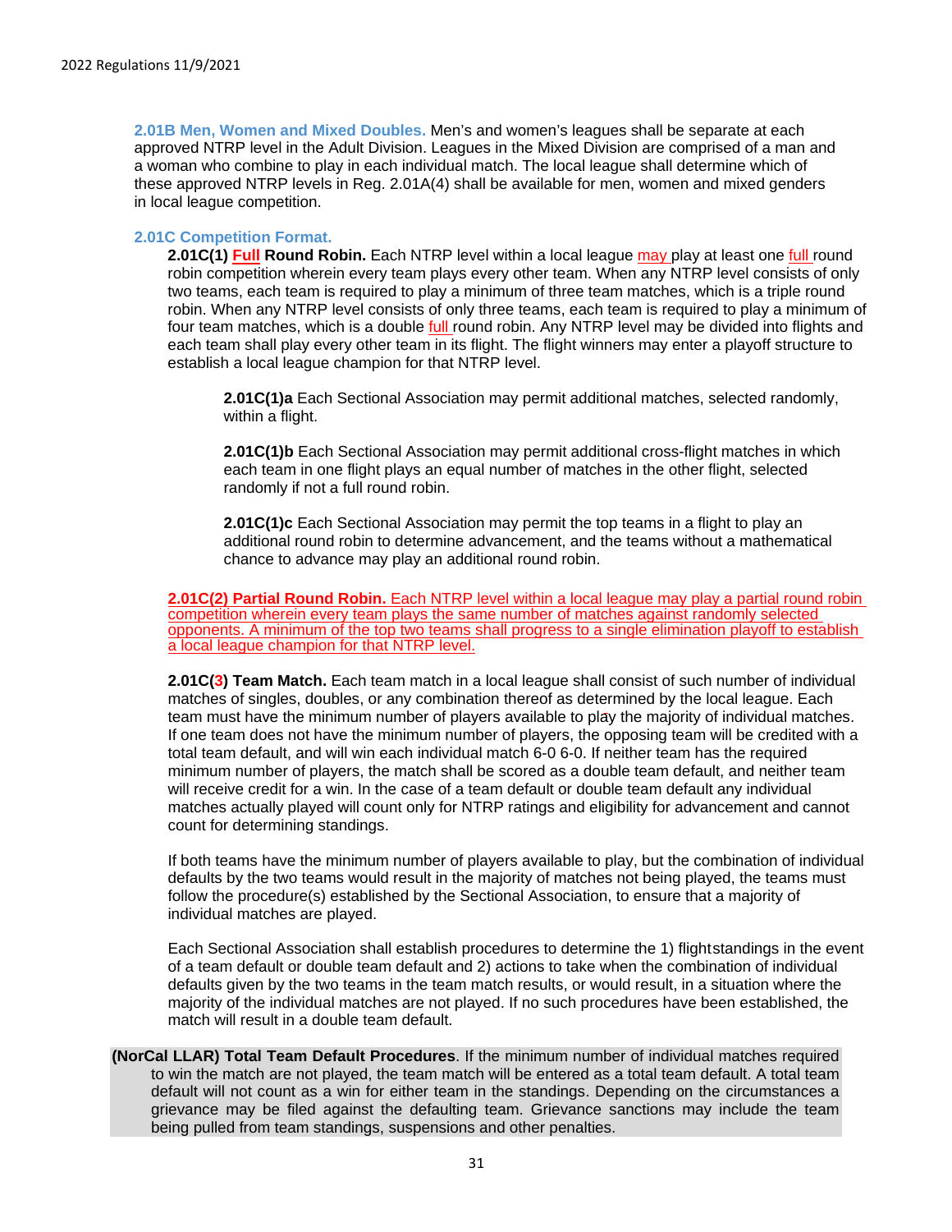**2.01B Men, Women and Mixed Doubles.** Men's and women's leagues shall be separate at each approved NTRP level in the Adult Division. Leagues in the Mixed Division are comprised of a man and a woman who combine to play in each individual match. The local league shall determine which of these approved NTRP levels in Reg. 2.01A(4) shall be available for men, women and mixed genders in local league competition.

**2.01C Competition Format.**

**2.01C(1) Full Round Robin.** Each NTRP level within a local league may play at least one full round robin competition wherein every team plays every other team. When any NTRP level consists of only two teams, each team is required to play a minimum of three team matches, which is a triple round robin. When any NTRP level consists of only three teams, each team is required to play a minimum of four team matches, which is a double full round robin. Any NTRP level may be divided into flights and each team shall play every other team in its flight. The flight winners may enter a playoff structure to establish a local league champion for that NTRP level.

**2.01C(1)a** Each Sectional Association may permit additional matches, selected randomly, within a flight.

**2.01C(1)b** Each Sectional Association may permit additional cross-flight matches in which each team in one flight plays an equal number of matches in the other flight, selected randomly if not a full round robin.

**2.01C(1)c** Each Sectional Association may permit the top teams in a flight to play an additional round robin to determine advancement, and the teams without a mathematical chance to advance may play an additional round robin.

**2.01C(2) Partial Round Robin.** Each NTRP level within a local league may play a partial round robin competition wherein every team plays the same number of matches against randomly selected opponents. A minimum of the top two teams shall progress to a single elimination playoff to establish a local league champion for that NTRP level.

**2.01C(3) Team Match.** Each team match in a local league shall consist of such number of individual matches of singles, doubles, or any combination thereof as determined by the local league. Each team must have the minimum number of players available to play the majority of individual matches. If one team does not have the minimum number of players, the opposing team will be credited with a total team default, and will win each individual match 6-0 6-0. If neither team has the required minimum number of players, the match shall be scored as a double team default, and neither team will receive credit for a win. In the case of a team default or double team default any individual matches actually played will count only for NTRP ratings and eligibility for advancement and cannot count for determining standings.

If both teams have the minimum number of players available to play, but the combination of individual defaults by the two teams would result in the majority of matches not being played, the teams must follow the procedure(s) established by the Sectional Association, to ensure that a majority of individual matches are played.

Each Sectional Association shall establish procedures to determine the 1) flight standings in the event of a team default or double team default and 2) actions to take when the combination of individual defaults given by the two teams in the team match results, or would result, in a situation where the majority of the individual matches are not played. If no such procedures have been established, the match will result in a double team default.

**(NorCal LLAR) Total Team Default Procedures**. If the minimum number of individual matches required to win the match are not played, the team match will be entered as a total team default. A total team default will not count as a win for either team in the standings. Depending on the circumstances a grievance may be filed against the defaulting team. Grievance sanctions may include the team being pulled from team standings, suspensions and other penalties.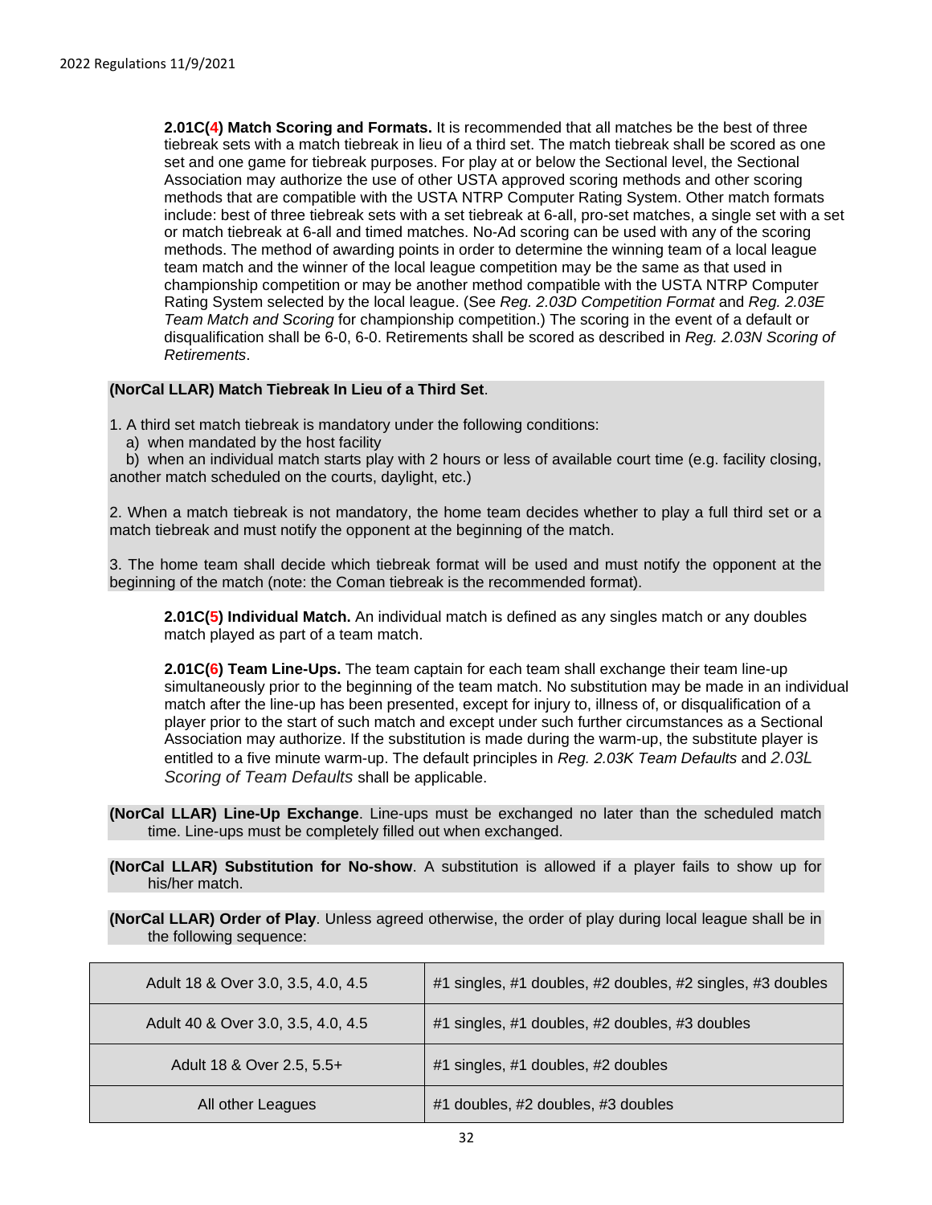**2.01C(4) Match Scoring and Formats.** It is recommended that all matches be the best of three tiebreak sets with a match tiebreak in lieu of a third set. The match tiebreak shall be scored as one set and one game for tiebreak purposes. For play at or below the Sectional level, the Sectional Association may authorize the use of other USTA approved scoring methods and other scoring methods that are compatible with the USTA NTRP Computer Rating System. Other match formats include: best of three tiebreak sets with a set tiebreak at 6-all, pro-set matches, a single set with a set or match tiebreak at 6-all and timed matches. No-Ad scoring can be used with any of the scoring methods. The method of awarding points in order to determine the winning team of a local league team match and the winner of the local league competition may be the same as that used in championship competition or may be another method compatible with the USTA NTRP Computer Rating System selected by the local league. (See *Reg. 2.03D Competition Format* and *Reg. 2.03E Team Match and Scoring* for championship competition.) The scoring in the event of a default or disqualification shall be 6-0, 6-0. Retirements shall be scored as described in *Reg. 2.03N Scoring of Retirements*.

**(NorCal LLAR) Match Tiebreak In Lieu of a Third Set**.

1. A third set match tiebreak is mandatory under the following conditions:
   a) when mandated by the host facility
   b) when an individual match starts play with 2 hours or less of available court time (e.g. facility closing, another match scheduled on the courts, daylight, etc.)

2. When a match tiebreak is not mandatory, the home team decides whether to play a full third set or a match tiebreak and must notify the opponent at the beginning of the match.

3. The home team shall decide which tiebreak format will be used and must notify the opponent at the beginning of the match (note: the Coman tiebreak is the recommended format).

**2.01C(5) Individual Match.** An individual match is defined as any singles match or any doubles match played as part of a team match.

**2.01C(6) Team Line-Ups.** The team captain for each team shall exchange their team line-up simultaneously prior to the beginning of the team match. No substitution may be made in an individual match after the line-up has been presented, except for injury to, illness of, or disqualification of a player prior to the start of such match and except under such further circumstances as a Sectional Association may authorize. If the substitution is made during the warm-up, the substitute player is entitled to a five minute warm-up. The default principles in *Reg. 2.03K Team Defaults* and *2.03L Scoring of Team Defaults* shall be applicable.

**(NorCal LLAR) Line-Up Exchange**. Line-ups must be exchanged no later than the scheduled match time. Line-ups must be completely filled out when exchanged.

**(NorCal LLAR) Substitution for No-show**. A substitution is allowed if a player fails to show up for his/her match.

**(NorCal LLAR) Order of Play**. Unless agreed otherwise, the order of play during local league shall be in the following sequence:

| League | Order of Play |
| --- | --- |
| Adult 18 & Over 3.0, 3.5, 4.0, 4.5 | #1 singles, #1 doubles, #2 doubles, #2 singles, #3 doubles |
| Adult 40 & Over 3.0, 3.5, 4.0, 4.5 | #1 singles, #1 doubles, #2 doubles, #3 doubles |
| Adult 18 & Over 2.5, 5.5+ | #1 singles, #1 doubles, #2 doubles |
| All other Leagues | #1 doubles, #2 doubles, #3 doubles |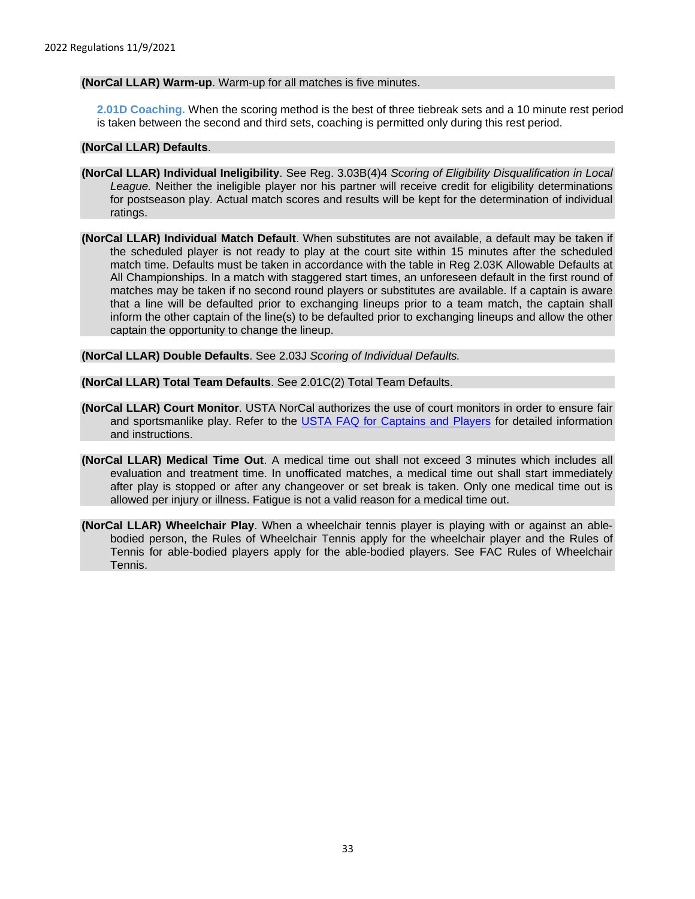**(NorCal LLAR) Warm-up**. Warm-up for all matches is five minutes.

**2.01D Coaching.** When the scoring method is the best of three tiebreak sets and a 10 minute rest period is taken between the second and third sets, coaching is permitted only during this rest period.

**(NorCal LLAR) Defaults**.

**(NorCal LLAR) Individual Ineligibility**. See Reg. 3.03B(4)4 *Scoring of Eligibility Disqualification in Local League.* Neither the ineligible player nor his partner will receive credit for eligibility determinations for postseason play. Actual match scores and results will be kept for the determination of individual ratings.

**(NorCal LLAR) Individual Match Default**. When substitutes are not available, a default may be taken if the scheduled player is not ready to play at the court site within 15 minutes after the scheduled match time. Defaults must be taken in accordance with the table in Reg 2.03K Allowable Defaults at All Championships. In a match with staggered start times, an unforeseen default in the first round of matches may be taken if no second round players or substitutes are available. If a captain is aware that a line will be defaulted prior to exchanging lineups prior to a team match, the captain shall inform the other captain of the line(s) to be defaulted prior to exchanging lineups and allow the other captain the opportunity to change the lineup.

**(NorCal LLAR) Double Defaults**. See 2.03J *Scoring of Individual Defaults.*

**(NorCal LLAR) Total Team Defaults**. See 2.01C(2) Total Team Defaults.

**(NorCal LLAR) Court Monitor**. USTA NorCal authorizes the use of court monitors in order to ensure fair and sportsmanlike play. Refer to the USTA FAQ for Captains and Players for detailed information and instructions.

**(NorCal LLAR) Medical Time Out**. A medical time out shall not exceed 3 minutes which includes all evaluation and treatment time. In unofficated matches, a medical time out shall start immediately after play is stopped or after any changeover or set break is taken. Only one medical time out is allowed per injury or illness. Fatigue is not a valid reason for a medical time out.

**(NorCal LLAR) Wheelchair Play**. When a wheelchair tennis player is playing with or against an able-bodied person, the Rules of Wheelchair Tennis apply for the wheelchair player and the Rules of Tennis for able-bodied players apply for the able-bodied players. See FAC Rules of Wheelchair Tennis.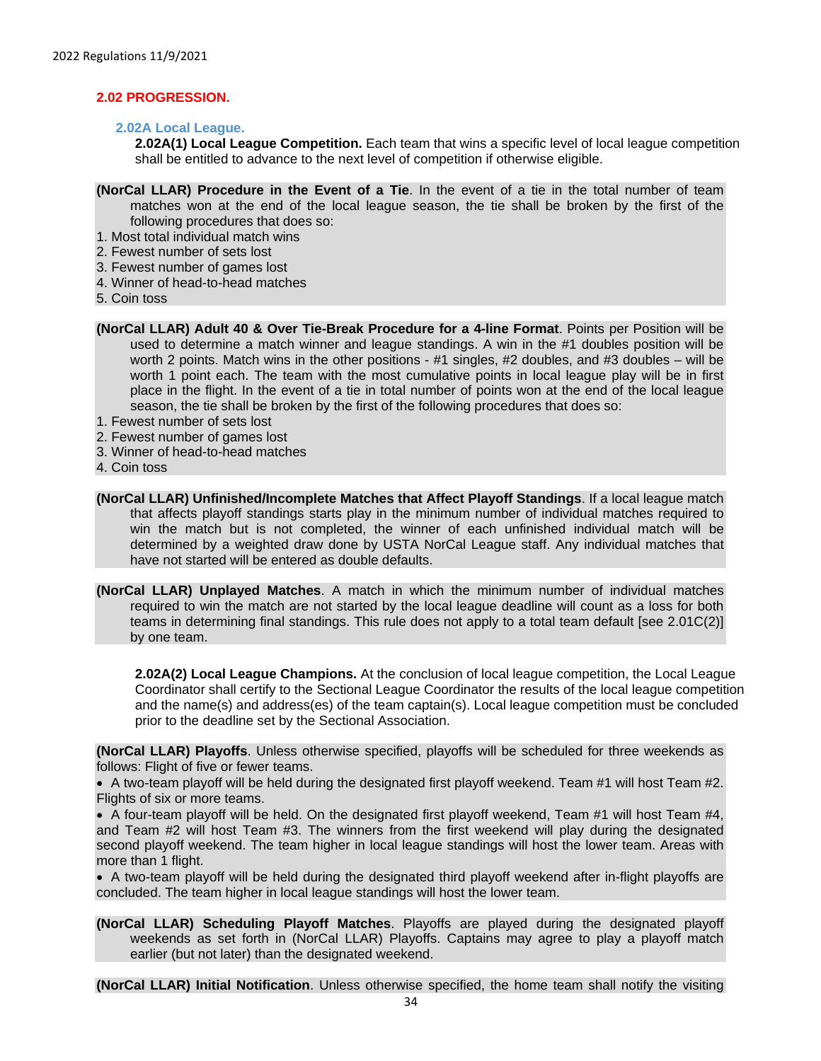## 2.02 PROGRESSION.

### 2.02A Local League.

**2.02A(1) Local League Competition.** Each team that wins a specific level of local league competition shall be entitled to advance to the next level of competition if otherwise eligible.

**(NorCal LLAR) Procedure in the Event of a Tie**. In the event of a tie in the total number of team matches won at the end of the local league season, the tie shall be broken by the first of the following procedures that does so:

1. Most total individual match wins
2. Fewest number of sets lost
3. Fewest number of games lost
4. Winner of head-to-head matches
5. Coin toss

**(NorCal LLAR) Adult 40 & Over Tie-Break Procedure for a 4-line Format**. Points per Position will be used to determine a match winner and league standings. A win in the #1 doubles position will be worth 2 points. Match wins in the other positions - #1 singles, #2 doubles, and #3 doubles – will be worth 1 point each. The team with the most cumulative points in local league play will be in first place in the flight. In the event of a tie in total number of points won at the end of the local league season, the tie shall be broken by the first of the following procedures that does so:

1. Fewest number of sets lost
2. Fewest number of games lost
3. Winner of head-to-head matches
4. Coin toss

**(NorCal LLAR) Unfinished/Incomplete Matches that Affect Playoff Standings**. If a local league match that affects playoff standings starts play in the minimum number of individual matches required to win the match but is not completed, the winner of each unfinished individual match will be determined by a weighted draw done by USTA NorCal League staff. Any individual matches that have not started will be entered as double defaults.

**(NorCal LLAR) Unplayed Matches**. A match in which the minimum number of individual matches required to win the match are not started by the local league deadline will count as a loss for both teams in determining final standings. This rule does not apply to a total team default [see 2.01C(2)] by one team.

**2.02A(2) Local League Champions.** At the conclusion of local league competition, the Local League Coordinator shall certify to the Sectional League Coordinator the results of the local league competition and the name(s) and address(es) of the team captain(s). Local league competition must be concluded prior to the deadline set by the Sectional Association.

**(NorCal LLAR) Playoffs**. Unless otherwise specified, playoffs will be scheduled for three weekends as follows: Flight of five or fewer teams.

- A two-team playoff will be held during the designated first playoff weekend. Team #1 will host Team #2. Flights of six or more teams.
- A four-team playoff will be held. On the designated first playoff weekend, Team #1 will host Team #4, and Team #2 will host Team #3. The winners from the first weekend will play during the designated second playoff weekend. The team higher in local league standings will host the lower team. Areas with more than 1 flight.
- A two-team playoff will be held during the designated third playoff weekend after in-flight playoffs are concluded. The team higher in local league standings will host the lower team.

**(NorCal LLAR) Scheduling Playoff Matches**. Playoffs are played during the designated playoff weekends as set forth in (NorCal LLAR) Playoffs. Captains may agree to play a playoff match earlier (but not later) than the designated weekend.

**(NorCal LLAR) Initial Notification**. Unless otherwise specified, the home team shall notify the visiting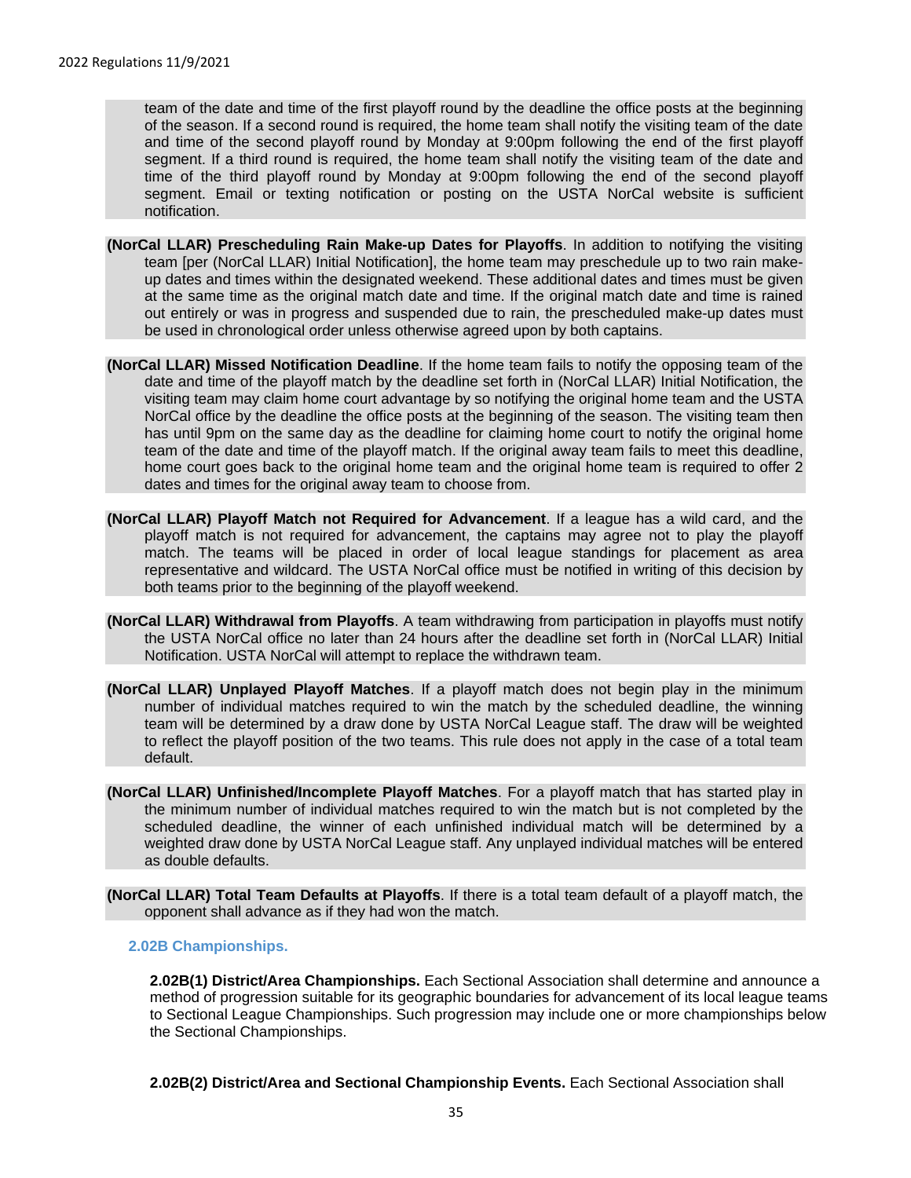team of the date and time of the first playoff round by the deadline the office posts at the beginning of the season. If a second round is required, the home team shall notify the visiting team of the date and time of the second playoff round by Monday at 9:00pm following the end of the first playoff segment. If a third round is required, the home team shall notify the visiting team of the date and time of the third playoff round by Monday at 9:00pm following the end of the second playoff segment. Email or texting notification or posting on the USTA NorCal website is sufficient notification.

**(NorCal LLAR) Prescheduling Rain Make-up Dates for Playoffs**. In addition to notifying the visiting team [per (NorCal LLAR) Initial Notification], the home team may preschedule up to two rain make-up dates and times within the designated weekend. These additional dates and times must be given at the same time as the original match date and time. If the original match date and time is rained out entirely or was in progress and suspended due to rain, the prescheduled make-up dates must be used in chronological order unless otherwise agreed upon by both captains.

**(NorCal LLAR) Missed Notification Deadline**. If the home team fails to notify the opposing team of the date and time of the playoff match by the deadline set forth in (NorCal LLAR) Initial Notification, the visiting team may claim home court advantage by so notifying the original home team and the USTA NorCal office by the deadline the office posts at the beginning of the season. The visiting team then has until 9pm on the same day as the deadline for claiming home court to notify the original home team of the date and time of the playoff match. If the original away team fails to meet this deadline, home court goes back to the original home team and the original home team is required to offer 2 dates and times for the original away team to choose from.

**(NorCal LLAR) Playoff Match not Required for Advancement**. If a league has a wild card, and the playoff match is not required for advancement, the captains may agree not to play the playoff match. The teams will be placed in order of local league standings for placement as area representative and wildcard. The USTA NorCal office must be notified in writing of this decision by both teams prior to the beginning of the playoff weekend.

**(NorCal LLAR) Withdrawal from Playoffs**. A team withdrawing from participation in playoffs must notify the USTA NorCal office no later than 24 hours after the deadline set forth in (NorCal LLAR) Initial Notification. USTA NorCal will attempt to replace the withdrawn team.

**(NorCal LLAR) Unplayed Playoff Matches**. If a playoff match does not begin play in the minimum number of individual matches required to win the match by the scheduled deadline, the winning team will be determined by a draw done by USTA NorCal League staff. The draw will be weighted to reflect the playoff position of the two teams. This rule does not apply in the case of a total team default.

**(NorCal LLAR) Unfinished/Incomplete Playoff Matches**. For a playoff match that has started play in the minimum number of individual matches required to win the match but is not completed by the scheduled deadline, the winner of each unfinished individual match will be determined by a weighted draw done by USTA NorCal League staff. Any unplayed individual matches will be entered as double defaults.

**(NorCal LLAR) Total Team Defaults at Playoffs**. If there is a total team default of a playoff match, the opponent shall advance as if they had won the match.

### 2.02B Championships.

**2.02B(1) District/Area Championships.** Each Sectional Association shall determine and announce a method of progression suitable for its geographic boundaries for advancement of its local league teams to Sectional League Championships. Such progression may include one or more championships below the Sectional Championships.

**2.02B(2) District/Area and Sectional Championship Events.** Each Sectional Association shall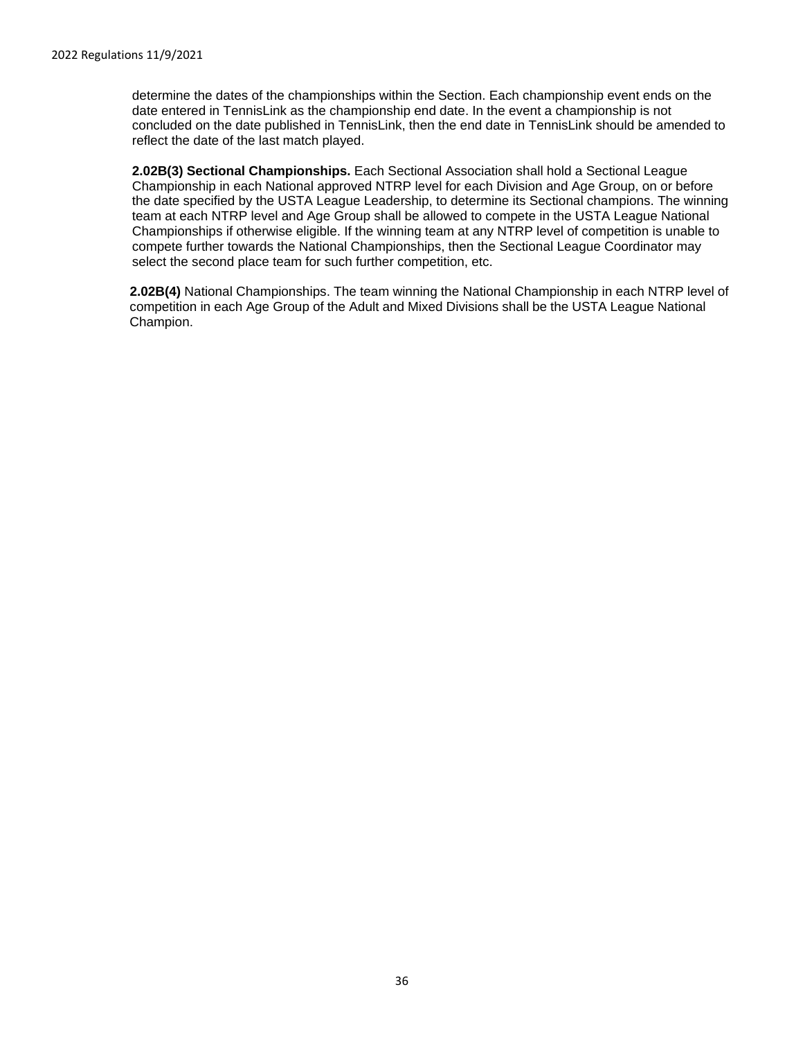determine the dates of the championships within the Section. Each championship event ends on the date entered in TennisLink as the championship end date. In the event a championship is not concluded on the date published in TennisLink, then the end date in TennisLink should be amended to reflect the date of the last match played.

**2.02B(3) Sectional Championships.** Each Sectional Association shall hold a Sectional League Championship in each National approved NTRP level for each Division and Age Group, on or before the date specified by the USTA League Leadership, to determine its Sectional champions. The winning team at each NTRP level and Age Group shall be allowed to compete in the USTA League National Championships if otherwise eligible. If the winning team at any NTRP level of competition is unable to compete further towards the National Championships, then the Sectional League Coordinator may select the second place team for such further competition, etc.

**2.02B(4)** National Championships. The team winning the National Championship in each NTRP level of competition in each Age Group of the Adult and Mixed Divisions shall be the USTA League National Champion.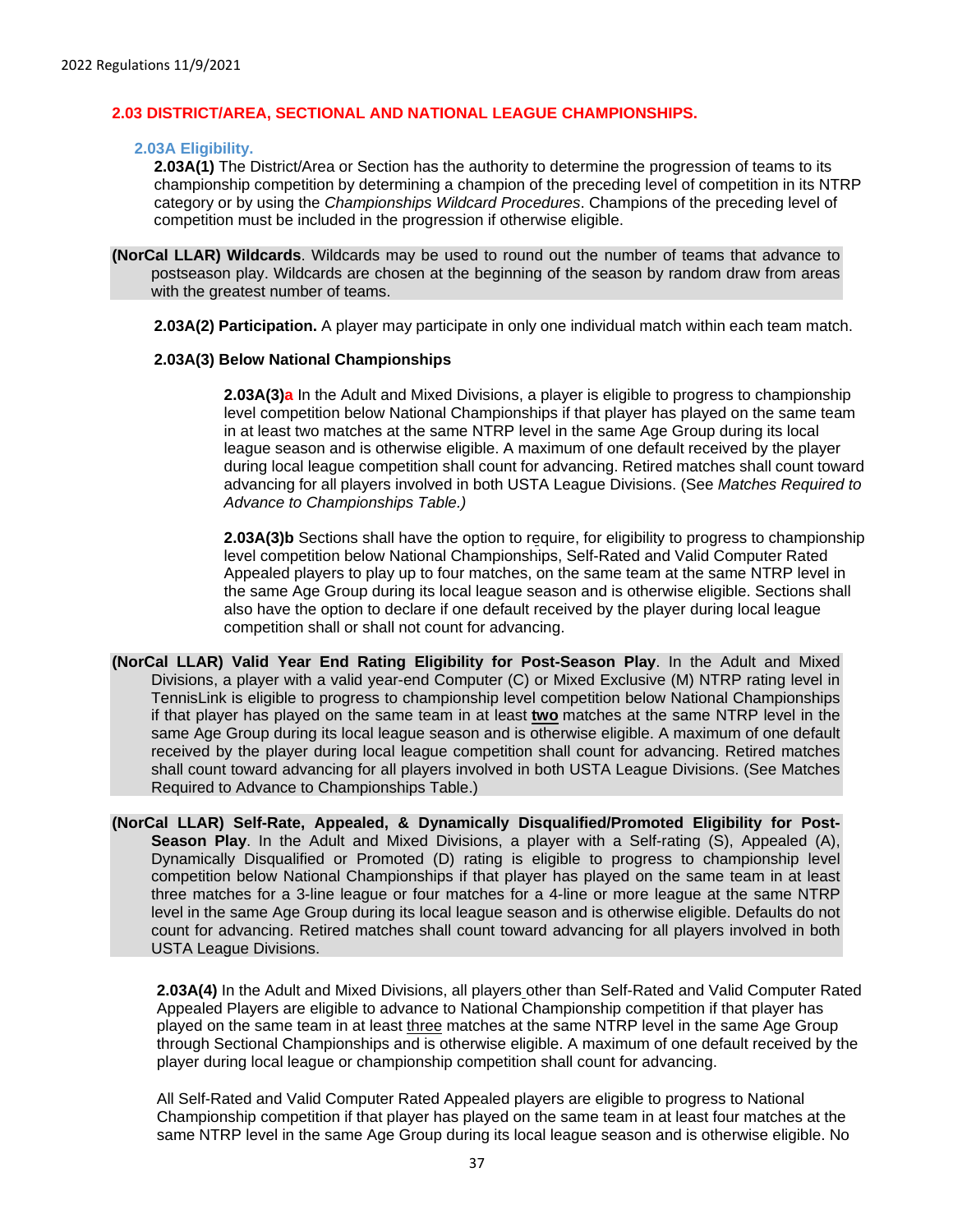## 2.03 DISTRICT/AREA, SECTIONAL AND NATIONAL LEAGUE CHAMPIONSHIPS.

### 2.03A Eligibility.

**2.03A(1)** The District/Area or Section has the authority to determine the progression of teams to its championship competition by determining a champion of the preceding level of competition in its NTRP category or by using the *Championships Wildcard Procedures*. Champions of the preceding level of competition must be included in the progression if otherwise eligible.

**(NorCal LLAR) Wildcards**. Wildcards may be used to round out the number of teams that advance to postseason play. Wildcards are chosen at the beginning of the season by random draw from areas with the greatest number of teams.

**2.03A(2) Participation.** A player may participate in only one individual match within each team match.

**2.03A(3) Below National Championships**

**2.03A(3)a** In the Adult and Mixed Divisions, a player is eligible to progress to championship level competition below National Championships if that player has played on the same team in at least two matches at the same NTRP level in the same Age Group during its local league season and is otherwise eligible. A maximum of one default received by the player during local league competition shall count for advancing. Retired matches shall count toward advancing for all players involved in both USTA League Divisions. (See *Matches Required to Advance to Championships Table.)*

**2.03A(3)b** Sections shall have the option to require, for eligibility to progress to championship level competition below National Championships, Self-Rated and Valid Computer Rated Appealed players to play up to four matches, on the same team at the same NTRP level in the same Age Group during its local league season and is otherwise eligible. Sections shall also have the option to declare if one default received by the player during local league competition shall or shall not count for advancing.

**(NorCal LLAR) Valid Year End Rating Eligibility for Post-Season Play**. In the Adult and Mixed Divisions, a player with a valid year-end Computer (C) or Mixed Exclusive (M) NTRP rating level in TennisLink is eligible to progress to championship level competition below National Championships if that player has played on the same team in at least **two** matches at the same NTRP level in the same Age Group during its local league season and is otherwise eligible. A maximum of one default received by the player during local league competition shall count for advancing. Retired matches shall count toward advancing for all players involved in both USTA League Divisions. (See Matches Required to Advance to Championships Table.)

**(NorCal LLAR) Self-Rate, Appealed, & Dynamically Disqualified/Promoted Eligibility for Post-Season Play**. In the Adult and Mixed Divisions, a player with a Self-rating (S), Appealed (A), Dynamically Disqualified or Promoted (D) rating is eligible to progress to championship level competition below National Championships if that player has played on the same team in at least three matches for a 3-line league or four matches for a 4-line or more league at the same NTRP level in the same Age Group during its local league season and is otherwise eligible. Defaults do not count for advancing. Retired matches shall count toward advancing for all players involved in both USTA League Divisions.

**2.03A(4)** In the Adult and Mixed Divisions, all players other than Self-Rated and Valid Computer Rated Appealed Players are eligible to advance to National Championship competition if that player has played on the same team in at least three matches at the same NTRP level in the same Age Group through Sectional Championships and is otherwise eligible. A maximum of one default received by the player during local league or championship competition shall count for advancing.

All Self-Rated and Valid Computer Rated Appealed players are eligible to progress to National Championship competition if that player has played on the same team in at least four matches at the same NTRP level in the same Age Group during its local league season and is otherwise eligible. No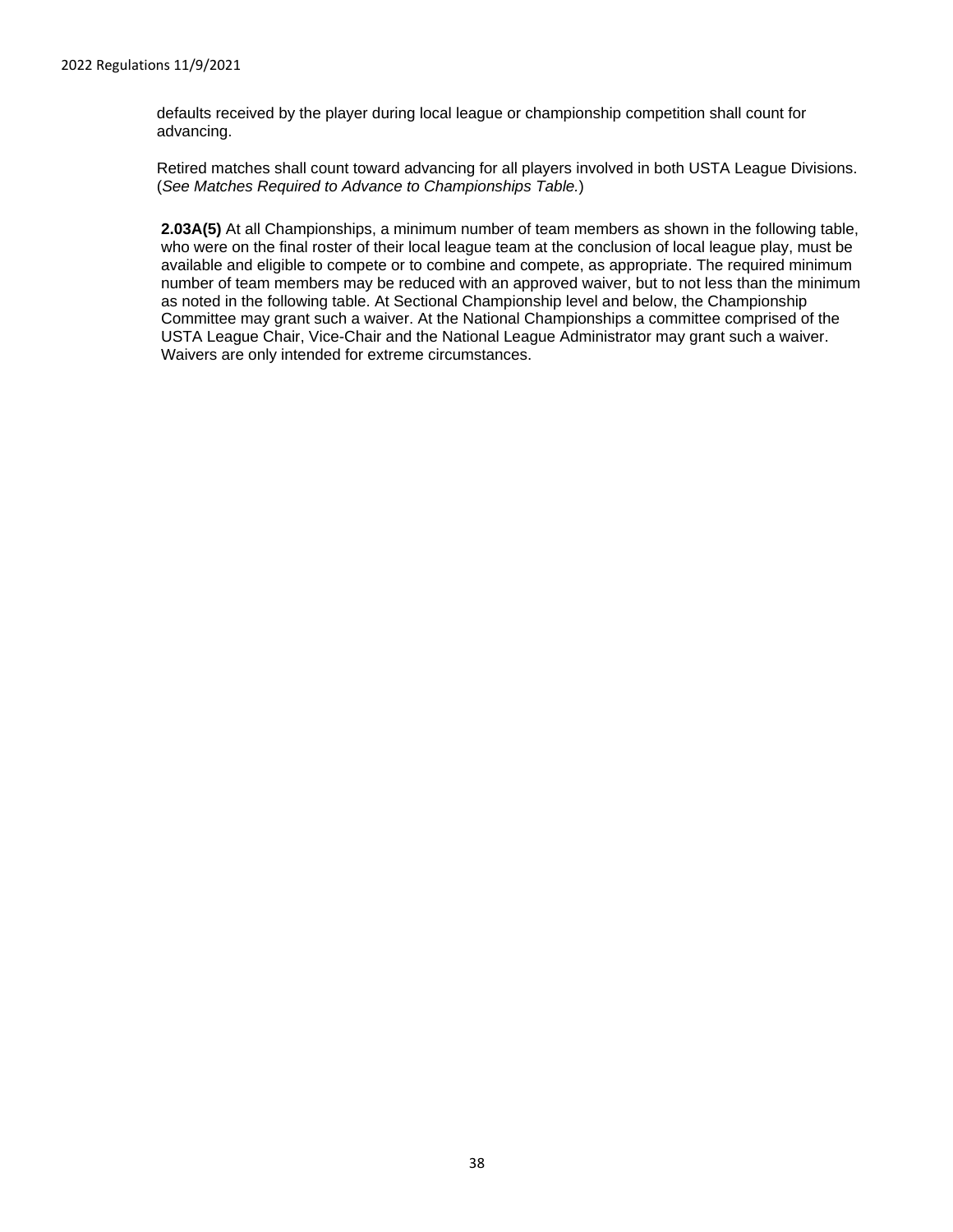defaults received by the player during local league or championship competition shall count for advancing.

Retired matches shall count toward advancing for all players involved in both USTA League Divisions. (*See Matches Required to Advance to Championships Table.*)

**2.03A(5)** At all Championships, a minimum number of team members as shown in the following table, who were on the final roster of their local league team at the conclusion of local league play, must be available and eligible to compete or to combine and compete, as appropriate. The required minimum number of team members may be reduced with an approved waiver, but to not less than the minimum as noted in the following table. At Sectional Championship level and below, the Championship Committee may grant such a waiver. At the National Championships a committee comprised of the USTA League Chair, Vice-Chair and the National League Administrator may grant such a waiver. Waivers are only intended for extreme circumstances.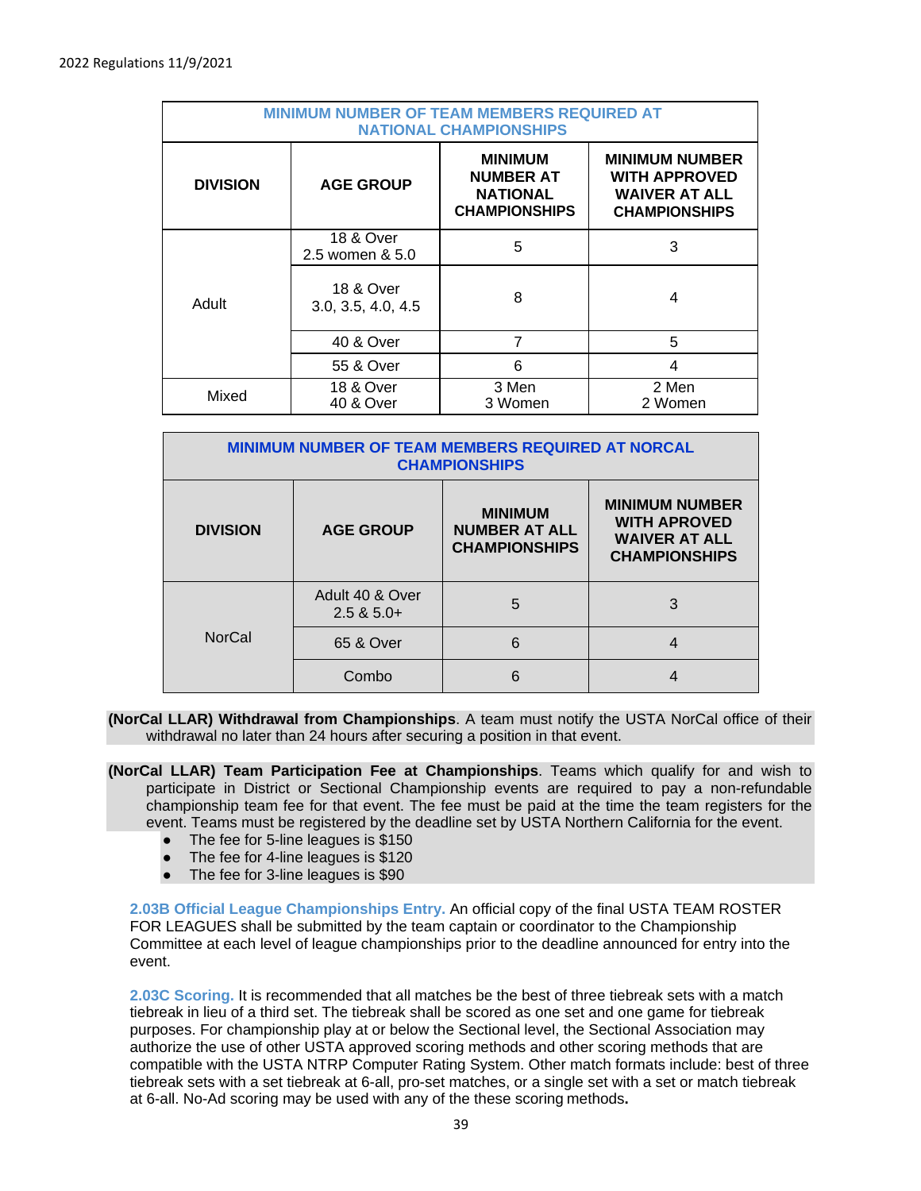| MINIMUM NUMBER OF TEAM MEMBERS REQUIRED AT NATIONAL CHAMPIONSHIPS | | | |
|---|---|---|---|
| **DIVISION** | **AGE GROUP** | **MINIMUM NUMBER AT NATIONAL CHAMPIONSHIPS** | **MINIMUM NUMBER WITH APPROVED WAIVER AT ALL CHAMPIONSHIPS** |
| Adult | 18 & Over 2.5 women & 5.0 | 5 | 3 |
| | 18 & Over 3.0, 3.5, 4.0, 4.5 | 8 | 4 |
| | 40 & Over | 7 | 5 |
| | 55 & Over | 6 | 4 |
| Mixed | 18 & Over 40 & Over | 3 Men 3 Women | 2 Men 2 Women |

| MINIMUM NUMBER OF TEAM MEMBERS REQUIRED AT NORCAL CHAMPIONSHIPS | | | |
|---|---|---|---|
| **DIVISION** | **AGE GROUP** | **MINIMUM NUMBER AT ALL CHAMPIONSHIPS** | **MINIMUM NUMBER WITH APPROVED WAIVER AT ALL CHAMPIONSHIPS** |
| NorCal | Adult 40 & Over 2.5 & 5.0+ | 5 | 3 |
| | 65 & Over | 6 | 4 |
| | Combo | 6 | 4 |

**(NorCal LLAR) Withdrawal from Championships**. A team must notify the USTA NorCal office of their withdrawal no later than 24 hours after securing a position in that event.

**(NorCal LLAR) Team Participation Fee at Championships**. Teams which qualify for and wish to participate in District or Sectional Championship events are required to pay a non-refundable championship team fee for that event. The fee must be paid at the time the team registers for the event. Teams must be registered by the deadline set by USTA Northern California for the event.

- The fee for 5-line leagues is $150
- The fee for 4-line leagues is $120
- The fee for 3-line leagues is $90

**2.03B Official League Championships Entry.** An official copy of the final USTA TEAM ROSTER FOR LEAGUES shall be submitted by the team captain or coordinator to the Championship Committee at each level of league championships prior to the deadline announced for entry into the event.

**2.03C Scoring.** It is recommended that all matches be the best of three tiebreak sets with a match tiebreak in lieu of a third set. The tiebreak shall be scored as one set and one game for tiebreak purposes. For championship play at or below the Sectional level, the Sectional Association may authorize the use of other USTA approved scoring methods and other scoring methods that are compatible with the USTA NTRP Computer Rating System. Other match formats include: best of three tiebreak sets with a set tiebreak at 6-all, pro-set matches, or a single set with a set or match tiebreak at 6-all. No-Ad scoring may be used with any of the these scoring methods**.**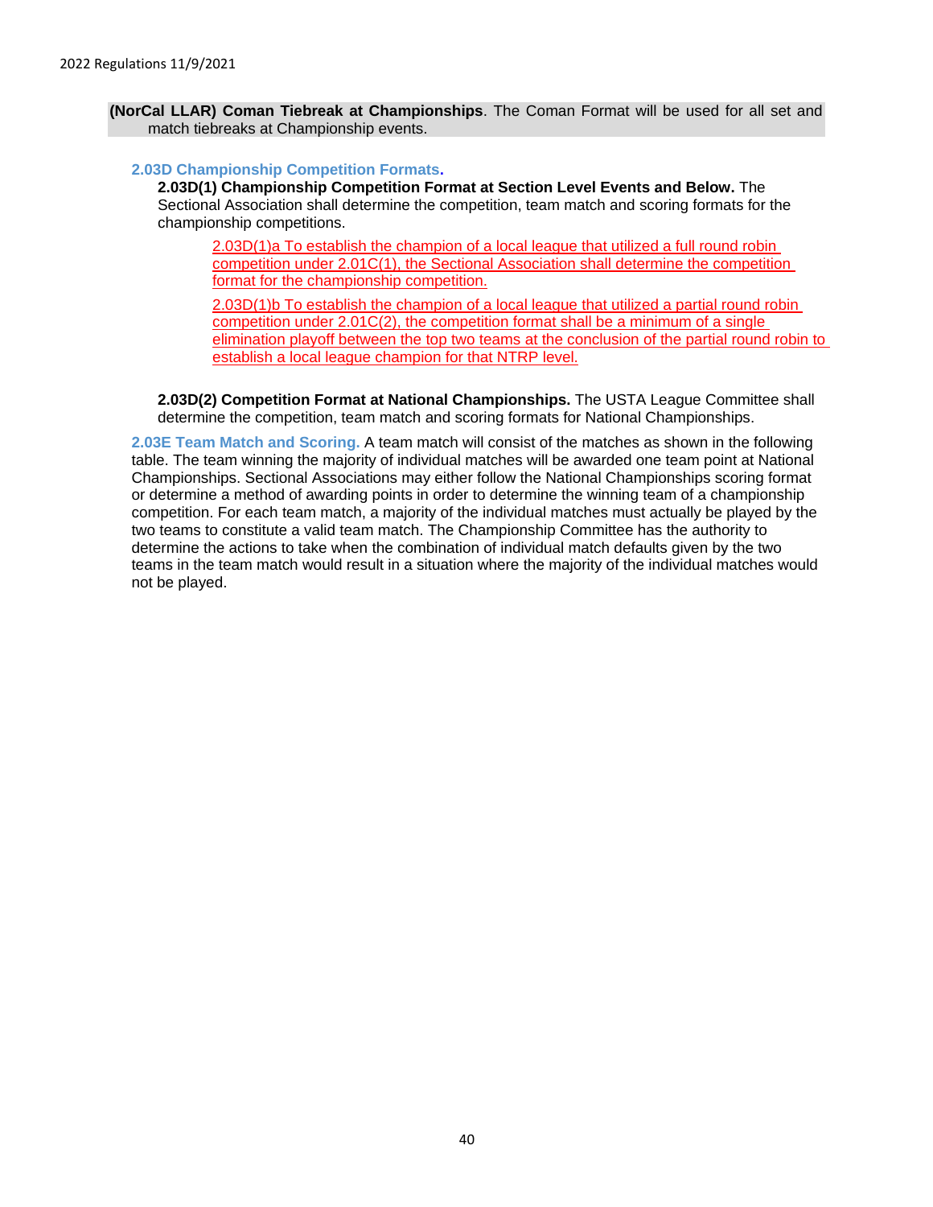**(NorCal LLAR) Coman Tiebreak at Championships**. The Coman Format will be used for all set and match tiebreaks at Championship events.

### 2.03D Championship Competition Formats.

**2.03D(1) Championship Competition Format at Section Level Events and Below.** The Sectional Association shall determine the competition, team match and scoring formats for the championship competitions.

2.03D(1)a To establish the champion of a local league that utilized a full round robin competition under 2.01C(1), the Sectional Association shall determine the competition format for the championship competition.

2.03D(1)b To establish the champion of a local league that utilized a partial round robin competition under 2.01C(2), the competition format shall be a minimum of a single elimination playoff between the top two teams at the conclusion of the partial round robin to establish a local league champion for that NTRP level.

**2.03D(2) Competition Format at National Championships.** The USTA League Committee shall determine the competition, team match and scoring formats for National Championships.

**2.03E Team Match and Scoring.** A team match will consist of the matches as shown in the following table. The team winning the majority of individual matches will be awarded one team point at National Championships. Sectional Associations may either follow the National Championships scoring format or determine a method of awarding points in order to determine the winning team of a championship competition. For each team match, a majority of the individual matches must actually be played by the two teams to constitute a valid team match. The Championship Committee has the authority to determine the actions to take when the combination of individual match defaults given by the two teams in the team match would result in a situation where the majority of the individual matches would not be played.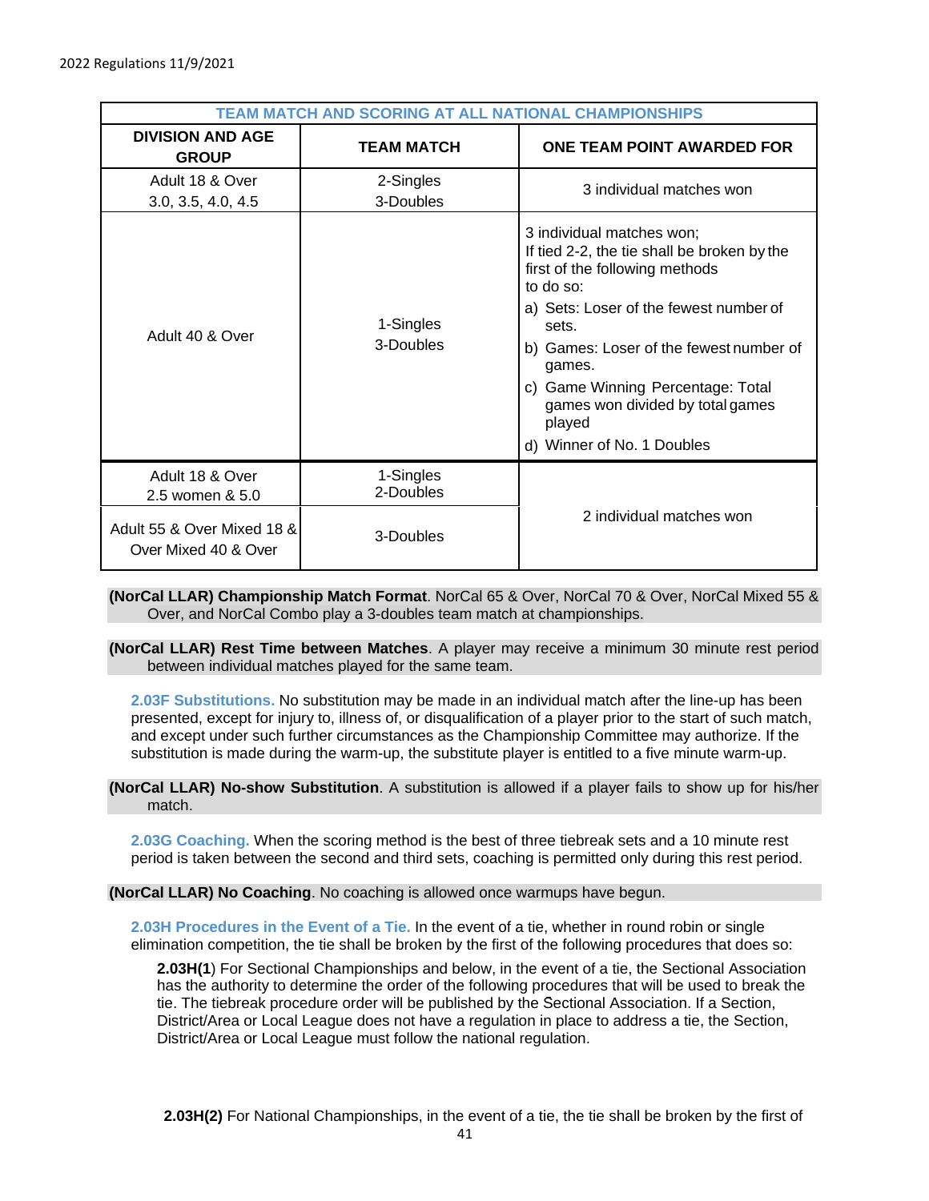| TEAM MATCH AND SCORING AT ALL NATIONAL CHAMPIONSHIPS | | |
|---|---|---|
| **DIVISION AND AGE GROUP** | **TEAM MATCH** | **ONE TEAM POINT AWARDED FOR** |
| Adult 18 & Over 3.0, 3.5, 4.0, 4.5 | 2-Singles 3-Doubles | 3 individual matches won |
| Adult 40 & Over | 1-Singles 3-Doubles | 3 individual matches won; If tied 2-2, the tie shall be broken by the first of the following methods to do so: a) Sets: Loser of the fewest number of sets. b) Games: Loser of the fewest number of games. c) Game Winning Percentage: Total games won divided by total games played d) Winner of No. 1 Doubles |
| Adult 18 & Over 2.5 women & 5.0 | 1-Singles 2-Doubles | 2 individual matches won |
| Adult 55 & Over Mixed 18 & Over Mixed 40 & Over | 3-Doubles | 2 individual matches won |

**(NorCal LLAR) Championship Match Format**. NorCal 65 & Over, NorCal 70 & Over, NorCal Mixed 55 & Over, and NorCal Combo play a 3-doubles team match at championships.

**(NorCal LLAR) Rest Time between Matches**. A player may receive a minimum 30 minute rest period between individual matches played for the same team.

**2.03F Substitutions.** No substitution may be made in an individual match after the line-up has been presented, except for injury to, illness of, or disqualification of a player prior to the start of such match, and except under such further circumstances as the Championship Committee may authorize. If the substitution is made during the warm-up, the substitute player is entitled to a five minute warm-up.

**(NorCal LLAR) No-show Substitution**. A substitution is allowed if a player fails to show up for his/her match.

**2.03G Coaching.** When the scoring method is the best of three tiebreak sets and a 10 minute rest period is taken between the second and third sets, coaching is permitted only during this rest period.

**(NorCal LLAR) No Coaching**. No coaching is allowed once warmups have begun.

**2.03H Procedures in the Event of a Tie.** In the event of a tie, whether in round robin or single elimination competition, the tie shall be broken by the first of the following procedures that does so:

**2.03H(1**) For Sectional Championships and below, in the event of a tie, the Sectional Association has the authority to determine the order of the following procedures that will be used to break the tie. The tiebreak procedure order will be published by the Sectional Association. If a Section, District/Area or Local League does not have a regulation in place to address a tie, the Section, District/Area or Local League must follow the national regulation.

**2.03H(2)** For National Championships, in the event of a tie, the tie shall be broken by the first of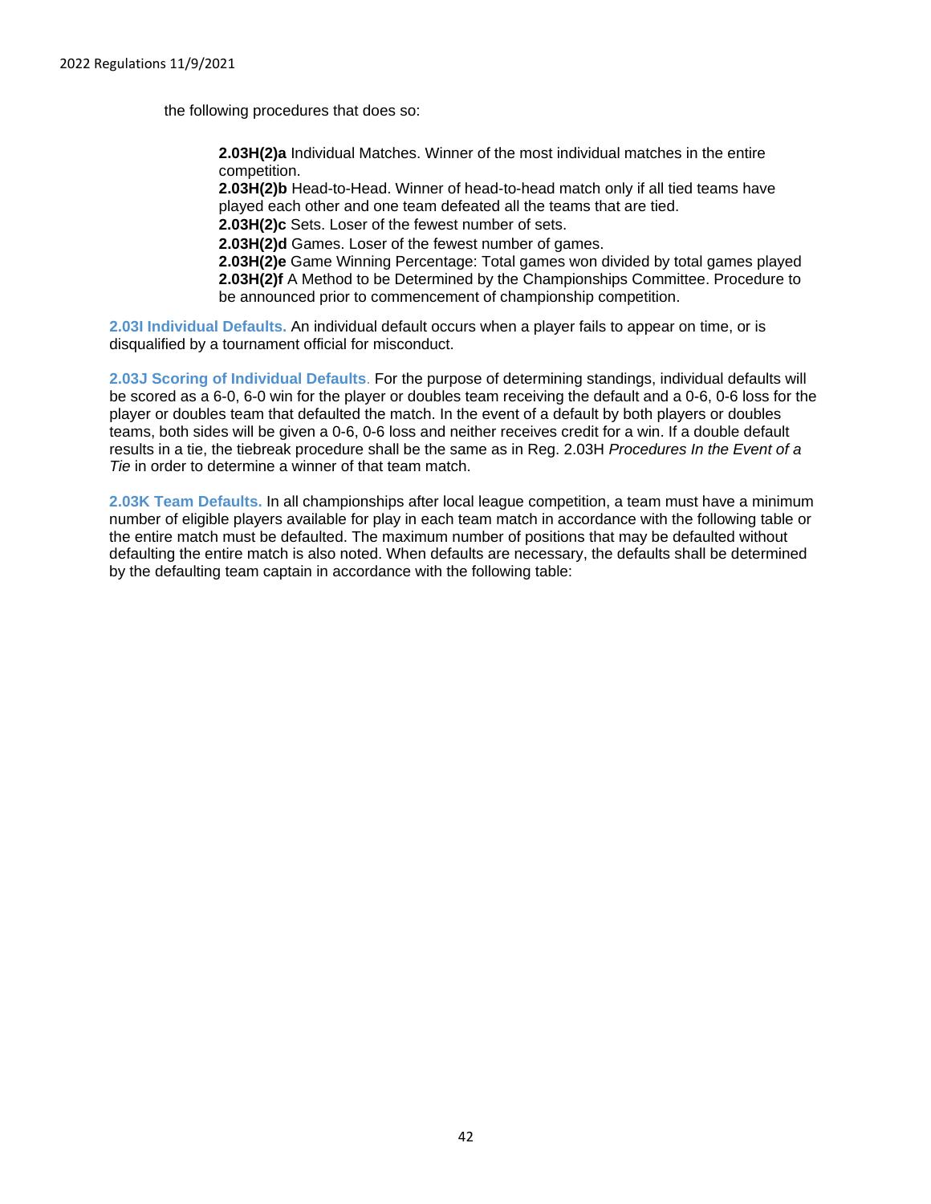the following procedures that does so:

**2.03H(2)a** Individual Matches. Winner of the most individual matches in the entire competition.
**2.03H(2)b** Head-to-Head. Winner of head-to-head match only if all tied teams have played each other and one team defeated all the teams that are tied.
**2.03H(2)c** Sets. Loser of the fewest number of sets.
**2.03H(2)d** Games. Loser of the fewest number of games.
**2.03H(2)e** Game Winning Percentage: Total games won divided by total games played
**2.03H(2)f** A Method to be Determined by the Championships Committee. Procedure to be announced prior to commencement of championship competition.

**2.03I Individual Defaults.** An individual default occurs when a player fails to appear on time, or is disqualified by a tournament official for misconduct.

**2.03J Scoring of Individual Defaults**. For the purpose of determining standings, individual defaults will be scored as a 6-0, 6-0 win for the player or doubles team receiving the default and a 0-6, 0-6 loss for the player or doubles team that defaulted the match. In the event of a default by both players or doubles teams, both sides will be given a 0-6, 0-6 loss and neither receives credit for a win. If a double default results in a tie, the tiebreak procedure shall be the same as in Reg. 2.03H *Procedures In the Event of a Tie* in order to determine a winner of that team match.

**2.03K Team Defaults.** In all championships after local league competition, a team must have a minimum number of eligible players available for play in each team match in accordance with the following table or the entire match must be defaulted. The maximum number of positions that may be defaulted without defaulting the entire match is also noted. When defaults are necessary, the defaults shall be determined by the defaulting team captain in accordance with the following table: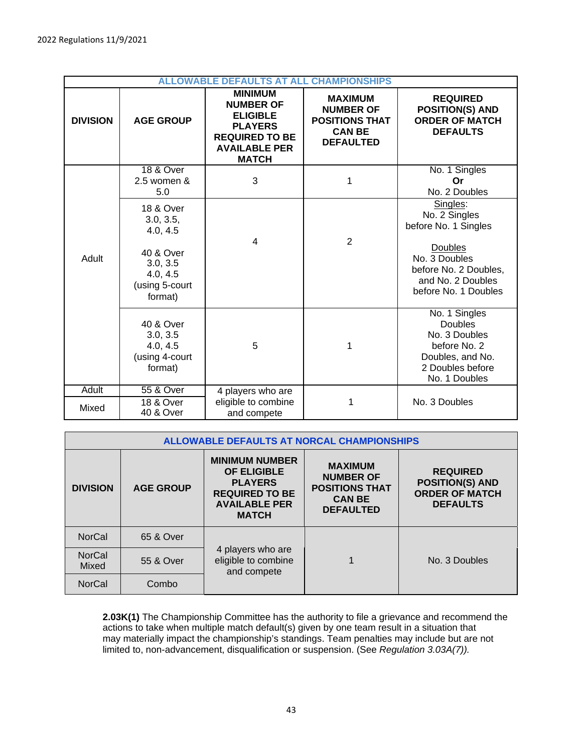| ALLOWABLE DEFAULTS AT ALL CHAMPIONSHIPS | | | | |
|---|---|---|---|---|
| **DIVISION** | **AGE GROUP** | **MINIMUM NUMBER OF ELIGIBLE PLAYERS REQUIRED TO BE AVAILABLE PER MATCH** | **MAXIMUM NUMBER OF POSITIONS THAT CAN BE DEFAULTED** | **REQUIRED POSITION(S) AND ORDER OF MATCH DEFAULTS** |
| Adult | 18 & Over 2.5 women & 5.0 | 3 | 1 | No. 1 Singles **Or** No. 2 Doubles |
| Adult | 18 & Over 3.0, 3.5, 4.0, 4.5<br><br>40 & Over 3.0, 3.5 4.0, 4.5 (using 5-court format) | 4 | 2 | Singles: No. 2 Singles before No. 1 Singles<br><br>Doubles No. 3 Doubles before No. 2 Doubles, and No. 2 Doubles before No. 1 Doubles |
| Adult | 40 & Over 3.0, 3.5 4.0, 4.5 (using 4-court format) | 5 | 1 | No. 1 Singles Doubles No. 3 Doubles before No. 2 Doubles, and No. 2 Doubles before No. 1 Doubles |
| Adult | 55 & Over | 4 players who are eligible to combine and compete | 1 | No. 3 Doubles |
| Mixed | 18 & Over 40 & Over | 4 players who are eligible to combine and compete | 1 | No. 3 Doubles |

| ALLOWABLE DEFAULTS AT NORCAL CHAMPIONSHIPS | | | | |
|---|---|---|---|---|
| **DIVISION** | **AGE GROUP** | **MINIMUM NUMBER OF ELIGIBLE PLAYERS REQUIRED TO BE AVAILABLE PER MATCH** | **MAXIMUM NUMBER OF POSITIONS THAT CAN BE DEFAULTED** | **REQUIRED POSITION(S) AND ORDER OF MATCH DEFAULTS** |
| NorCal | 65 & Over | 4 players who are eligible to combine and compete | 1 | No. 3 Doubles |
| NorCal Mixed | 55 & Over | 4 players who are eligible to combine and compete | 1 | No. 3 Doubles |
| NorCal | Combo | 4 players who are eligible to combine and compete | 1 | No. 3 Doubles |

**2.03K(1)** The Championship Committee has the authority to file a grievance and recommend the actions to take when multiple match default(s) given by one team result in a situation that may materially impact the championship's standings. Team penalties may include but are not limited to, non-advancement, disqualification or suspension. (See *Regulation 3.03A(7)).*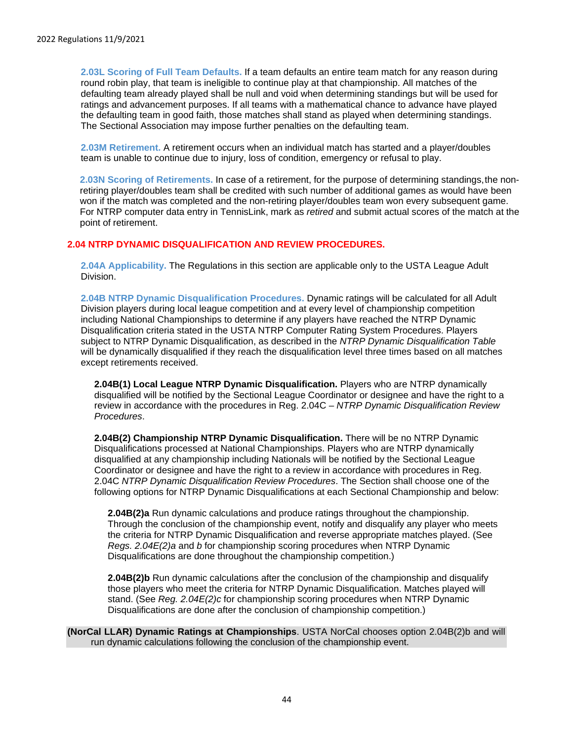**2.03L Scoring of Full Team Defaults.** If a team defaults an entire team match for any reason during round robin play, that team is ineligible to continue play at that championship. All matches of the defaulting team already played shall be null and void when determining standings but will be used for ratings and advancement purposes. If all teams with a mathematical chance to advance have played the defaulting team in good faith, those matches shall stand as played when determining standings. The Sectional Association may impose further penalties on the defaulting team.

**2.03M Retirement.** A retirement occurs when an individual match has started and a player/doubles team is unable to continue due to injury, loss of condition, emergency or refusal to play.

**2.03N Scoring of Retirements.** In case of a retirement, for the purpose of determining standings, the non-retiring player/doubles team shall be credited with such number of additional games as would have been won if the match was completed and the non-retiring player/doubles team won every subsequent game. For NTRP computer data entry in TennisLink, mark as *retired* and submit actual scores of the match at the point of retirement.

## 2.04 NTRP DYNAMIC DISQUALIFICATION AND REVIEW PROCEDURES.

**2.04A Applicability.** The Regulations in this section are applicable only to the USTA League Adult Division.

**2.04B NTRP Dynamic Disqualification Procedures.** Dynamic ratings will be calculated for all Adult Division players during local league competition and at every level of championship competition including National Championships to determine if any players have reached the NTRP Dynamic Disqualification criteria stated in the USTA NTRP Computer Rating System Procedures. Players subject to NTRP Dynamic Disqualification, as described in the *NTRP Dynamic Disqualification Table* will be dynamically disqualified if they reach the disqualification level three times based on all matches except retirements received.

**2.04B(1) Local League NTRP Dynamic Disqualification.** Players who are NTRP dynamically disqualified will be notified by the Sectional League Coordinator or designee and have the right to a review in accordance with the procedures in Reg. 2.04C – *NTRP Dynamic Disqualification Review Procedures*.

**2.04B(2) Championship NTRP Dynamic Disqualification.** There will be no NTRP Dynamic Disqualifications processed at National Championships. Players who are NTRP dynamically disqualified at any championship including Nationals will be notified by the Sectional League Coordinator or designee and have the right to a review in accordance with procedures in Reg. 2.04C *NTRP Dynamic Disqualification Review Procedures*. The Section shall choose one of the following options for NTRP Dynamic Disqualifications at each Sectional Championship and below:

**2.04B(2)a** Run dynamic calculations and produce ratings throughout the championship. Through the conclusion of the championship event, notify and disqualify any player who meets the criteria for NTRP Dynamic Disqualification and reverse appropriate matches played. (See *Regs. 2.04E(2)a* and *b* for championship scoring procedures when NTRP Dynamic Disqualifications are done throughout the championship competition.)

**2.04B(2)b** Run dynamic calculations after the conclusion of the championship and disqualify those players who meet the criteria for NTRP Dynamic Disqualification. Matches played will stand. (See *Reg. 2.04E(2)c* for championship scoring procedures when NTRP Dynamic Disqualifications are done after the conclusion of championship competition.)

**(NorCal LLAR) Dynamic Ratings at Championships**. USTA NorCal chooses option 2.04B(2)b and will run dynamic calculations following the conclusion of the championship event.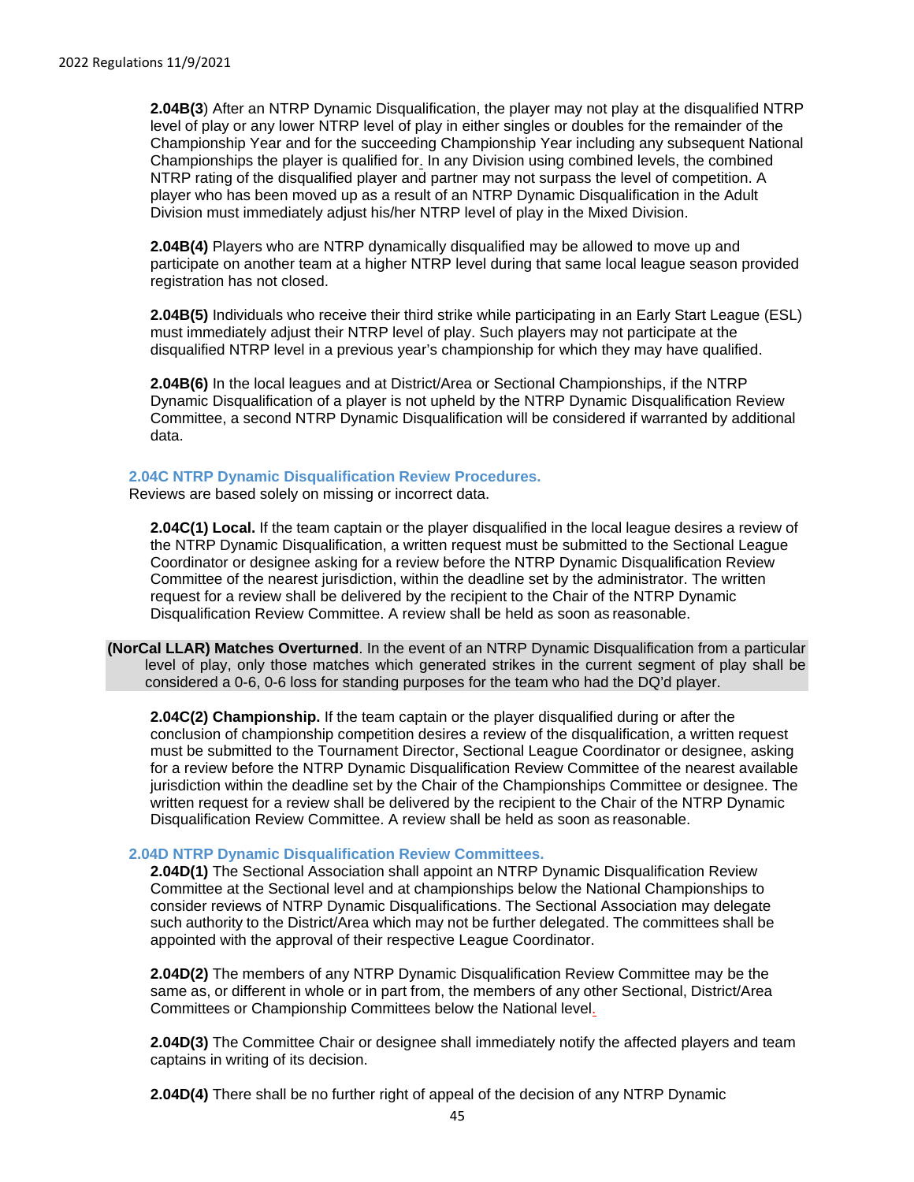**2.04B(3**) After an NTRP Dynamic Disqualification, the player may not play at the disqualified NTRP level of play or any lower NTRP level of play in either singles or doubles for the remainder of the Championship Year and for the succeeding Championship Year including any subsequent National Championships the player is qualified for. In any Division using combined levels, the combined NTRP rating of the disqualified player and partner may not surpass the level of competition. A player who has been moved up as a result of an NTRP Dynamic Disqualification in the Adult Division must immediately adjust his/her NTRP level of play in the Mixed Division.

**2.04B(4)** Players who are NTRP dynamically disqualified may be allowed to move up and participate on another team at a higher NTRP level during that same local league season provided registration has not closed.

**2.04B(5)** Individuals who receive their third strike while participating in an Early Start League (ESL) must immediately adjust their NTRP level of play. Such players may not participate at the disqualified NTRP level in a previous year's championship for which they may have qualified.

**2.04B(6)** In the local leagues and at District/Area or Sectional Championships, if the NTRP Dynamic Disqualification of a player is not upheld by the NTRP Dynamic Disqualification Review Committee, a second NTRP Dynamic Disqualification will be considered if warranted by additional data.

### 2.04C NTRP Dynamic Disqualification Review Procedures.

Reviews are based solely on missing or incorrect data.

**2.04C(1) Local.** If the team captain or the player disqualified in the local league desires a review of the NTRP Dynamic Disqualification, a written request must be submitted to the Sectional League Coordinator or designee asking for a review before the NTRP Dynamic Disqualification Review Committee of the nearest jurisdiction, within the deadline set by the administrator. The written request for a review shall be delivered by the recipient to the Chair of the NTRP Dynamic Disqualification Review Committee. A review shall be held as soon as reasonable.

**(NorCal LLAR) Matches Overturned**. In the event of an NTRP Dynamic Disqualification from a particular level of play, only those matches which generated strikes in the current segment of play shall be considered a 0-6, 0-6 loss for standing purposes for the team who had the DQ'd player.

**2.04C(2) Championship.** If the team captain or the player disqualified during or after the conclusion of championship competition desires a review of the disqualification, a written request must be submitted to the Tournament Director, Sectional League Coordinator or designee, asking for a review before the NTRP Dynamic Disqualification Review Committee of the nearest available jurisdiction within the deadline set by the Chair of the Championships Committee or designee. The written request for a review shall be delivered by the recipient to the Chair of the NTRP Dynamic Disqualification Review Committee. A review shall be held as soon as reasonable.

### 2.04D NTRP Dynamic Disqualification Review Committees.

**2.04D(1)** The Sectional Association shall appoint an NTRP Dynamic Disqualification Review Committee at the Sectional level and at championships below the National Championships to consider reviews of NTRP Dynamic Disqualifications. The Sectional Association may delegate such authority to the District/Area which may not be further delegated. The committees shall be appointed with the approval of their respective League Coordinator.

**2.04D(2)** The members of any NTRP Dynamic Disqualification Review Committee may be the same as, or different in whole or in part from, the members of any other Sectional, District/Area Committees or Championship Committees below the National level.

**2.04D(3)** The Committee Chair or designee shall immediately notify the affected players and team captains in writing of its decision.

**2.04D(4)** There shall be no further right of appeal of the decision of any NTRP Dynamic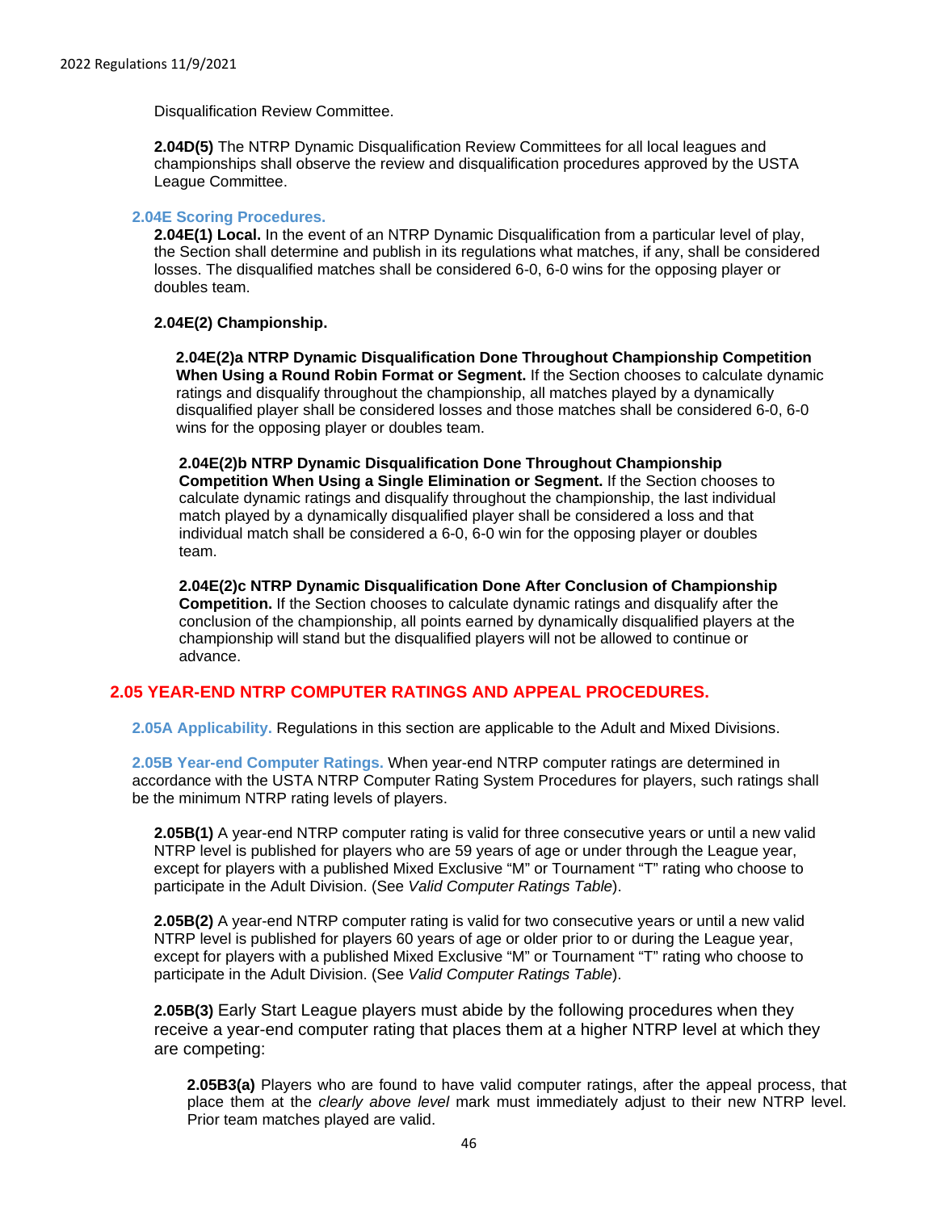Disqualification Review Committee.

**2.04D(5)** The NTRP Dynamic Disqualification Review Committees for all local leagues and championships shall observe the review and disqualification procedures approved by the USTA League Committee.

### 2.04E Scoring Procedures.

**2.04E(1) Local.** In the event of an NTRP Dynamic Disqualification from a particular level of play, the Section shall determine and publish in its regulations what matches, if any, shall be considered losses. The disqualified matches shall be considered 6-0, 6-0 wins for the opposing player or doubles team.

**2.04E(2) Championship.**

**2.04E(2)a NTRP Dynamic Disqualification Done Throughout Championship Competition When Using a Round Robin Format or Segment.** If the Section chooses to calculate dynamic ratings and disqualify throughout the championship, all matches played by a dynamically disqualified player shall be considered losses and those matches shall be considered 6-0, 6-0 wins for the opposing player or doubles team.

**2.04E(2)b NTRP Dynamic Disqualification Done Throughout Championship Competition When Using a Single Elimination or Segment.** If the Section chooses to calculate dynamic ratings and disqualify throughout the championship, the last individual match played by a dynamically disqualified player shall be considered a loss and that individual match shall be considered a 6-0, 6-0 win for the opposing player or doubles team.

**2.04E(2)c NTRP Dynamic Disqualification Done After Conclusion of Championship Competition.** If the Section chooses to calculate dynamic ratings and disqualify after the conclusion of the championship, all points earned by dynamically disqualified players at the championship will stand but the disqualified players will not be allowed to continue or advance.

## 2.05 YEAR-END NTRP COMPUTER RATINGS AND APPEAL PROCEDURES.

**2.05A Applicability.** Regulations in this section are applicable to the Adult and Mixed Divisions.

**2.05B Year-end Computer Ratings.** When year-end NTRP computer ratings are determined in accordance with the USTA NTRP Computer Rating System Procedures for players, such ratings shall be the minimum NTRP rating levels of players.

**2.05B(1)** A year-end NTRP computer rating is valid for three consecutive years or until a new valid NTRP level is published for players who are 59 years of age or under through the League year, except for players with a published Mixed Exclusive "M" or Tournament "T" rating who choose to participate in the Adult Division. (See *Valid Computer Ratings Table*).

**2.05B(2)** A year-end NTRP computer rating is valid for two consecutive years or until a new valid NTRP level is published for players 60 years of age or older prior to or during the League year, except for players with a published Mixed Exclusive "M" or Tournament "T" rating who choose to participate in the Adult Division. (See *Valid Computer Ratings Table*).

**2.05B(3)** Early Start League players must abide by the following procedures when they receive a year-end computer rating that places them at a higher NTRP level at which they are competing:

**2.05B3(a)** Players who are found to have valid computer ratings, after the appeal process, that place them at the *clearly above level* mark must immediately adjust to their new NTRP level. Prior team matches played are valid.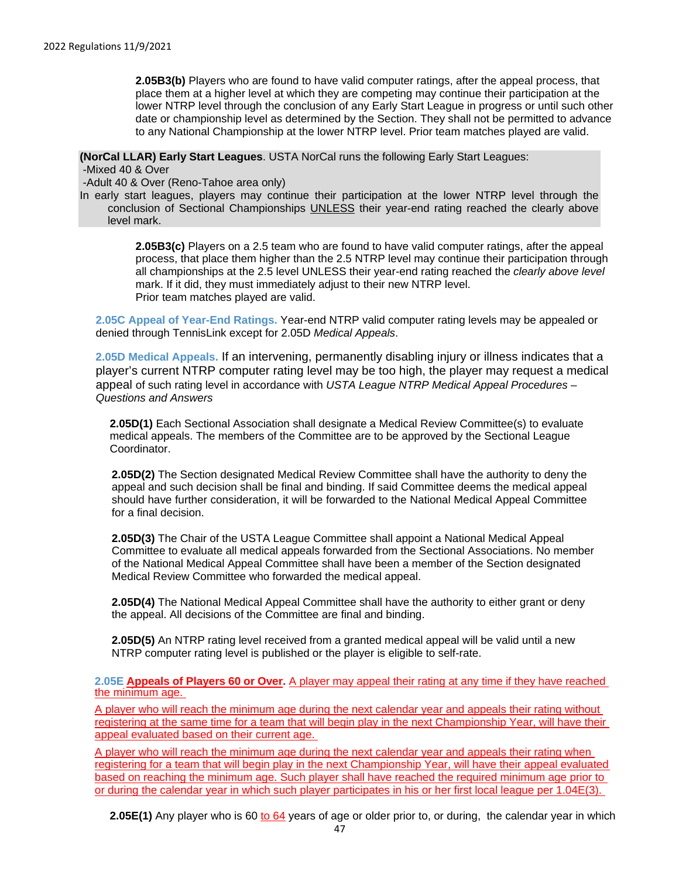**2.05B3(b)** Players who are found to have valid computer ratings, after the appeal process, that place them at a higher level at which they are competing may continue their participation at the lower NTRP level through the conclusion of any Early Start League in progress or until such other date or championship level as determined by the Section. They shall not be permitted to advance to any National Championship at the lower NTRP level. Prior team matches played are valid.

**(NorCal LLAR) Early Start Leagues**. USTA NorCal runs the following Early Start Leagues:
-Mixed 40 & Over
-Adult 40 & Over (Reno-Tahoe area only)
In early start leagues, players may continue their participation at the lower NTRP level through the conclusion of Sectional Championships UNLESS their year-end rating reached the clearly above level mark.

**2.05B3(c)** Players on a 2.5 team who are found to have valid computer ratings, after the appeal process, that place them higher than the 2.5 NTRP level may continue their participation through all championships at the 2.5 level UNLESS their year-end rating reached the *clearly above level* mark. If it did, they must immediately adjust to their new NTRP level.
Prior team matches played are valid.

**2.05C Appeal of Year-End Ratings.** Year-end NTRP valid computer rating levels may be appealed or denied through TennisLink except for 2.05D *Medical Appeals*.

**2.05D Medical Appeals.** If an intervening, permanently disabling injury or illness indicates that a player's current NTRP computer rating level may be too high, the player may request a medical appeal of such rating level in accordance with *USTA League NTRP Medical Appeal Procedures – Questions and Answers*

**2.05D(1)** Each Sectional Association shall designate a Medical Review Committee(s) to evaluate medical appeals. The members of the Committee are to be approved by the Sectional League Coordinator.

**2.05D(2)** The Section designated Medical Review Committee shall have the authority to deny the appeal and such decision shall be final and binding. If said Committee deems the medical appeal should have further consideration, it will be forwarded to the National Medical Appeal Committee for a final decision.

**2.05D(3)** The Chair of the USTA League Committee shall appoint a National Medical Appeal Committee to evaluate all medical appeals forwarded from the Sectional Associations. No member of the National Medical Appeal Committee shall have been a member of the Section designated Medical Review Committee who forwarded the medical appeal.

**2.05D(4)** The National Medical Appeal Committee shall have the authority to either grant or deny the appeal. All decisions of the Committee are final and binding.

**2.05D(5)** An NTRP rating level received from a granted medical appeal will be valid until a new NTRP computer rating level is published or the player is eligible to self-rate.

**2.05E Appeals of Players 60 or Over.** A player may appeal their rating at any time if they have reached the minimum age.

A player who will reach the minimum age during the next calendar year and appeals their rating without registering at the same time for a team that will begin play in the next Championship Year, will have their appeal evaluated based on their current age.

A player who will reach the minimum age during the next calendar year and appeals their rating when registering for a team that will begin play in the next Championship Year, will have their appeal evaluated based on reaching the minimum age. Such player shall have reached the required minimum age prior to or during the calendar year in which such player participates in his or her first local league per 1.04E(3).

**2.05E(1)** Any player who is 60 to 64 years of age or older prior to, or during, the calendar year in which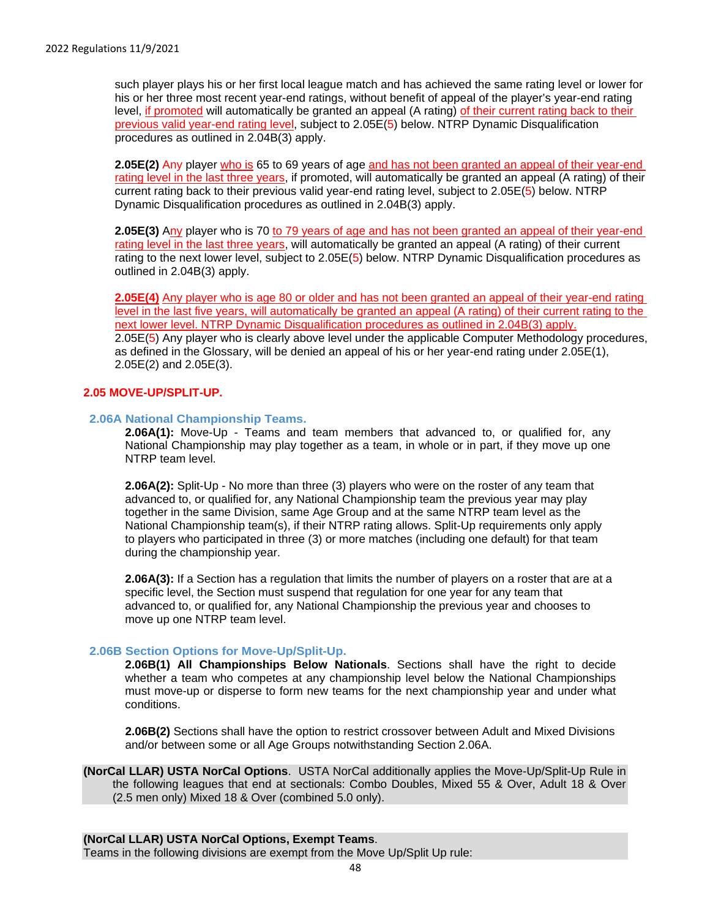such player plays his or her first local league match and has achieved the same rating level or lower for his or her three most recent year-end ratings, without benefit of appeal of the player's year-end rating level, if promoted will automatically be granted an appeal (A rating) of their current rating back to their previous valid year-end rating level, subject to 2.05E(5) below. NTRP Dynamic Disqualification procedures as outlined in 2.04B(3) apply.

**2.05E(2)** Any player who is 65 to 69 years of age and has not been granted an appeal of their year-end rating level in the last three years, if promoted, will automatically be granted an appeal (A rating) of their current rating back to their previous valid year-end rating level, subject to 2.05E(5) below. NTRP Dynamic Disqualification procedures as outlined in 2.04B(3) apply.

**2.05E(3)** Any player who is 70 to 79 years of age and has not been granted an appeal of their year-end rating level in the last three years, will automatically be granted an appeal (A rating) of their current rating to the next lower level, subject to 2.05E(5) below. NTRP Dynamic Disqualification procedures as outlined in 2.04B(3) apply.

**2.05E(4)** Any player who is age 80 or older and has not been granted an appeal of their year-end rating level in the last five years, will automatically be granted an appeal (A rating) of their current rating to the next lower level. NTRP Dynamic Disqualification procedures as outlined in 2.04B(3) apply.
2.05E(5) Any player who is clearly above level under the applicable Computer Methodology procedures, as defined in the Glossary, will be denied an appeal of his or her year-end rating under 2.05E(1), 2.05E(2) and 2.05E(3).

## 2.05 MOVE-UP/SPLIT-UP.

### 2.06A National Championship Teams.

**2.06A(1):** Move-Up - Teams and team members that advanced to, or qualified for, any National Championship may play together as a team, in whole or in part, if they move up one NTRP team level.

**2.06A(2):** Split-Up - No more than three (3) players who were on the roster of any team that advanced to, or qualified for, any National Championship team the previous year may play together in the same Division, same Age Group and at the same NTRP team level as the National Championship team(s), if their NTRP rating allows. Split-Up requirements only apply to players who participated in three (3) or more matches (including one default) for that team during the championship year.

**2.06A(3):** If a Section has a regulation that limits the number of players on a roster that are at a specific level, the Section must suspend that regulation for one year for any team that advanced to, or qualified for, any National Championship the previous year and chooses to move up one NTRP team level.

### 2.06B Section Options for Move-Up/Split-Up.

**2.06B(1) All Championships Below Nationals**. Sections shall have the right to decide whether a team who competes at any championship level below the National Championships must move-up or disperse to form new teams for the next championship year and under what conditions.

**2.06B(2)** Sections shall have the option to restrict crossover between Adult and Mixed Divisions and/or between some or all Age Groups notwithstanding Section 2.06A.

**(NorCal LLAR) USTA NorCal Options**. USTA NorCal additionally applies the Move-Up/Split-Up Rule in the following leagues that end at sectionals: Combo Doubles, Mixed 55 & Over, Adult 18 & Over (2.5 men only) Mixed 18 & Over (combined 5.0 only).

**(NorCal LLAR) USTA NorCal Options, Exempt Teams**.
Teams in the following divisions are exempt from the Move Up/Split Up rule: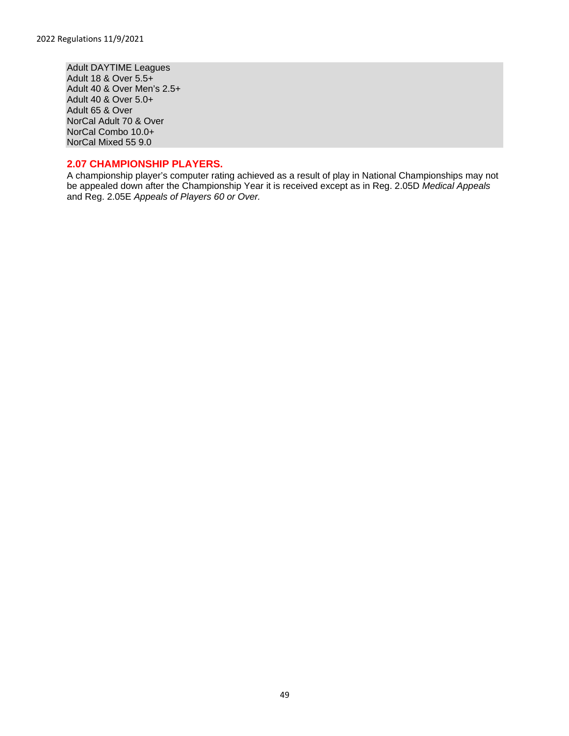Adult DAYTIME Leagues
Adult 18 & Over 5.5+
Adult 40 & Over Men's 2.5+
Adult 40 & Over 5.0+
Adult 65 & Over
NorCal Adult 70 & Over
NorCal Combo 10.0+
NorCal Mixed 55 9.0

## 2.07 CHAMPIONSHIP PLAYERS.

A championship player's computer rating achieved as a result of play in National Championships may not be appealed down after the Championship Year it is received except as in Reg. 2.05D *Medical Appeals* and Reg. 2.05E *Appeals of Players 60 or Over.*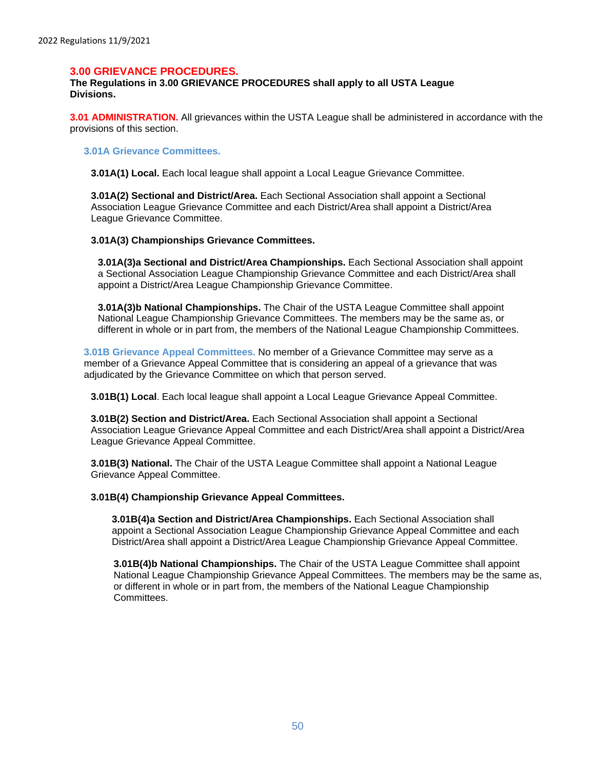## 3.00 GRIEVANCE PROCEDURES.

**The Regulations in 3.00 GRIEVANCE PROCEDURES shall apply to all USTA League Divisions.**

**3.01 ADMINISTRATION.** All grievances within the USTA League shall be administered in accordance with the provisions of this section.

### 3.01A Grievance Committees.

**3.01A(1) Local.** Each local league shall appoint a Local League Grievance Committee.

**3.01A(2) Sectional and District/Area.** Each Sectional Association shall appoint a Sectional Association League Grievance Committee and each District/Area shall appoint a District/Area League Grievance Committee.

**3.01A(3) Championships Grievance Committees.**

**3.01A(3)a Sectional and District/Area Championships.** Each Sectional Association shall appoint a Sectional Association League Championship Grievance Committee and each District/Area shall appoint a District/Area League Championship Grievance Committee.

**3.01A(3)b National Championships.** The Chair of the USTA League Committee shall appoint National League Championship Grievance Committees. The members may be the same as, or different in whole or in part from, the members of the National League Championship Committees.

**3.01B Grievance Appeal Committees.** No member of a Grievance Committee may serve as a member of a Grievance Appeal Committee that is considering an appeal of a grievance that was adjudicated by the Grievance Committee on which that person served.

**3.01B(1) Local**. Each local league shall appoint a Local League Grievance Appeal Committee.

**3.01B(2) Section and District/Area.** Each Sectional Association shall appoint a Sectional Association League Grievance Appeal Committee and each District/Area shall appoint a District/Area League Grievance Appeal Committee.

**3.01B(3) National.** The Chair of the USTA League Committee shall appoint a National League Grievance Appeal Committee.

**3.01B(4) Championship Grievance Appeal Committees.**

**3.01B(4)a Section and District/Area Championships.** Each Sectional Association shall appoint a Sectional Association League Championship Grievance Appeal Committee and each District/Area shall appoint a District/Area League Championship Grievance Appeal Committee.

**3.01B(4)b National Championships.** The Chair of the USTA League Committee shall appoint National League Championship Grievance Appeal Committees. The members may be the same as, or different in whole or in part from, the members of the National League Championship Committees.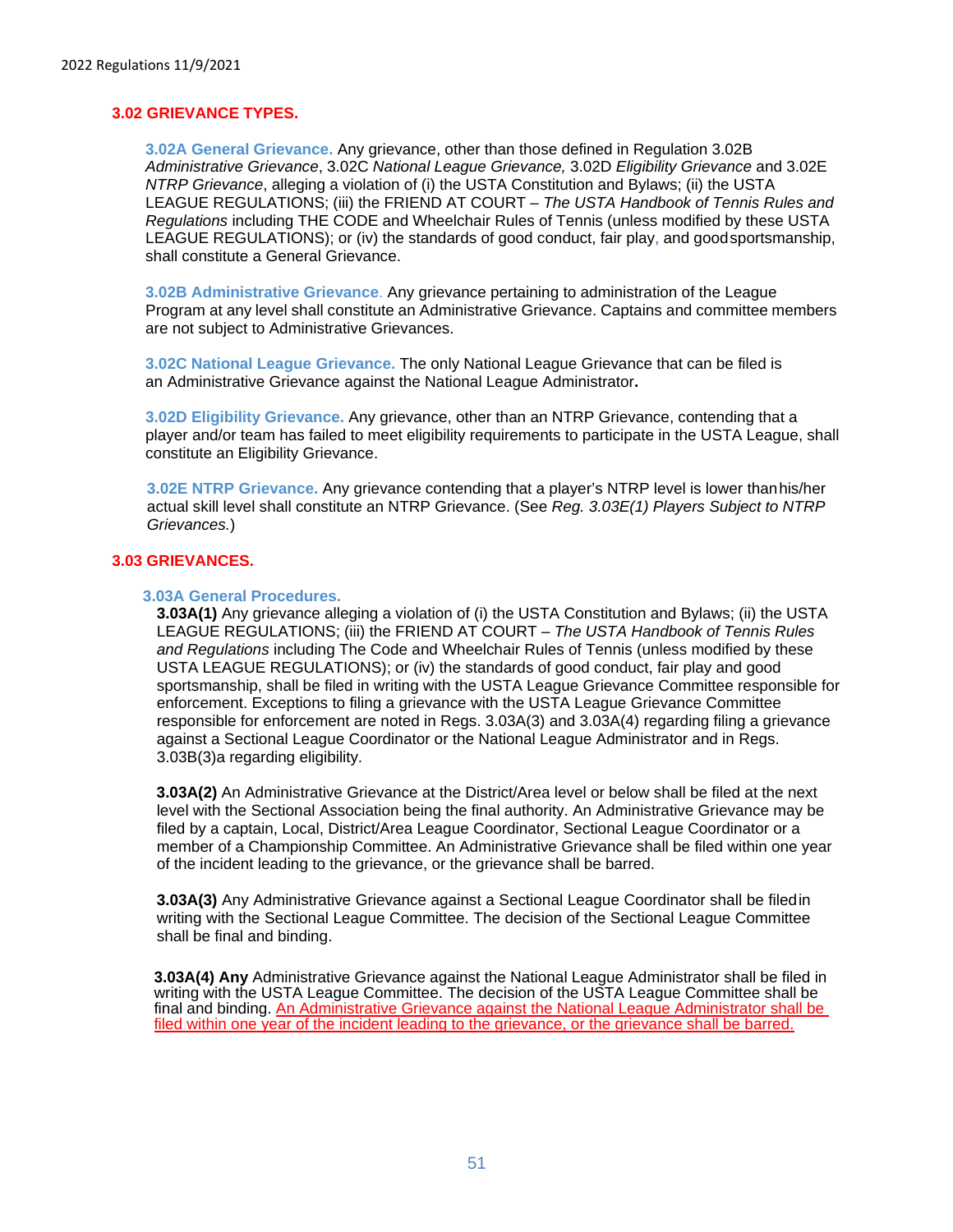## 3.02 GRIEVANCE TYPES.

**3.02A General Grievance.** Any grievance, other than those defined in Regulation 3.02B *Administrative Grievance*, 3.02C *National League Grievance,* 3.02D *Eligibility Grievance* and 3.02E *NTRP Grievance*, alleging a violation of (i) the USTA Constitution and Bylaws; (ii) the USTA LEAGUE REGULATIONS; (iii) the FRIEND AT COURT – *The USTA Handbook of Tennis Rules and Regulations* including THE CODE and Wheelchair Rules of Tennis (unless modified by these USTA LEAGUE REGULATIONS); or (iv) the standards of good conduct, fair play, and good sportsmanship, shall constitute a General Grievance.

**3.02B Administrative Grievance.** Any grievance pertaining to administration of the League Program at any level shall constitute an Administrative Grievance. Captains and committee members are not subject to Administrative Grievances.

**3.02C National League Grievance.** The only National League Grievance that can be filed is an Administrative Grievance against the National League Administrator**.**

**3.02D Eligibility Grievance.** Any grievance, other than an NTRP Grievance, contending that a player and/or team has failed to meet eligibility requirements to participate in the USTA League, shall constitute an Eligibility Grievance.

**3.02E NTRP Grievance.** Any grievance contending that a player's NTRP level is lower than his/her actual skill level shall constitute an NTRP Grievance. (See *Reg. 3.03E(1) Players Subject to NTRP Grievances.*)

## 3.03 GRIEVANCES.

### 3.03A General Procedures.

**3.03A(1)** Any grievance alleging a violation of (i) the USTA Constitution and Bylaws; (ii) the USTA LEAGUE REGULATIONS; (iii) the FRIEND AT COURT – *The USTA Handbook of Tennis Rules and Regulations* including The Code and Wheelchair Rules of Tennis (unless modified by these USTA LEAGUE REGULATIONS); or (iv) the standards of good conduct, fair play and good sportsmanship, shall be filed in writing with the USTA League Grievance Committee responsible for enforcement. Exceptions to filing a grievance with the USTA League Grievance Committee responsible for enforcement are noted in Regs. 3.03A(3) and 3.03A(4) regarding filing a grievance against a Sectional League Coordinator or the National League Administrator and in Regs. 3.03B(3)a regarding eligibility.

**3.03A(2)** An Administrative Grievance at the District/Area level or below shall be filed at the next level with the Sectional Association being the final authority. An Administrative Grievance may be filed by a captain, Local, District/Area League Coordinator, Sectional League Coordinator or a member of a Championship Committee. An Administrative Grievance shall be filed within one year of the incident leading to the grievance, or the grievance shall be barred.

**3.03A(3)** Any Administrative Grievance against a Sectional League Coordinator shall be filed in writing with the Sectional League Committee. The decision of the Sectional League Committee shall be final and binding.

**3.03A(4) Any** Administrative Grievance against the National League Administrator shall be filed in writing with the USTA League Committee. The decision of the USTA League Committee shall be final and binding. An Administrative Grievance against the National League Administrator shall be filed within one year of the incident leading to the grievance, or the grievance shall be barred.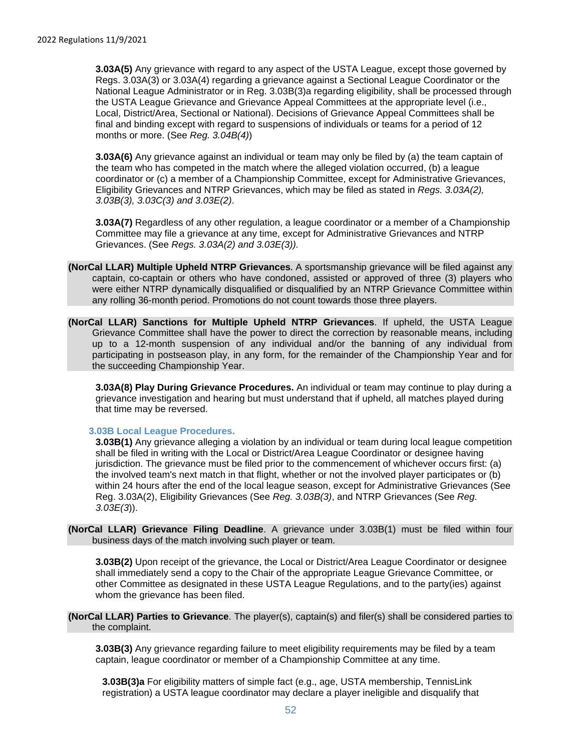**3.03A(5)** Any grievance with regard to any aspect of the USTA League, except those governed by Regs. 3.03A(3) or 3.03A(4) regarding a grievance against a Sectional League Coordinator or the National League Administrator or in Reg. 3.03B(3)a regarding eligibility, shall be processed through the USTA League Grievance and Grievance Appeal Committees at the appropriate level (i.e., Local, District/Area, Sectional or National). Decisions of Grievance Appeal Committees shall be final and binding except with regard to suspensions of individuals or teams for a period of 12 months or more. (See *Reg. 3.04B(4)*)

**3.03A(6)** Any grievance against an individual or team may only be filed by (a) the team captain of the team who has competed in the match where the alleged violation occurred, (b) a league coordinator or (c) a member of a Championship Committee, except for Administrative Grievances, Eligibility Grievances and NTRP Grievances, which may be filed as stated in *Regs. 3.03A(2), 3.03B(3), 3.03C(3) and 3.03E(2)*.

**3.03A(7)** Regardless of any other regulation, a league coordinator or a member of a Championship Committee may file a grievance at any time, except for Administrative Grievances and NTRP Grievances. (See *Regs. 3.03A(2) and 3.03E(3)).*

**(NorCal LLAR) Multiple Upheld NTRP Grievances.** A sportsmanship grievance will be filed against any captain, co-captain or others who have condoned, assisted or approved of three (3) players who were either NTRP dynamically disqualified or disqualified by an NTRP Grievance Committee within any rolling 36-month period. Promotions do not count towards those three players.

**(NorCal LLAR) Sanctions for Multiple Upheld NTRP Grievances**. If upheld, the USTA League Grievance Committee shall have the power to direct the correction by reasonable means, including up to a 12-month suspension of any individual and/or the banning of any individual from participating in postseason play, in any form, for the remainder of the Championship Year and for the succeeding Championship Year.

**3.03A(8) Play During Grievance Procedures.** An individual or team may continue to play during a grievance investigation and hearing but must understand that if upheld, all matches played during that time may be reversed.

### 3.03B Local League Procedures.

**3.03B(1)** Any grievance alleging a violation by an individual or team during local league competition shall be filed in writing with the Local or District/Area League Coordinator or designee having jurisdiction. The grievance must be filed prior to the commencement of whichever occurs first: (a) the involved team's next match in that flight, whether or not the involved player participates or (b) within 24 hours after the end of the local league season, except for Administrative Grievances (See Reg. 3.03A(2), Eligibility Grievances (See *Reg. 3.03B(3)*, and NTRP Grievances (See *Reg. 3.03E(3)*)).

**(NorCal LLAR) Grievance Filing Deadline**. A grievance under 3.03B(1) must be filed within four business days of the match involving such player or team.

**3.03B(2)** Upon receipt of the grievance, the Local or District/Area League Coordinator or designee shall immediately send a copy to the Chair of the appropriate League Grievance Committee, or other Committee as designated in these USTA League Regulations, and to the party(ies) against whom the grievance has been filed.

**(NorCal LLAR) Parties to Grievance**. The player(s), captain(s) and filer(s) shall be considered parties to the complaint.

**3.03B(3)** Any grievance regarding failure to meet eligibility requirements may be filed by a team captain, league coordinator or member of a Championship Committee at any time.

**3.03B(3)a** For eligibility matters of simple fact (e.g., age, USTA membership, TennisLink registration) a USTA league coordinator may declare a player ineligible and disqualify that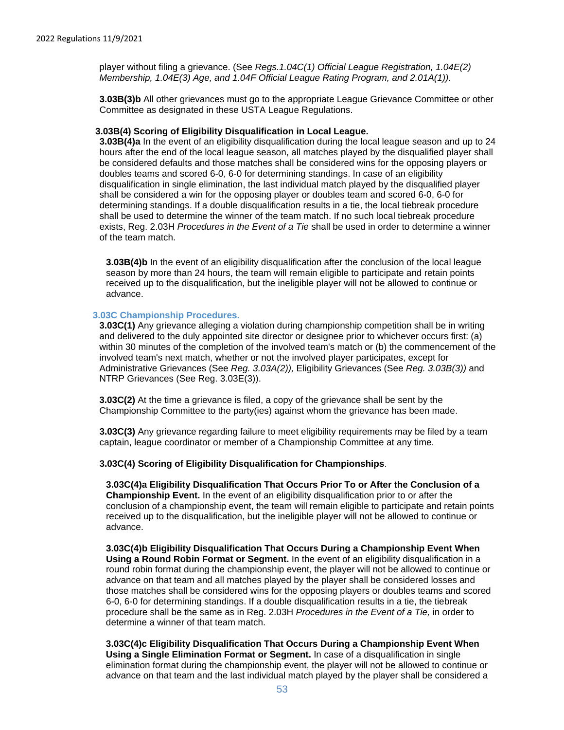player without filing a grievance. (See *Regs.1.04C(1) Official League Registration, 1.04E(2) Membership, 1.04E(3) Age, and 1.04F Official League Rating Program, and 2.01A(1))*.

**3.03B(3)b** All other grievances must go to the appropriate League Grievance Committee or other Committee as designated in these USTA League Regulations.

**3.03B(4) Scoring of Eligibility Disqualification in Local League.**

**3.03B(4)a** In the event of an eligibility disqualification during the local league season and up to 24 hours after the end of the local league season, all matches played by the disqualified player shall be considered defaults and those matches shall be considered wins for the opposing players or doubles teams and scored 6-0, 6-0 for determining standings. In case of an eligibility disqualification in single elimination, the last individual match played by the disqualified player shall be considered a win for the opposing player or doubles team and scored 6-0, 6-0 for determining standings. If a double disqualification results in a tie, the local tiebreak procedure shall be used to determine the winner of the team match. If no such local tiebreak procedure exists, Reg. 2.03H *Procedures in the Event of a Tie* shall be used in order to determine a winner of the team match.

**3.03B(4)b** In the event of an eligibility disqualification after the conclusion of the local league season by more than 24 hours, the team will remain eligible to participate and retain points received up to the disqualification, but the ineligible player will not be allowed to continue or advance.

### 3.03C Championship Procedures.

**3.03C(1)** Any grievance alleging a violation during championship competition shall be in writing and delivered to the duly appointed site director or designee prior to whichever occurs first: (a) within 30 minutes of the completion of the involved team's match or (b) the commencement of the involved team's next match, whether or not the involved player participates, except for Administrative Grievances (See *Reg. 3.03A(2)),* Eligibility Grievances (See *Reg. 3.03B(3))* and NTRP Grievances (See Reg. 3.03E(3)).

**3.03C(2)** At the time a grievance is filed, a copy of the grievance shall be sent by the Championship Committee to the party(ies) against whom the grievance has been made.

**3.03C(3)** Any grievance regarding failure to meet eligibility requirements may be filed by a team captain, league coordinator or member of a Championship Committee at any time.

**3.03C(4) Scoring of Eligibility Disqualification for Championships**.

**3.03C(4)a Eligibility Disqualification That Occurs Prior To or After the Conclusion of a Championship Event.** In the event of an eligibility disqualification prior to or after the conclusion of a championship event, the team will remain eligible to participate and retain points received up to the disqualification, but the ineligible player will not be allowed to continue or advance.

**3.03C(4)b Eligibility Disqualification That Occurs During a Championship Event When Using a Round Robin Format or Segment.** In the event of an eligibility disqualification in a round robin format during the championship event, the player will not be allowed to continue or advance on that team and all matches played by the player shall be considered losses and those matches shall be considered wins for the opposing players or doubles teams and scored 6-0, 6-0 for determining standings. If a double disqualification results in a tie, the tiebreak procedure shall be the same as in Reg. 2.03H *Procedures in the Event of a Tie,* in order to determine a winner of that team match.

**3.03C(4)c Eligibility Disqualification That Occurs During a Championship Event When Using a Single Elimination Format or Segment.** In case of a disqualification in single elimination format during the championship event, the player will not be allowed to continue or advance on that team and the last individual match played by the player shall be considered a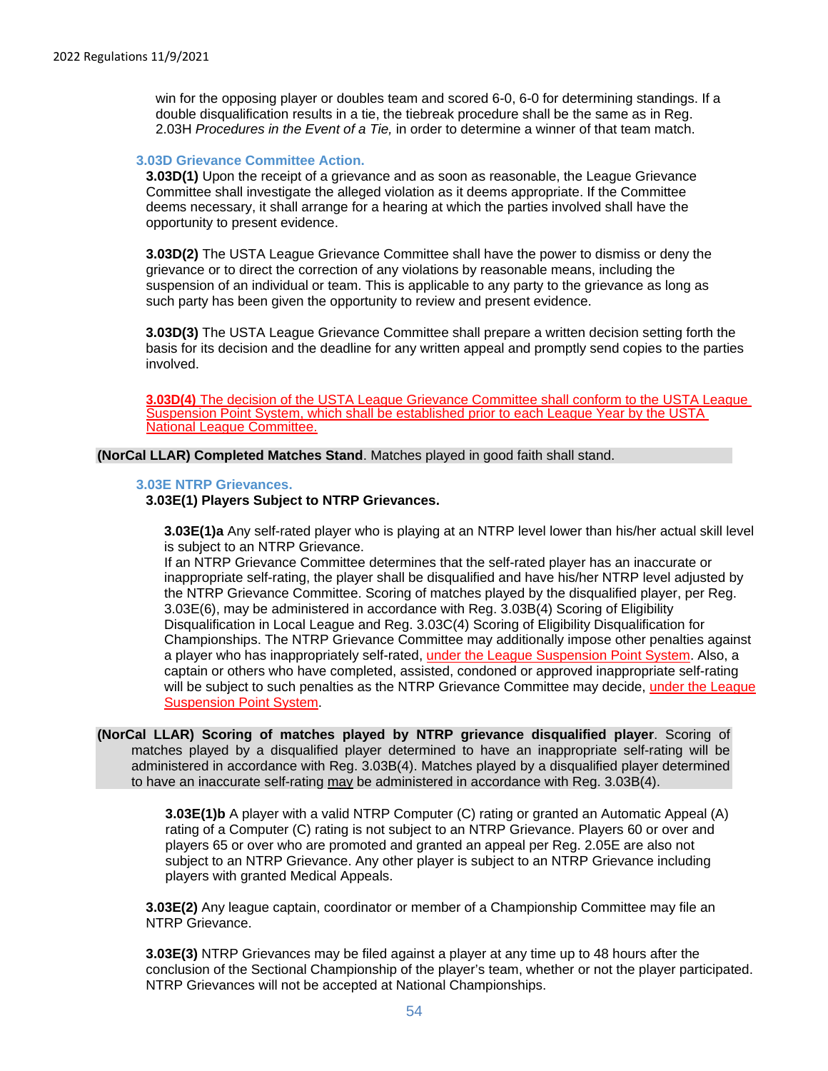win for the opposing player or doubles team and scored 6-0, 6-0 for determining standings. If a double disqualification results in a tie, the tiebreak procedure shall be the same as in Reg. 2.03H *Procedures in the Event of a Tie,* in order to determine a winner of that team match.

### 3.03D Grievance Committee Action.

**3.03D(1)** Upon the receipt of a grievance and as soon as reasonable, the League Grievance Committee shall investigate the alleged violation as it deems appropriate. If the Committee deems necessary, it shall arrange for a hearing at which the parties involved shall have the opportunity to present evidence.

**3.03D(2)** The USTA League Grievance Committee shall have the power to dismiss or deny the grievance or to direct the correction of any violations by reasonable means, including the suspension of an individual or team. This is applicable to any party to the grievance as long as such party has been given the opportunity to review and present evidence.

**3.03D(3)** The USTA League Grievance Committee shall prepare a written decision setting forth the basis for its decision and the deadline for any written appeal and promptly send copies to the parties involved.

**3.03D(4)** The decision of the USTA League Grievance Committee shall conform to the USTA League Suspension Point System, which shall be established prior to each League Year by the USTA National League Committee.

**(NorCal LLAR) Completed Matches Stand**. Matches played in good faith shall stand.

### 3.03E NTRP Grievances.

**3.03E(1) Players Subject to NTRP Grievances.**

**3.03E(1)a** Any self-rated player who is playing at an NTRP level lower than his/her actual skill level is subject to an NTRP Grievance.
If an NTRP Grievance Committee determines that the self-rated player has an inaccurate or inappropriate self-rating, the player shall be disqualified and have his/her NTRP level adjusted by the NTRP Grievance Committee. Scoring of matches played by the disqualified player, per Reg. 3.03E(6), may be administered in accordance with Reg. 3.03B(4) Scoring of Eligibility Disqualification in Local League and Reg. 3.03C(4) Scoring of Eligibility Disqualification for Championships. The NTRP Grievance Committee may additionally impose other penalties against a player who has inappropriately self-rated, under the League Suspension Point System. Also, a captain or others who have completed, assisted, condoned or approved inappropriate self-rating will be subject to such penalties as the NTRP Grievance Committee may decide, under the League Suspension Point System.

**(NorCal LLAR) Scoring of matches played by NTRP grievance disqualified player**. Scoring of matches played by a disqualified player determined to have an inappropriate self-rating will be administered in accordance with Reg. 3.03B(4). Matches played by a disqualified player determined to have an inaccurate self-rating may be administered in accordance with Reg. 3.03B(4).

**3.03E(1)b** A player with a valid NTRP Computer (C) rating or granted an Automatic Appeal (A) rating of a Computer (C) rating is not subject to an NTRP Grievance. Players 60 or over and players 65 or over who are promoted and granted an appeal per Reg. 2.05E are also not subject to an NTRP Grievance. Any other player is subject to an NTRP Grievance including players with granted Medical Appeals.

**3.03E(2)** Any league captain, coordinator or member of a Championship Committee may file an NTRP Grievance.

**3.03E(3)** NTRP Grievances may be filed against a player at any time up to 48 hours after the conclusion of the Sectional Championship of the player's team, whether or not the player participated. NTRP Grievances will not be accepted at National Championships.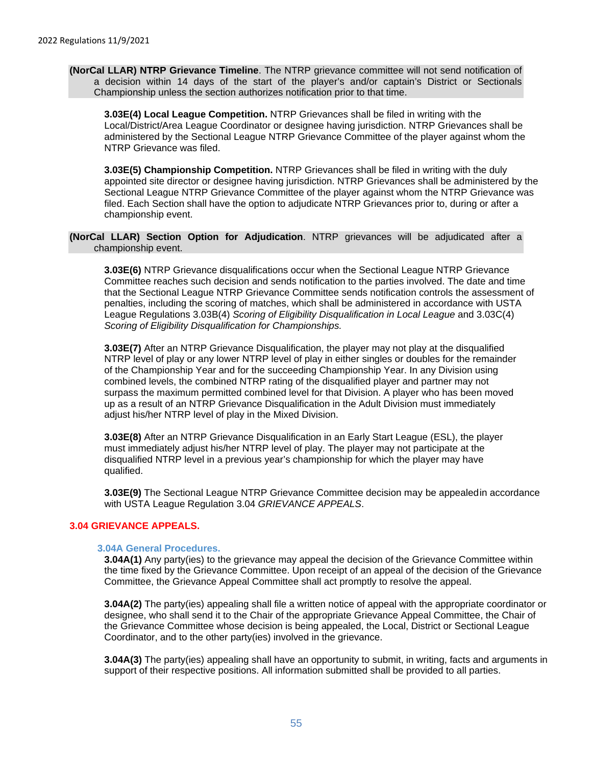**(NorCal LLAR) NTRP Grievance Timeline**. The NTRP grievance committee will not send notification of a decision within 14 days of the start of the player's and/or captain's District or Sectionals Championship unless the section authorizes notification prior to that time.

**3.03E(4) Local League Competition.** NTRP Grievances shall be filed in writing with the Local/District/Area League Coordinator or designee having jurisdiction. NTRP Grievances shall be administered by the Sectional League NTRP Grievance Committee of the player against whom the NTRP Grievance was filed.

**3.03E(5) Championship Competition.** NTRP Grievances shall be filed in writing with the duly appointed site director or designee having jurisdiction. NTRP Grievances shall be administered by the Sectional League NTRP Grievance Committee of the player against whom the NTRP Grievance was filed. Each Section shall have the option to adjudicate NTRP Grievances prior to, during or after a championship event.

**(NorCal LLAR) Section Option for Adjudication**. NTRP grievances will be adjudicated after a championship event.

**3.03E(6)** NTRP Grievance disqualifications occur when the Sectional League NTRP Grievance Committee reaches such decision and sends notification to the parties involved. The date and time that the Sectional League NTRP Grievance Committee sends notification controls the assessment of penalties, including the scoring of matches, which shall be administered in accordance with USTA League Regulations 3.03B(4) *Scoring of Eligibility Disqualification in Local League* and 3.03C(4) *Scoring of Eligibility Disqualification for Championships.*

**3.03E(7)** After an NTRP Grievance Disqualification, the player may not play at the disqualified NTRP level of play or any lower NTRP level of play in either singles or doubles for the remainder of the Championship Year and for the succeeding Championship Year. In any Division using combined levels, the combined NTRP rating of the disqualified player and partner may not surpass the maximum permitted combined level for that Division. A player who has been moved up as a result of an NTRP Grievance Disqualification in the Adult Division must immediately adjust his/her NTRP level of play in the Mixed Division.

**3.03E(8)** After an NTRP Grievance Disqualification in an Early Start League (ESL), the player must immediately adjust his/her NTRP level of play. The player may not participate at the disqualified NTRP level in a previous year's championship for which the player may have qualified.

**3.03E(9)** The Sectional League NTRP Grievance Committee decision may be appealedin accordance with USTA League Regulation 3.04 *GRIEVANCE APPEALS*.

## 3.04 GRIEVANCE APPEALS.

### 3.04A General Procedures.

**3.04A(1)** Any party(ies) to the grievance may appeal the decision of the Grievance Committee within the time fixed by the Grievance Committee. Upon receipt of an appeal of the decision of the Grievance Committee, the Grievance Appeal Committee shall act promptly to resolve the appeal.

**3.04A(2)** The party(ies) appealing shall file a written notice of appeal with the appropriate coordinator or designee, who shall send it to the Chair of the appropriate Grievance Appeal Committee, the Chair of the Grievance Committee whose decision is being appealed, the Local, District or Sectional League Coordinator, and to the other party(ies) involved in the grievance.

**3.04A(3)** The party(ies) appealing shall have an opportunity to submit, in writing, facts and arguments in support of their respective positions. All information submitted shall be provided to all parties.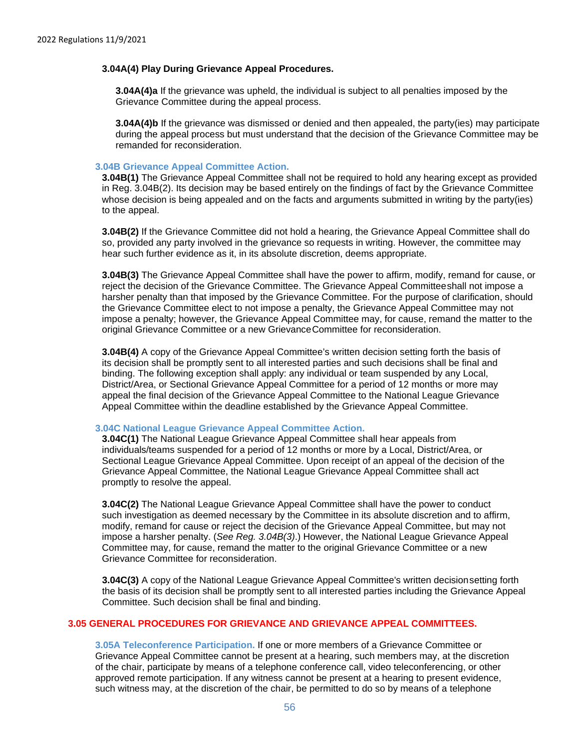**3.04A(4) Play During Grievance Appeal Procedures.**

**3.04A(4)a** If the grievance was upheld, the individual is subject to all penalties imposed by the Grievance Committee during the appeal process.

**3.04A(4)b** If the grievance was dismissed or denied and then appealed, the party(ies) may participate during the appeal process but must understand that the decision of the Grievance Committee may be remanded for reconsideration.

### 3.04B Grievance Appeal Committee Action.

**3.04B(1)** The Grievance Appeal Committee shall not be required to hold any hearing except as provided in Reg. 3.04B(2). Its decision may be based entirely on the findings of fact by the Grievance Committee whose decision is being appealed and on the facts and arguments submitted in writing by the party(ies) to the appeal.

**3.04B(2)** If the Grievance Committee did not hold a hearing, the Grievance Appeal Committee shall do so, provided any party involved in the grievance so requests in writing. However, the committee may hear such further evidence as it, in its absolute discretion, deems appropriate.

**3.04B(3)** The Grievance Appeal Committee shall have the power to affirm, modify, remand for cause, or reject the decision of the Grievance Committee. The Grievance Appeal Committee shall not impose a harsher penalty than that imposed by the Grievance Committee. For the purpose of clarification, should the Grievance Committee elect to not impose a penalty, the Grievance Appeal Committee may not impose a penalty; however, the Grievance Appeal Committee may, for cause, remand the matter to the original Grievance Committee or a new Grievance Committee for reconsideration.

**3.04B(4)** A copy of the Grievance Appeal Committee's written decision setting forth the basis of its decision shall be promptly sent to all interested parties and such decisions shall be final and binding. The following exception shall apply: any individual or team suspended by any Local, District/Area, or Sectional Grievance Appeal Committee for a period of 12 months or more may appeal the final decision of the Grievance Appeal Committee to the National League Grievance Appeal Committee within the deadline established by the Grievance Appeal Committee.

### 3.04C National League Grievance Appeal Committee Action.

**3.04C(1)** The National League Grievance Appeal Committee shall hear appeals from individuals/teams suspended for a period of 12 months or more by a Local, District/Area, or Sectional League Grievance Appeal Committee. Upon receipt of an appeal of the decision of the Grievance Appeal Committee, the National League Grievance Appeal Committee shall act promptly to resolve the appeal.

**3.04C(2)** The National League Grievance Appeal Committee shall have the power to conduct such investigation as deemed necessary by the Committee in its absolute discretion and to affirm, modify, remand for cause or reject the decision of the Grievance Appeal Committee, but may not impose a harsher penalty. (*See Reg. 3.04B(3)*.) However, the National League Grievance Appeal Committee may, for cause, remand the matter to the original Grievance Committee or a new Grievance Committee for reconsideration.

**3.04C(3)** A copy of the National League Grievance Appeal Committee's written decision setting forth the basis of its decision shall be promptly sent to all interested parties including the Grievance Appeal Committee. Such decision shall be final and binding.

## 3.05 GENERAL PROCEDURES FOR GRIEVANCE AND GRIEVANCE APPEAL COMMITTEES.

**3.05A Teleconference Participation.** If one or more members of a Grievance Committee or Grievance Appeal Committee cannot be present at a hearing, such members may, at the discretion of the chair, participate by means of a telephone conference call, video teleconferencing, or other approved remote participation. If any witness cannot be present at a hearing to present evidence, such witness may, at the discretion of the chair, be permitted to do so by means of a telephone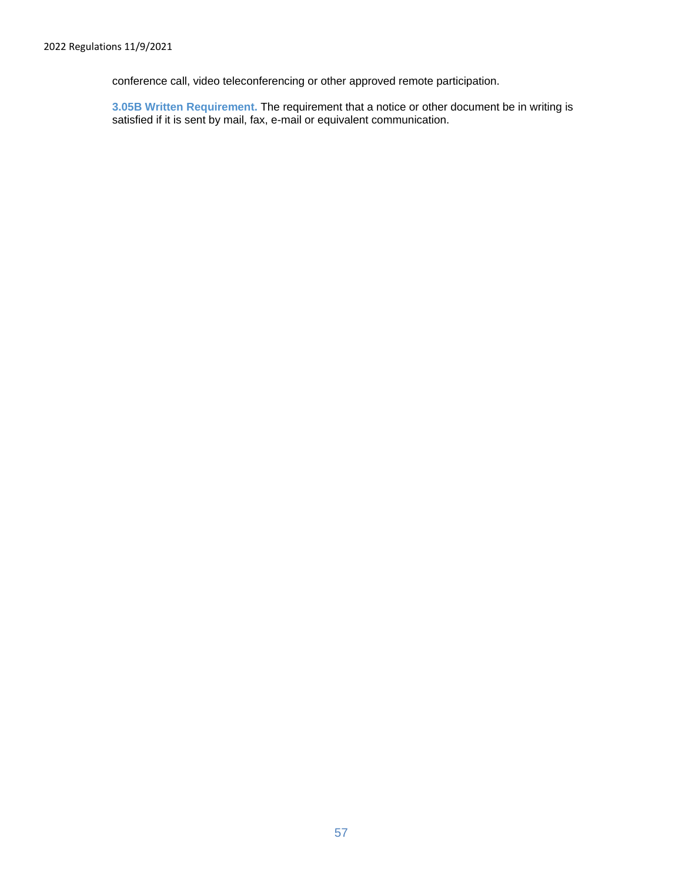conference call, video teleconferencing or other approved remote participation.

**3.05B Written Requirement.** The requirement that a notice or other document be in writing is satisfied if it is sent by mail, fax, e-mail or equivalent communication.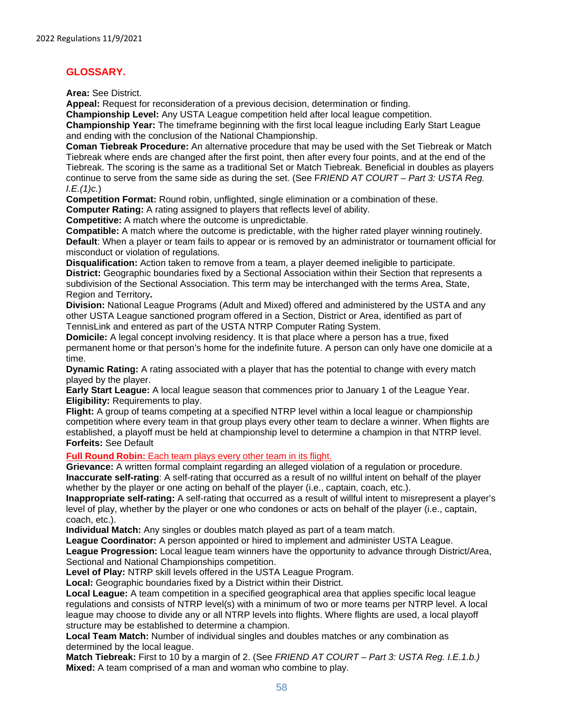## GLOSSARY.

**Area:** See District.
**Appeal:** Request for reconsideration of a previous decision, determination or finding.
**Championship Level:** Any USTA League competition held after local league competition.
**Championship Year:** The timeframe beginning with the first local league including Early Start League and ending with the conclusion of the National Championship.
**Coman Tiebreak Procedure:** An alternative procedure that may be used with the Set Tiebreak or Match Tiebreak where ends are changed after the first point, then after every four points, and at the end of the Tiebreak. The scoring is the same as a traditional Set or Match Tiebreak. Beneficial in doubles as players continue to serve from the same side as during the set. (See F*RIEND AT COURT – Part 3: USTA Reg. I.E.(1)c.*)
**Competition Format:** Round robin, unflighted, single elimination or a combination of these.
**Computer Rating:** A rating assigned to players that reflects level of ability.
**Competitive:** A match where the outcome is unpredictable.
**Compatible:** A match where the outcome is predictable, with the higher rated player winning routinely.
**Default**: When a player or team fails to appear or is removed by an administrator or tournament official for misconduct or violation of regulations.
**Disqualification:** Action taken to remove from a team, a player deemed ineligible to participate.
**District:** Geographic boundaries fixed by a Sectional Association within their Section that represents a subdivision of the Sectional Association. This term may be interchanged with the terms Area, State, Region and Territory**.**
**Division:** National League Programs (Adult and Mixed) offered and administered by the USTA and any other USTA League sanctioned program offered in a Section, District or Area, identified as part of TennisLink and entered as part of the USTA NTRP Computer Rating System.
**Domicile:** A legal concept involving residency. It is that place where a person has a true, fixed permanent home or that person's home for the indefinite future. A person can only have one domicile at a time.
**Dynamic Rating:** A rating associated with a player that has the potential to change with every match played by the player.
**Early Start League:** A local league season that commences prior to January 1 of the League Year.
**Eligibility:** Requirements to play.
**Flight:** A group of teams competing at a specified NTRP level within a local league or championship competition where every team in that group plays every other team to declare a winner. When flights are established, a playoff must be held at championship level to determine a champion in that NTRP level.
**Forfeits:** See Default
**Full Round Robin:** Each team plays every other team in its flight.
**Grievance:** A written formal complaint regarding an alleged violation of a regulation or procedure.
**Inaccurate self-rating**: A self-rating that occurred as a result of no willful intent on behalf of the player whether by the player or one acting on behalf of the player (i.e., captain, coach, etc.).
**Inappropriate self-rating:** A self-rating that occurred as a result of willful intent to misrepresent a player's level of play, whether by the player or one who condones or acts on behalf of the player (i.e., captain, coach, etc.).
**Individual Match:** Any singles or doubles match played as part of a team match.
**League Coordinator:** A person appointed or hired to implement and administer USTA League.
**League Progression:** Local league team winners have the opportunity to advance through District/Area, Sectional and National Championships competition.
**Level of Play:** NTRP skill levels offered in the USTA League Program.
**Local:** Geographic boundaries fixed by a District within their District.
**Local League:** A team competition in a specified geographical area that applies specific local league regulations and consists of NTRP level(s) with a minimum of two or more teams per NTRP level. A local league may choose to divide any or all NTRP levels into flights. Where flights are used, a local playoff structure may be established to determine a champion.
**Local Team Match:** Number of individual singles and doubles matches or any combination as determined by the local league.
**Match Tiebreak:** First to 10 by a margin of 2. (See *FRIEND AT COURT – Part 3: USTA Reg. I.E.1.b.)*
**Mixed:** A team comprised of a man and woman who combine to play.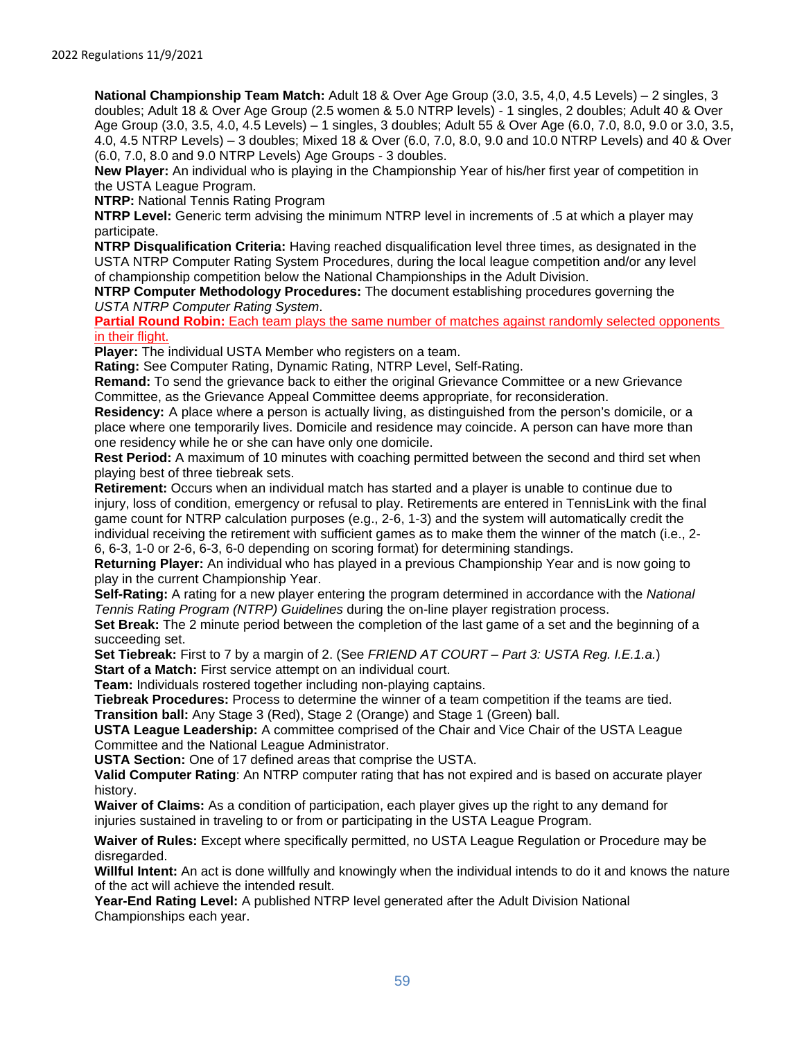**National Championship Team Match:** Adult 18 & Over Age Group (3.0, 3.5, 4,0, 4.5 Levels) – 2 singles, 3 doubles; Adult 18 & Over Age Group (2.5 women & 5.0 NTRP levels) - 1 singles, 2 doubles; Adult 40 & Over Age Group (3.0, 3.5, 4.0, 4.5 Levels) – 1 singles, 3 doubles; Adult 55 & Over Age (6.0, 7.0, 8.0, 9.0 or 3.0, 3.5, 4.0, 4.5 NTRP Levels) – 3 doubles; Mixed 18 & Over (6.0, 7.0, 8.0, 9.0 and 10.0 NTRP Levels) and 40 & Over (6.0, 7.0, 8.0 and 9.0 NTRP Levels) Age Groups - 3 doubles.
**New Player:** An individual who is playing in the Championship Year of his/her first year of competition in the USTA League Program.
**NTRP:** National Tennis Rating Program
**NTRP Level:** Generic term advising the minimum NTRP level in increments of .5 at which a player may participate.
**NTRP Disqualification Criteria:** Having reached disqualification level three times, as designated in the USTA NTRP Computer Rating System Procedures, during the local league competition and/or any level of championship competition below the National Championships in the Adult Division.
**NTRP Computer Methodology Procedures:** The document establishing procedures governing the *USTA NTRP Computer Rating System*.
**Partial Round Robin:** Each team plays the same number of matches against randomly selected opponents in their flight.
**Player:** The individual USTA Member who registers on a team.
**Rating:** See Computer Rating, Dynamic Rating, NTRP Level, Self-Rating.
**Remand:** To send the grievance back to either the original Grievance Committee or a new Grievance Committee, as the Grievance Appeal Committee deems appropriate, for reconsideration.
**Residency:** A place where a person is actually living, as distinguished from the person's domicile, or a place where one temporarily lives. Domicile and residence may coincide. A person can have more than one residency while he or she can have only one domicile.
**Rest Period:** A maximum of 10 minutes with coaching permitted between the second and third set when playing best of three tiebreak sets.
**Retirement:** Occurs when an individual match has started and a player is unable to continue due to injury, loss of condition, emergency or refusal to play. Retirements are entered in TennisLink with the final game count for NTRP calculation purposes (e.g., 2-6, 1-3) and the system will automatically credit the individual receiving the retirement with sufficient games as to make them the winner of the match (i.e., 2-6, 6-3, 1-0 or 2-6, 6-3, 6-0 depending on scoring format) for determining standings.
**Returning Player:** An individual who has played in a previous Championship Year and is now going to play in the current Championship Year.
**Self-Rating:** A rating for a new player entering the program determined in accordance with the *National Tennis Rating Program (NTRP) Guidelines* during the on-line player registration process.
**Set Break:** The 2 minute period between the completion of the last game of a set and the beginning of a succeeding set.
**Set Tiebreak:** First to 7 by a margin of 2. (See *FRIEND AT COURT – Part 3: USTA Reg. I.E.1.a.*)
**Start of a Match:** First service attempt on an individual court.
**Team:** Individuals rostered together including non-playing captains.
**Tiebreak Procedures:** Process to determine the winner of a team competition if the teams are tied.
**Transition ball:** Any Stage 3 (Red), Stage 2 (Orange) and Stage 1 (Green) ball.
**USTA League Leadership:** A committee comprised of the Chair and Vice Chair of the USTA League Committee and the National League Administrator.
**USTA Section:** One of 17 defined areas that comprise the USTA.
**Valid Computer Rating**: An NTRP computer rating that has not expired and is based on accurate player history.
**Waiver of Claims:** As a condition of participation, each player gives up the right to any demand for injuries sustained in traveling to or from or participating in the USTA League Program.

**Waiver of Rules:** Except where specifically permitted, no USTA League Regulation or Procedure may be disregarded.
**Willful Intent:** An act is done willfully and knowingly when the individual intends to do it and knows the nature of the act will achieve the intended result.
**Year-End Rating Level:** A published NTRP level generated after the Adult Division National Championships each year.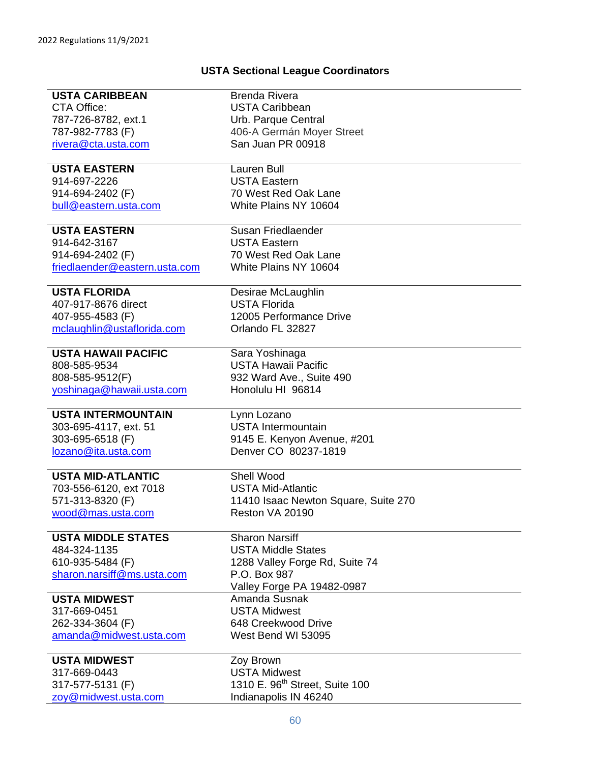## USTA Sectional League Coordinators

| | |
|---|---|
| **USTA CARIBBEAN**<br>CTA Office:<br>787-726-8782, ext.1<br>787-982-7783 (F)<br>rivera@cta.usta.com | Brenda Rivera<br>USTA Caribbean<br>Urb. Parque Central<br>406-A Germán Moyer Street<br>San Juan PR 00918 |
| **USTA EASTERN**<br>914-697-2226<br>914-694-2402 (F)<br>bull@eastern.usta.com | Lauren Bull<br>USTA Eastern<br>70 West Red Oak Lane<br>White Plains NY 10604 |
| **USTA EASTERN**<br>914-642-3167<br>914-694-2402 (F)<br>friedlaender@eastern.usta.com | Susan Friedlaender<br>USTA Eastern<br>70 West Red Oak Lane<br>White Plains NY 10604 |
| **USTA FLORIDA**<br>407-917-8676 direct<br>407-955-4583 (F)<br>mclaughlin@ustaflorida.com | Desirae McLaughlin<br>USTA Florida<br>12005 Performance Drive<br>Orlando FL 32827 |
| **USTA HAWAII PACIFIC**<br>808-585-9534<br>808-585-9512(F)<br>yoshinaga@hawaii.usta.com | Sara Yoshinaga<br>USTA Hawaii Pacific<br>932 Ward Ave., Suite 490<br>Honolulu HI 96814 |
| **USTA INTERMOUNTAIN**<br>303-695-4117, ext. 51<br>303-695-6518 (F)<br>lozano@ita.usta.com | Lynn Lozano<br>USTA Intermountain<br>9145 E. Kenyon Avenue, #201<br>Denver CO 80237-1819 |
| **USTA MID-ATLANTIC**<br>703-556-6120, ext 7018<br>571-313-8320 (F)<br>wood@mas.usta.com | Shell Wood<br>USTA Mid-Atlantic<br>11410 Isaac Newton Square, Suite 270<br>Reston VA 20190 |
| **USTA MIDDLE STATES**<br>484-324-1135<br>610-935-5484 (F)<br>sharon.narsiff@ms.usta.com | Sharon Narsiff<br>USTA Middle States<br>1288 Valley Forge Rd, Suite 74<br>P.O. Box 987<br>Valley Forge PA 19482-0987 |
| **USTA MIDWEST**<br>317-669-0451<br>262-334-3604 (F)<br>amanda@midwest.usta.com | Amanda Susnak<br>USTA Midwest<br>648 Creekwood Drive<br>West Bend WI 53095 |
| **USTA MIDWEST**<br>317-669-0443<br>317-577-5131 (F)<br>zoy@midwest.usta.com | Zoy Brown<br>USTA Midwest<br>1310 E. 96th Street, Suite 100<br>Indianapolis IN 46240 |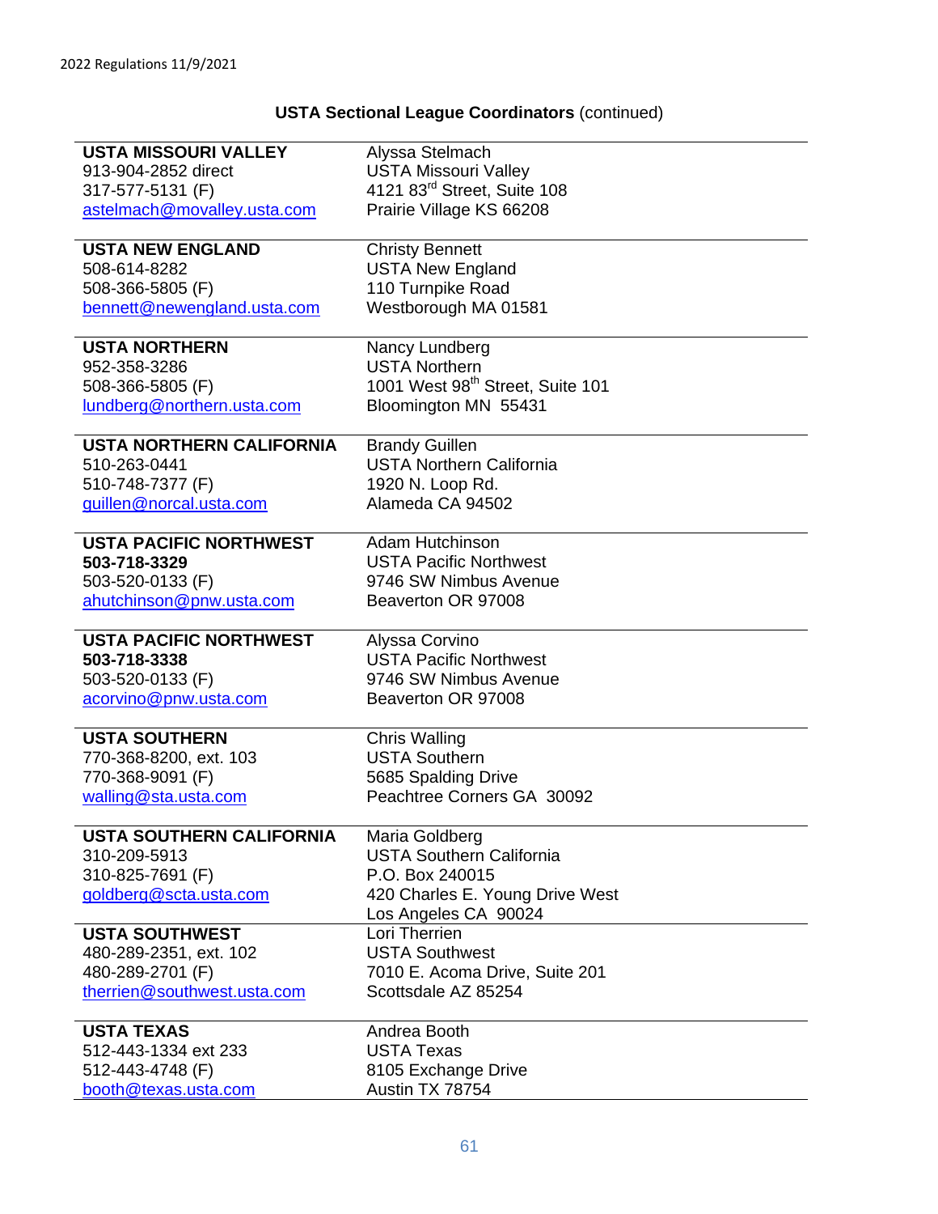## **USTA Sectional League Coordinators** (continued)

| | |
|---|---|
| **USTA MISSOURI VALLEY**<br>913-904-2852 direct<br>317-577-5131 (F)<br>astelmach@movalley.usta.com | Alyssa Stelmach<br>USTA Missouri Valley<br>4121 83rd Street, Suite 108<br>Prairie Village KS 66208 |
| **USTA NEW ENGLAND**<br>508-614-8282<br>508-366-5805 (F)<br>bennett@newengland.usta.com | Christy Bennett<br>USTA New England<br>110 Turnpike Road<br>Westborough MA 01581 |
| **USTA NORTHERN**<br>952-358-3286<br>508-366-5805 (F)<br>lundberg@northern.usta.com | Nancy Lundberg<br>USTA Northern<br>1001 West 98th Street, Suite 101<br>Bloomington MN 55431 |
| **USTA NORTHERN CALIFORNIA**<br>510-263-0441<br>510-748-7377 (F)<br>guillen@norcal.usta.com | Brandy Guillen<br>USTA Northern California<br>1920 N. Loop Rd.<br>Alameda CA 94502 |
| **USTA PACIFIC NORTHWEST**<br>**503-718-3329**<br>503-520-0133 (F)<br>ahutchinson@pnw.usta.com | Adam Hutchinson<br>USTA Pacific Northwest<br>9746 SW Nimbus Avenue<br>Beaverton OR 97008 |
| **USTA PACIFIC NORTHWEST**<br>**503-718-3338**<br>503-520-0133 (F)<br>acorvino@pnw.usta.com | Alyssa Corvino<br>USTA Pacific Northwest<br>9746 SW Nimbus Avenue<br>Beaverton OR 97008 |
| **USTA SOUTHERN**<br>770-368-8200, ext. 103<br>770-368-9091 (F)<br>walling@sta.usta.com | Chris Walling<br>USTA Southern<br>5685 Spalding Drive<br>Peachtree Corners GA 30092 |
| **USTA SOUTHERN CALIFORNIA**<br>310-209-5913<br>310-825-7691 (F)<br>goldberg@scta.usta.com | Maria Goldberg<br>USTA Southern California<br>P.O. Box 240015<br>420 Charles E. Young Drive West<br>Los Angeles CA 90024 |
| **USTA SOUTHWEST**<br>480-289-2351, ext. 102<br>480-289-2701 (F)<br>therrien@southwest.usta.com | Lori Therrien<br>USTA Southwest<br>7010 E. Acoma Drive, Suite 201<br>Scottsdale AZ 85254 |
| **USTA TEXAS**<br>512-443-1334 ext 233<br>512-443-4748 (F)<br>booth@texas.usta.com | Andrea Booth<br>USTA Texas<br>8105 Exchange Drive<br>Austin TX 78754 |